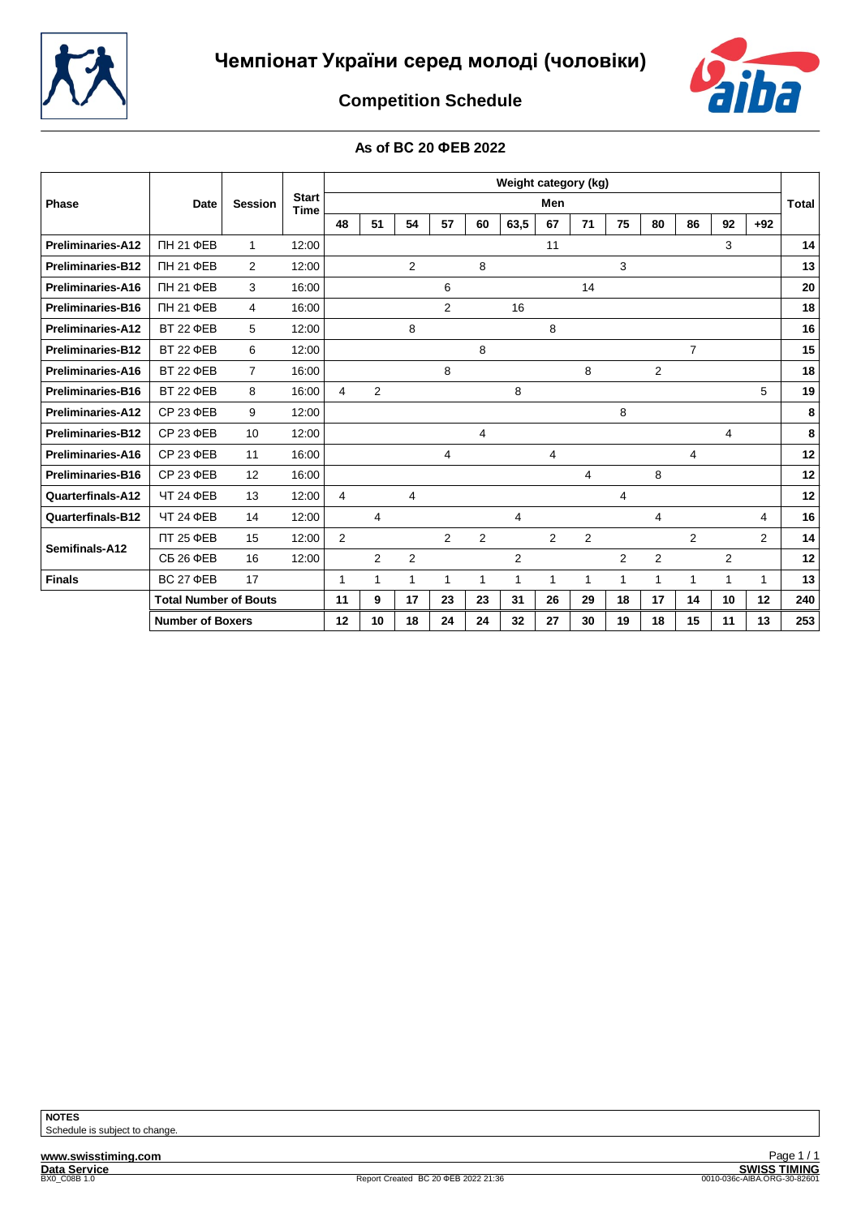# Чемпіонат України серед молоді (чоловіки)

## Competition Schedule

### As of ВС 20 ФЕВ 2022

| Phase | Date | Session | Start Time | Weight category (kg) | | | | | | | | | | | | | Total |
|---|---|---|---|---|---|---|---|---|---|---|---|---|---|---|---|---|---|
| | | | | Men | | | | | | | | | | | | | |
| | | | | 48 | 51 | 54 | 57 | 60 | 63,5 | 67 | 71 | 75 | 80 | 86 | 92 | +92 | |
| **Preliminaries-A12** | ПН 21 ФЕВ | 1 | 12:00 | | | | | | | 11 | | | | | 3 | | **14** |
| **Preliminaries-B12** | ПН 21 ФЕВ | 2 | 12:00 | | | 2 | | 8 | | | | 3 | | | | | **13** |
| **Preliminaries-A16** | ПН 21 ФЕВ | 3 | 16:00 | | | | 6 | | | | 14 | | | | | | **20** |
| **Preliminaries-B16** | ПН 21 ФЕВ | 4 | 16:00 | | | | 2 | | 16 | | | | | | | | **18** |
| **Preliminaries-A12** | ВТ 22 ФЕВ | 5 | 12:00 | | | 8 | | | | 8 | | | | | | | **16** |
| **Preliminaries-B12** | ВТ 22 ФЕВ | 6 | 12:00 | | | | | 8 | | | | | | 7 | | | **15** |
| **Preliminaries-A16** | ВТ 22 ФЕВ | 7 | 16:00 | | | | 8 | | | | 8 | | 2 | | | | **18** |
| **Preliminaries-B16** | ВТ 22 ФЕВ | 8 | 16:00 | 4 | 2 | | | | 8 | | | | | | | 5 | **19** |
| **Preliminaries-A12** | СР 23 ФЕВ | 9 | 12:00 | | | | | | | | | 8 | | | | | **8** |
| **Preliminaries-B12** | СР 23 ФЕВ | 10 | 12:00 | | | | | 4 | | | | | | | 4 | | **8** |
| **Preliminaries-A16** | СР 23 ФЕВ | 11 | 16:00 | | | | 4 | | | 4 | | | | 4 | | | **12** |
| **Preliminaries-B16** | СР 23 ФЕВ | 12 | 16:00 | | | | | | | | 4 | | 8 | | | | **12** |
| **Quarterfinals-A12** | ЧТ 24 ФЕВ | 13 | 12:00 | 4 | | 4 | | | | | | 4 | | | | | **12** |
| **Quarterfinals-B12** | ЧТ 24 ФЕВ | 14 | 12:00 | | 4 | | | | 4 | | | | 4 | | | 4 | **16** |
| **Semifinals-A12** | ПТ 25 ФЕВ | 15 | 12:00 | 2 | | | 2 | 2 | | 2 | 2 | | | 2 | | 2 | **14** |
| | СБ 26 ФЕВ | 16 | 12:00 | | 2 | 2 | | | 2 | | | 2 | 2 | | 2 | | **12** |
| **Finals** | ВС 27 ФЕВ | 17 | | 1 | 1 | 1 | 1 | 1 | 1 | 1 | 1 | 1 | 1 | 1 | 1 | 1 | **13** |
| | **Total Number of Bouts** | | | **11** | **9** | **17** | **23** | **23** | **31** | **26** | **29** | **18** | **17** | **14** | **10** | **12** | **240** |
| | **Number of Boxers** | | | **12** | **10** | **18** | **24** | **24** | **32** | **27** | **30** | **19** | **18** | **15** | **11** | **13** | **253** |

**NOTES**
Schedule is subject to change.

www.swisstiming.com
Data Service
BX0_C08B 1.0
Report Created ВС 20 ФЕВ 2022 21:36
SWISS TIMING
0010-036c-AIBA.ORG-30-82601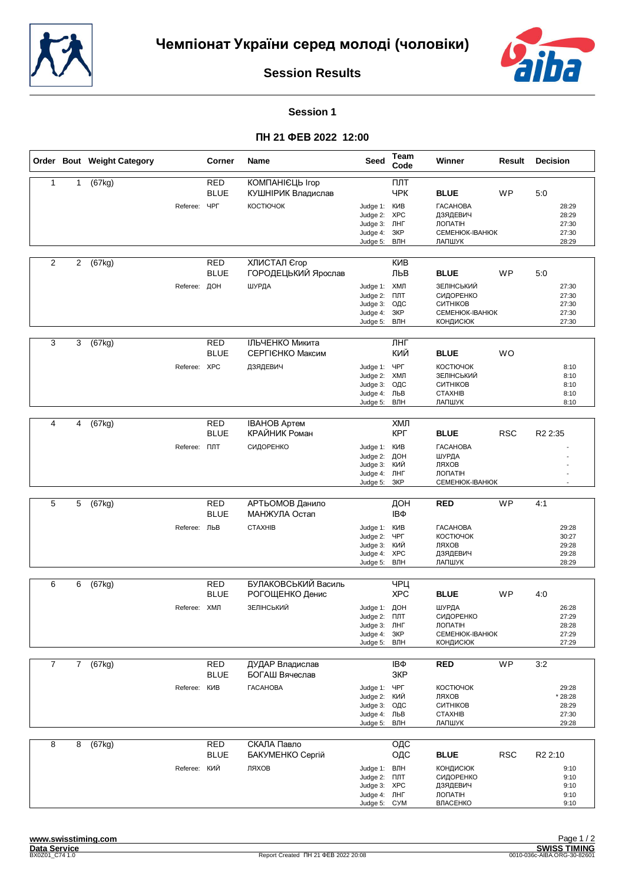# Чемпіонат України серед молоді (чоловіки)

## Session Results

### Session 1

### ПН 21 ФЕВ 2022 12:00

| Order | Bout | Weight Category | Corner | Name | Seed | Team Code | Winner | Result | Decision |
|---|---|---|---|---|---|---|---|---|---|
| 1 | 1 | (67kg) | RED | КОМПАНІЄЦЬ Ігор | | ПЛТ | | | |
| | | | BLUE | КУШНІРИК Владислав | | ЧРК | BLUE | WP | 5:0 |
| | | Referee: ЧРГ | | КОСТЮЧОК | Judge 1: | КИВ | ГАСАНОВА | | 28:29 |
| | | | | | Judge 2: | ХРС | ДЗЯДЕВИЧ | | 28:29 |
| | | | | | Judge 3: | ЛНГ | ЛОПАТІН | | 27:30 |
| | | | | | Judge 4: | ЗКР | СЕМЕНЮК-ІВАНЮК | | 27:30 |
| | | | | | Judge 5: | ВЛН | ЛАПШУК | | 28:29 |
| 2 | 2 | (67kg) | RED | ХЛИСТАЛ Єгор | | КИВ | | | |
| | | | BLUE | ГОРОДЕЦЬКИЙ Ярослав | | ЛЬВ | BLUE | WP | 5:0 |
| | | Referee: ДОН | | ШУРДА | Judge 1: | ХМЛ | ЗЕЛІНСЬКИЙ | | 27:30 |
| | | | | | Judge 2: | ПЛТ | СИДОРЕНКО | | 27:30 |
| | | | | | Judge 3: | ОДС | СИТНІКОВ | | 27:30 |
| | | | | | Judge 4: | ЗКР | СЕМЕНЮК-ІВАНЮК | | 27:30 |
| | | | | | Judge 5: | ВЛН | КОНДИСЮК | | 27:30 |
| 3 | 3 | (67kg) | RED | ІЛЬЧЕНКО Микита | | ЛНГ | | | |
| | | | BLUE | СЕРГІЄНКО Максим | | КИЙ | BLUE | WO | |
| | | Referee: ХРС | | ДЗЯДЕВИЧ | Judge 1: | ЧРГ | КОСТЮЧОК | | 8:10 |
| | | | | | Judge 2: | ХМЛ | ЗЕЛІНСЬКИЙ | | 8:10 |
| | | | | | Judge 3: | ОДС | СИТНІКОВ | | 8:10 |
| | | | | | Judge 4: | ЛЬВ | СТАХНІВ | | 8:10 |
| | | | | | Judge 5: | ВЛН | ЛАПШУК | | 8:10 |
| 4 | 4 | (67kg) | RED | ІВАНОВ Артем | | ХМЛ | | | |
| | | | BLUE | КРАЙНИК Роман | | КРГ | BLUE | RSC | R2 2:35 |
| | | Referee: ПЛТ | | СИДОРЕНКО | Judge 1: | КИВ | ГАСАНОВА | | - |
| | | | | | Judge 2: | ДОН | ШУРДА | | - |
| | | | | | Judge 3: | КИЙ | ЛЯХОВ | | - |
| | | | | | Judge 4: | ЛНГ | ЛОПАТІН | | - |
| | | | | | Judge 5: | ЗКР | СЕМЕНЮК-ІВАНЮК | | - |
| 5 | 5 | (67kg) | RED | АРТЬОМОВ Данило | | ДОН | RED | WP | 4:1 |
| | | | BLUE | МАНЖУЛА Остап | | ІВФ | | | |
| | | Referee: ЛЬВ | | СТАХНІВ | Judge 1: | КИВ | ГАСАНОВА | | 29:28 |
| | | | | | Judge 2: | ЧРГ | КОСТЮЧОК | | 30:27 |
| | | | | | Judge 3: | КИЙ | ЛЯХОВ | | 29:28 |
| | | | | | Judge 4: | ХРС | ДЗЯДЕВИЧ | | 29:28 |
| | | | | | Judge 5: | ВЛН | ЛАПШУК | | 28:29 |
| 6 | 6 | (67kg) | RED | БУЛАКОВСЬКИЙ Василь | | ЧРЦ | | | |
| | | | BLUE | РОГОЩЕНКО Денис | | ХРС | BLUE | WP | 4:0 |
| | | Referee: ХМЛ | | ЗЕЛІНСЬКИЙ | Judge 1: | ДОН | ШУРДА | | 26:28 |
| | | | | | Judge 2: | ПЛТ | СИДОРЕНКО | | 27:29 |
| | | | | | Judge 3: | ЛНГ | ЛОПАТІН | | 28:28 |
| | | | | | Judge 4: | ЗКР | СЕМЕНЮК-ІВАНЮК | | 27:29 |
| | | | | | Judge 5: | ВЛН | КОНДИСЮК | | 27:29 |
| 7 | 7 | (67kg) | RED | ДУДАР Владислав | | ІВФ | RED | WP | 3:2 |
| | | | BLUE | БОГАШ Вячеслав | | ЗКР | | | |
| | | Referee: КИВ | | ГАСАНОВА | Judge 1: | ЧРГ | КОСТЮЧОК | | 29:28 |
| | | | | | Judge 2: | КИЙ | ЛЯХОВ | | * 28:28 |
| | | | | | Judge 3: | ОДС | СИТНІКОВ | | 28:29 |
| | | | | | Judge 4: | ЛЬВ | СТАХНІВ | | 27:30 |
| | | | | | Judge 5: | ВЛН | ЛАПШУК | | 29:28 |
| 8 | 8 | (67kg) | RED | СКАЛА Павло | | ОДС | | | |
| | | | BLUE | БАКУМЕНКО Сергій | | ОДС | BLUE | RSC | R2 2:10 |
| | | Referee: КИЙ | | ЛЯХОВ | Judge 1: | ВЛН | КОНДИСЮК | | 9:10 |
| | | | | | Judge 2: | ПЛТ | СИДОРЕНКО | | 9:10 |
| | | | | | Judge 3: | ХРС | ДЗЯДЕВИЧ | | 9:10 |
| | | | | | Judge 4: | ЛНГ | ЛОПАТІН | | 9:10 |
| | | | | | Judge 5: | СУМ | ВЛАСЕНКО | | 9:10 |

www.swisstiming.com
Data Service
BX0Z01_C74 1.0

Report Created ПН 21 ФЕВ 2022 20:08

SWISS TIMING
0010-036c-AIBA.ORG-30-82601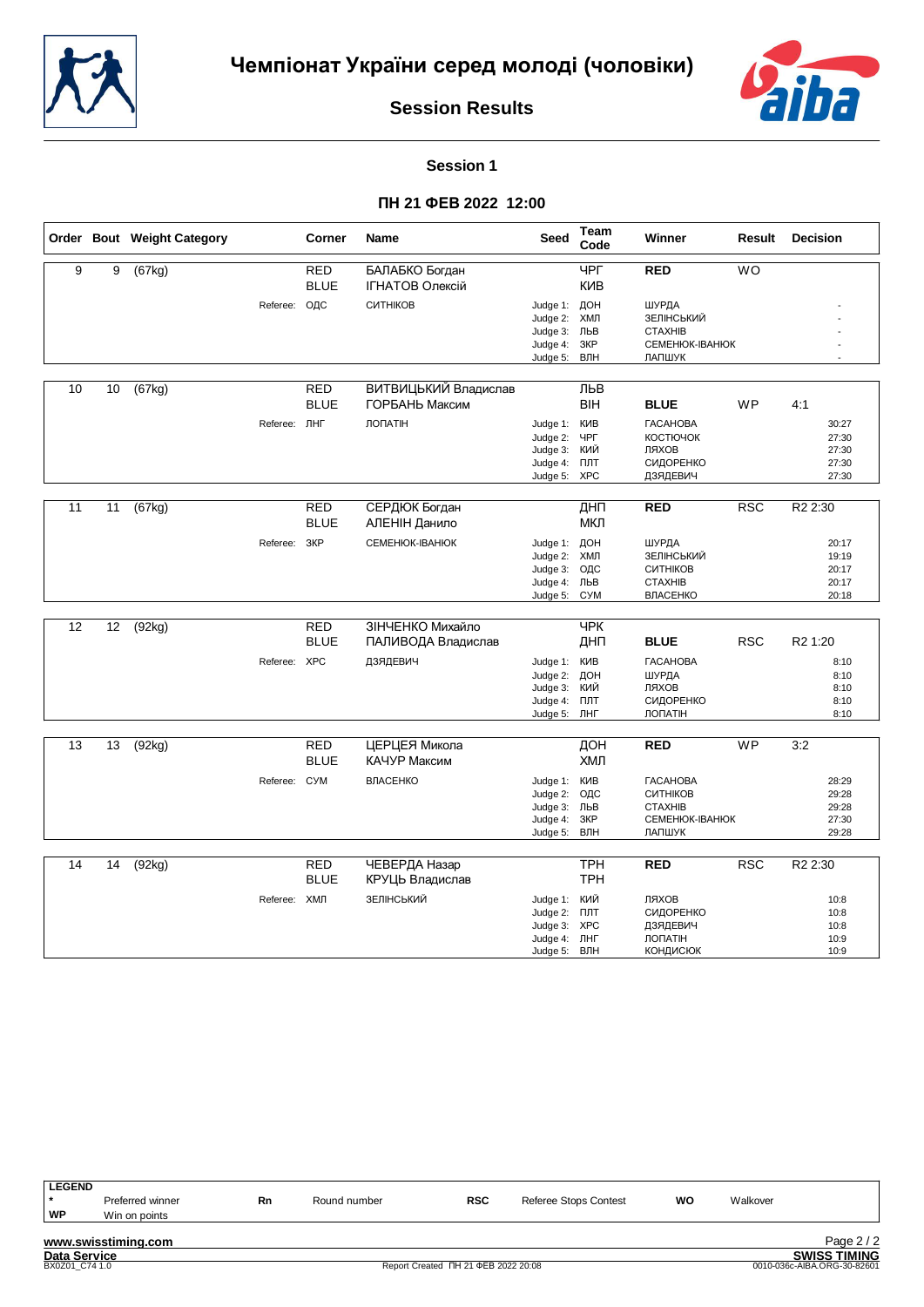# Чемпіонат України серед молоді (чоловіки)

## Session Results

### Session 1

### ПН 21 ФЕВ 2022 12:00

| Order | Bout | Weight Category | Corner | Name | Seed | Team Code | Winner | Result | Decision |
|---|---|---|---|---|---|---|---|---|---|
| 9 | 9 | (67kg) | RED | БАЛАБКО Богдан | | ЧРГ | **RED** | WO | |
| | | | BLUE | ІГНАТОВ Олексій | | КИВ | | | |
| | | Referee: | ОДС | СИТНІКОВ | Judge 1: | ДОН | ШУРДА | | - |
| | | | | | Judge 2: | ХМЛ | ЗЕЛІНСЬКИЙ | | - |
| | | | | | Judge 3: | ЛЬВ | СТАХНІВ | | - |
| | | | | | Judge 4: | ЗКР | СЕМЕНЮК-ІВАНЮК | | - |
| | | | | | Judge 5: | ВЛН | ЛАПШУК | | - |
| 10 | 10 | (67kg) | RED | ВИТВИЦЬКИЙ Владислав | | ЛЬВ | | | |
| | | | BLUE | ГОРБАНЬ Максим | | ВІН | **BLUE** | WP | 4:1 |
| | | Referee: | ЛНГ | ЛОПАТІН | Judge 1: | КИВ | ГАСАНОВА | | 30:27 |
| | | | | | Judge 2: | ЧРГ | КОСТЮЧОК | | 27:30 |
| | | | | | Judge 3: | КИЙ | ЛЯХОВ | | 27:30 |
| | | | | | Judge 4: | ПЛТ | СИДОРЕНКО | | 27:30 |
| | | | | | Judge 5: | ХРС | ДЗЯДЕВИЧ | | 27:30 |
| 11 | 11 | (67kg) | RED | СЕРДЮК Богдан | | ДНП | **RED** | RSC | R2 2:30 |
| | | | BLUE | АЛЕНІН Данило | | МКЛ | | | |
| | | Referee: | ЗКР | СЕМЕНЮК-ІВАНЮК | Judge 1: | ДОН | ШУРДА | | 20:17 |
| | | | | | Judge 2: | ХМЛ | ЗЕЛІНСЬКИЙ | | 19:19 |
| | | | | | Judge 3: | ОДС | СИТНІКОВ | | 20:17 |
| | | | | | Judge 4: | ЛЬВ | СТАХНІВ | | 20:17 |
| | | | | | Judge 5: | СУМ | ВЛАСЕНКО | | 20:18 |
| 12 | 12 | (92kg) | RED | ЗІНЧЕНКО Михайло | | ЧРК | | | |
| | | | BLUE | ПАЛИВОДА Владислав | | ДНП | **BLUE** | RSC | R1 1:20 |
| | | Referee: | ХРС | ДЗЯДЕВИЧ | Judge 1: | КИВ | ГАСАНОВА | | 8:10 |
| | | | | | Judge 2: | ДОН | ШУРДА | | 8:10 |
| | | | | | Judge 3: | КИЙ | ЛЯХОВ | | 8:10 |
| | | | | | Judge 4: | ПЛТ | СИДОРЕНКО | | 8:10 |
| | | | | | Judge 5: | ЛНГ | ЛОПАТІН | | 8:10 |
| 13 | 13 | (92kg) | RED | ЦЕРЦЕЯ Микола | | ДОН | **RED** | WP | 3:2 |
| | | | BLUE | КАЧУР Максим | | ХМЛ | | | |
| | | Referee: | СУМ | ВЛАСЕНКО | Judge 1: | КИВ | ГАСАНОВА | | 28:29 |
| | | | | | Judge 2: | ОДС | СИТНІКОВ | | 29:28 |
| | | | | | Judge 3: | ЛЬВ | СТАХНІВ | | 29:28 |
| | | | | | Judge 4: | ЗКР | СЕМЕНЮК-ІВАНЮК | | 27:30 |
| | | | | | Judge 5: | ВЛН | ЛАПШУК | | 29:28 |
| 14 | 14 | (92kg) | RED | ЧЕВЕРДА Назар | | ТРН | **RED** | RSC | R2 2:30 |
| | | | BLUE | КРУЦЬ Владислав | | ТРН | | | |
| | | Referee: | ХМЛ | ЗЕЛІНСЬКИЙ | Judge 1: | КИЙ | ЛЯХОВ | | 10:8 |
| | | | | | Judge 2: | ПЛТ | СИДОРЕНКО | | 10:8 |
| | | | | | Judge 3: | ХРС | ДЗЯДЕВИЧ | | 10:8 |
| | | | | | Judge 4: | ЛНГ | ЛОПАТІН | | 10:9 |
| | | | | | Judge 5: | ВЛН | КОНДИСЮК | | 10:9 |

**LEGEND**

| | | | | | | | |
|---|---|---|---|---|---|---|---|
| * | Preferred winner | Rn | Round number | RSC | Referee Stops Contest | WO | Walkover |
| WP | Win on points | | | | | | |

www.swisstiming.com

Data Service — SWISS TIMING

BX0Z01_C74 1.0 — Report Created ПН 21 ФЕВ 2022 20:08 — 0010-036c-AIBA.ORG-30-82601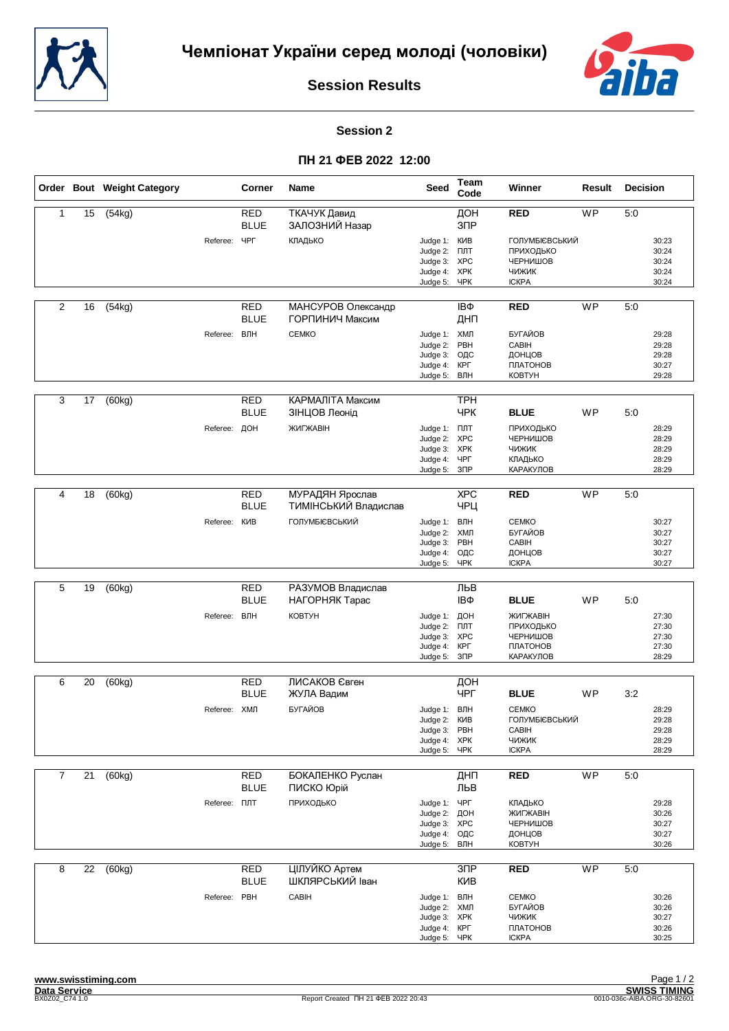# Чемпіонат України серед молоді (чоловіки)

## Session Results

### Session 2

### ПН 21 ФЕВ 2022 12:00

| Order | Bout | Weight Category | Corner | Name | Seed | Team Code | Winner | Result | Decision |
|---|---|---|---|---|---|---|---|---|---|
| 1 | 15 | (54kg) | RED | ТКАЧУК Давид | | ДОН | RED | WP | 5:0 |
| | | | BLUE | ЗАЛОЗНИЙ Назар | | ЗПР | | | |
| | | Referee: | ЧРГ | КЛАДЬКО | Judge 1: | КИВ | ГОЛУМБІЄВСЬКИЙ | | 30:23 |
| | | | | | Judge 2: | ПЛТ | ПРИХОДЬКО | | 30:24 |
| | | | | | Judge 3: | ХРС | ЧЕРНИШОВ | | 30:24 |
| | | | | | Judge 4: | ХРК | ЧИЖИК | | 30:24 |
| | | | | | Judge 5: | ЧРК | ІСКРА | | 30:24 |
| 2 | 16 | (54kg) | RED | МАНСУРОВ Олександр | | ІВФ | RED | WP | 5:0 |
| | | | BLUE | ГОРПИНИЧ Максим | | ДНП | | | |
| | | Referee: | ВЛН | СЕМКО | Judge 1: | ХМЛ | БУГАЙОВ | | 29:28 |
| | | | | | Judge 2: | РВН | САВІН | | 29:28 |
| | | | | | Judge 3: | ОДС | ДОНЦОВ | | 29:28 |
| | | | | | Judge 4: | КРГ | ПЛАТОНОВ | | 30:27 |
| | | | | | Judge 5: | ВЛН | КОВТУН | | 29:28 |
| 3 | 17 | (60kg) | RED | КАРМАЛІТА Максим | | ТРН | | | |
| | | | BLUE | ЗІНЦОВ Леонід | | ЧРК | BLUE | WP | 5:0 |
| | | Referee: | ДОН | ЖИГЖАВІН | Judge 1: | ПЛТ | ПРИХОДЬКО | | 28:29 |
| | | | | | Judge 2: | ХРС | ЧЕРНИШОВ | | 28:29 |
| | | | | | Judge 3: | ХРК | ЧИЖИК | | 28:29 |
| | | | | | Judge 4: | ЧРГ | КЛАДЬКО | | 28:29 |
| | | | | | Judge 5: | ЗПР | КАРАКУЛОВ | | 28:29 |
| 4 | 18 | (60kg) | RED | МУРАДЯН Ярослав | | ХРС | RED | WP | 5:0 |
| | | | BLUE | ТИМІНСЬКИЙ Владислав | | ЧРЦ | | | |
| | | Referee: | КИВ | ГОЛУМБІЄВСЬКИЙ | Judge 1: | ВЛН | СЕМКО | | 30:27 |
| | | | | | Judge 2: | ХМЛ | БУГАЙОВ | | 30:27 |
| | | | | | Judge 3: | РВН | САВІН | | 30:27 |
| | | | | | Judge 4: | ОДС | ДОНЦОВ | | 30:27 |
| | | | | | Judge 5: | ЧРК | ІСКРА | | 30:27 |
| 5 | 19 | (60kg) | RED | РАЗУМОВ Владислав | | ЛЬВ | | | |
| | | | BLUE | НАГОРНЯК Тарас | | ІВФ | BLUE | WP | 5:0 |
| | | Referee: | ВЛН | КОВТУН | Judge 1: | ДОН | ЖИГЖАВІН | | 27:30 |
| | | | | | Judge 2: | ПЛТ | ПРИХОДЬКО | | 27:30 |
| | | | | | Judge 3: | ХРС | ЧЕРНИШОВ | | 27:30 |
| | | | | | Judge 4: | КРГ | ПЛАТОНОВ | | 27:30 |
| | | | | | Judge 5: | ЗПР | КАРАКУЛОВ | | 28:29 |
| 6 | 20 | (60kg) | RED | ЛИСАКОВ Євген | | ДОН | | | |
| | | | BLUE | ЖУЛА Вадим | | ЧРГ | BLUE | WP | 3:2 |
| | | Referee: | ХМЛ | БУГАЙОВ | Judge 1: | ВЛН | СЕМКО | | 28:29 |
| | | | | | Judge 2: | КИВ | ГОЛУМБІЄВСЬКИЙ | | 29:28 |
| | | | | | Judge 3: | РВН | САВІН | | 29:28 |
| | | | | | Judge 4: | ХРК | ЧИЖИК | | 28:29 |
| | | | | | Judge 5: | ЧРК | ІСКРА | | 28:29 |
| 7 | 21 | (60kg) | RED | БОКАЛЕНКО Руслан | | ДНП | RED | WP | 5:0 |
| | | | BLUE | ПИСКО Юрій | | ЛЬВ | | | |
| | | Referee: | ПЛТ | ПРИХОДЬКО | Judge 1: | ЧРГ | КЛАДЬКО | | 29:28 |
| | | | | | Judge 2: | ДОН | ЖИГЖАВІН | | 30:26 |
| | | | | | Judge 3: | ХРС | ЧЕРНИШОВ | | 30:27 |
| | | | | | Judge 4: | ОДС | ДОНЦОВ | | 30:27 |
| | | | | | Judge 5: | ВЛН | КОВТУН | | 30:26 |
| 8 | 22 | (60kg) | RED | ЦІЛУЙКО Артем | | ЗПР | RED | WP | 5:0 |
| | | | BLUE | ШКЛЯРСЬКИЙ Іван | | КИВ | | | |
| | | Referee: | РВН | САВІН | Judge 1: | ВЛН | СЕМКО | | 30:26 |
| | | | | | Judge 2: | ХМЛ | БУГАЙОВ | | 30:26 |
| | | | | | Judge 3: | ХРК | ЧИЖИК | | 30:27 |
| | | | | | Judge 4: | КРГ | ПЛАТОНОВ | | 30:26 |
| | | | | | Judge 5: | ЧРК | ІСКРА | | 30:25 |

www.swisstiming.com
Data Service
BX0Z02_C74 1.0

Report Created ПН 21 ФЕВ 2022 20:43

SWISS TIMING
0010-036c-AIBA.ORG-30-82601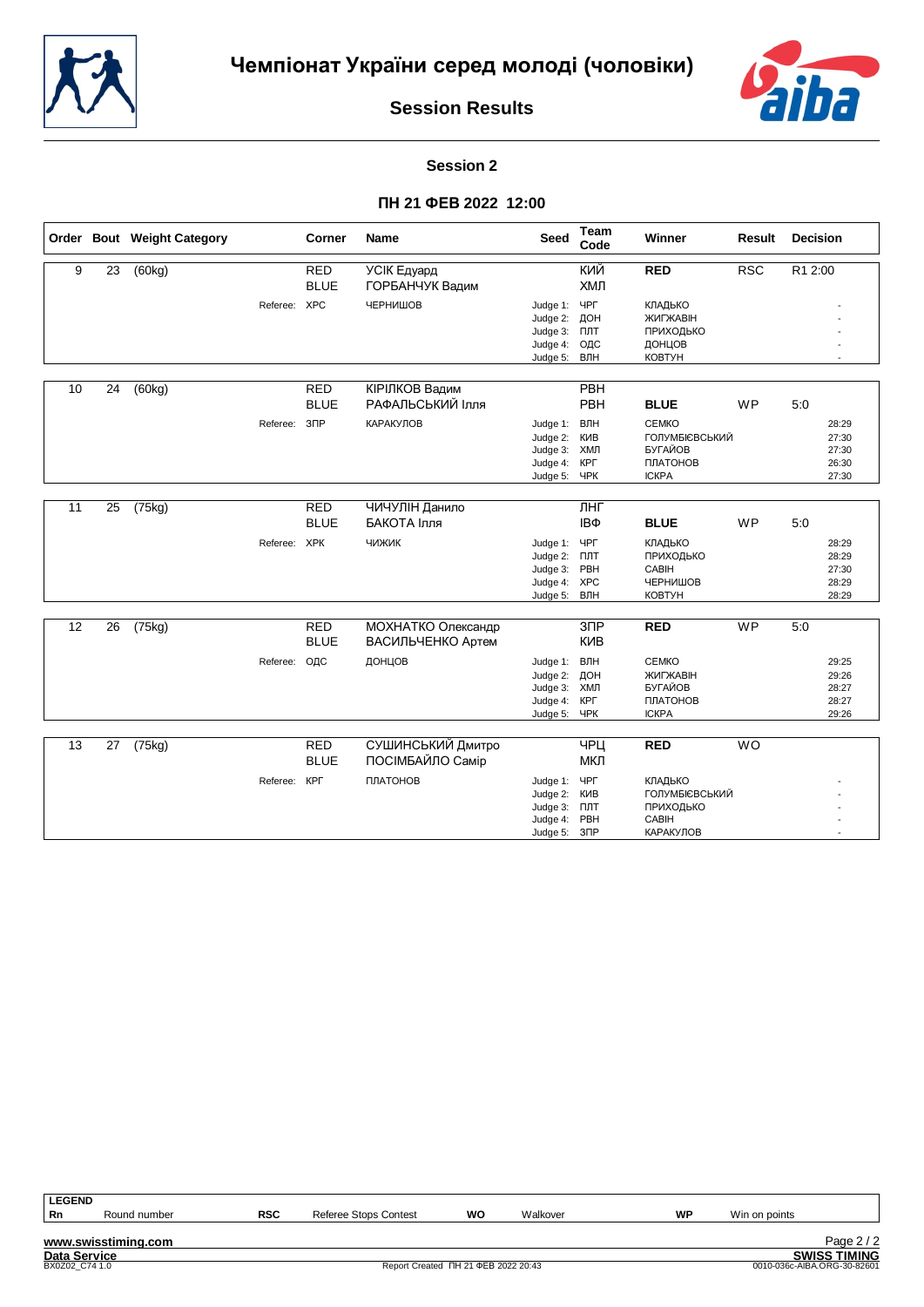# Чемпіонат України серед молоді (чоловіки)

## Session Results

### Session 2

### ПН 21 ФЕВ 2022 12:00

| Order | Bout | Weight Category | | Corner | Name | Seed | Team Code | Winner | Result | Decision |
|---|---|---|---|---|---|---|---|---|---|---|
| 9 | 23 | (60kg) | | RED | УСІК Едуард | | КИЙ | **RED** | RSC | R1 2:00 |
| | | | | BLUE | ГОРБАНЧУК Вадим | | ХМЛ | | | |
| | | | Referee: | ХРС | ЧЕРНИШОВ | Judge 1: | ЧРГ | КЛАДЬКО | | - |
| | | | | | | Judge 2: | ДОН | ЖИГЖАВІН | | - |
| | | | | | | Judge 3: | ПЛТ | ПРИХОДЬКО | | - |
| | | | | | | Judge 4: | ОДС | ДОНЦОВ | | - |
| | | | | | | Judge 5: | ВЛН | КОВТУН | | - |
| 10 | 24 | (60kg) | | RED | КІРІЛКОВ Вадим | | РВН | | | |
| | | | | BLUE | РАФАЛЬСЬКИЙ Ілля | | РВН | **BLUE** | WP | 5:0 |
| | | | Referee: | ЗПР | КАРАКУЛОВ | Judge 1: | ВЛН | СЕМКО | | 28:29 |
| | | | | | | Judge 2: | КИВ | ГОЛУМБІЄВСЬКИЙ | | 27:30 |
| | | | | | | Judge 3: | ХМЛ | БУГАЙОВ | | 27:30 |
| | | | | | | Judge 4: | КРГ | ПЛАТОНОВ | | 26:30 |
| | | | | | | Judge 5: | ЧРК | ІСКРА | | 27:30 |
| 11 | 25 | (75kg) | | RED | ЧИЧУЛІН Данило | | ЛНГ | | | |
| | | | | BLUE | БАКОТА Ілля | | ІВФ | **BLUE** | WP | 5:0 |
| | | | Referee: | ХРК | ЧИЖИК | Judge 1: | ЧРГ | КЛАДЬКО | | 28:29 |
| | | | | | | Judge 2: | ПЛТ | ПРИХОДЬКО | | 28:29 |
| | | | | | | Judge 3: | РВН | САВІН | | 27:30 |
| | | | | | | Judge 4: | ХРС | ЧЕРНИШОВ | | 28:29 |
| | | | | | | Judge 5: | ВЛН | КОВТУН | | 28:29 |
| 12 | 26 | (75kg) | | RED | МОХНАТКО Олександр | | ЗПР | **RED** | WP | 5:0 |
| | | | | BLUE | ВАСИЛЬЧЕНКО Артем | | КИВ | | | |
| | | | Referee: | ОДС | ДОНЦОВ | Judge 1: | ВЛН | СЕМКО | | 29:25 |
| | | | | | | Judge 2: | ДОН | ЖИГЖАВІН | | 29:26 |
| | | | | | | Judge 3: | ХМЛ | БУГАЙОВ | | 28:27 |
| | | | | | | Judge 4: | КРГ | ПЛАТОНОВ | | 28:27 |
| | | | | | | Judge 5: | ЧРК | ІСКРА | | 29:26 |
| 13 | 27 | (75kg) | | RED | СУШИНСЬКИЙ Дмитро | | ЧРЦ | **RED** | WO | |
| | | | | BLUE | ПОСІМБАЙЛО Самір | | МКЛ | | | |
| | | | Referee: | КРГ | ПЛАТОНОВ | Judge 1: | ЧРГ | КЛАДЬКО | | - |
| | | | | | | Judge 2: | КИВ | ГОЛУМБІЄВСЬКИЙ | | - |
| | | | | | | Judge 3: | ПЛТ | ПРИХОДЬКО | | - |
| | | | | | | Judge 4: | РВН | САВІН | | - |
| | | | | | | Judge 5: | ЗПР | КАРАКУЛОВ | | - |

**LEGEND**

| Rn | Round number | RSC | Referee Stops Contest | WO | Walkover | WP | Win on points |
|---|---|---|---|---|---|---|---|

www.swisstiming.com

Data Service

BX0Z02_C74 1.0 — Report Created ПН 21 ФЕВ 2022 20:43 — SWISS TIMING 0010-036c-AIBA.ORG-30-82601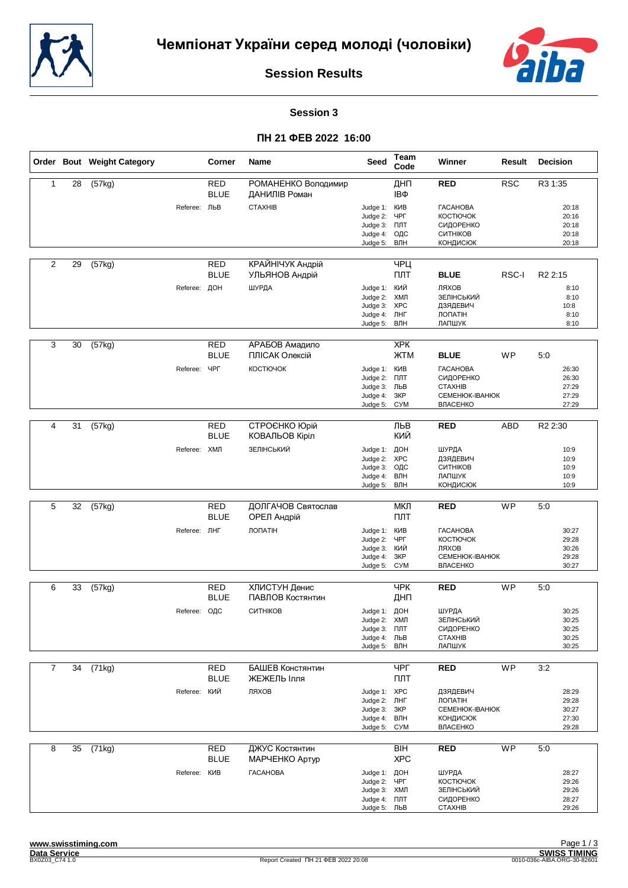# Чемпіонат України серед молоді (чоловіки)

## Session Results

### Session 3

### ПН 21 ФЕВ 2022 16:00

| Order | Bout | Weight Category | Corner | Name | Seed | Team Code | Winner | Result | Decision |
|---|---|---|---|---|---|---|---|---|---|
| 1 | 28 | (57kg) | RED | РОМАНЕНКО Володимир | | ДНП | RED | RSC | R3 1:35 |
| | | | BLUE | ДАНИЛІВ Роман | | ІВФ | | | |
| | | Referee: ЛЬВ | | СТАХНІВ | Judge 1: | КИВ | ГАСАНОВА | | 20:18 |
| | | | | | Judge 2: | ЧРГ | КОСТЮЧОК | | 20:16 |
| | | | | | Judge 3: | ПЛТ | СИДОРЕНКО | | 20:18 |
| | | | | | Judge 4: | ОДС | СИТНІКОВ | | 20:18 |
| | | | | | Judge 5: | ВЛН | КОНДИСЮК | | 20:18 |
| 2 | 29 | (57kg) | RED | КРАЙНІЧУК Андрій | | ЧРЦ | | | |
| | | | BLUE | УЛЬЯНОВ Андрій | | ПЛТ | BLUE | RSC-I | R2 2:15 |
| | | Referee: ДОН | | ШУРДА | Judge 1: | КИЙ | ЛЯХОВ | | 8:10 |
| | | | | | Judge 2: | ХМЛ | ЗЕЛІНСЬКИЙ | | 8:10 |
| | | | | | Judge 3: | ХРС | ДЗЯДЕВИЧ | | 10:8 |
| | | | | | Judge 4: | ЛНГ | ЛОПАТІН | | 8:10 |
| | | | | | Judge 5: | ВЛН | ЛАПШУК | | 8:10 |
| 3 | 30 | (57kg) | RED | АРАБОВ Амадило | | ХРК | | | |
| | | | BLUE | ПЛІСАК Олексій | | ЖТМ | BLUE | WP | 5:0 |
| | | Referee: ЧРГ | | КОСТЮЧОК | Judge 1: | КИВ | ГАСАНОВА | | 26:30 |
| | | | | | Judge 2: | ПЛТ | СИДОРЕНКО | | 26:30 |
| | | | | | Judge 3: | ЛЬВ | СТАХНІВ | | 27:29 |
| | | | | | Judge 4: | ЗКР | СЕМЕНЮК-ІВАНЮК | | 27:29 |
| | | | | | Judge 5: | СУМ | ВЛАСЕНКО | | 27:29 |
| 4 | 31 | (57kg) | RED | СТРОЄНКО Юрій | | ЛЬВ | RED | ABD | R2 2:30 |
| | | | BLUE | КОВАЛЬОВ Кіріл | | КИЙ | | | |
| | | Referee: ХМЛ | | ЗЕЛІНСЬКИЙ | Judge 1: | ДОН | ШУРДА | | 10:9 |
| | | | | | Judge 2: | ХРС | ДЗЯДЕВИЧ | | 10:9 |
| | | | | | Judge 3: | ОДС | СИТНІКОВ | | 10:9 |
| | | | | | Judge 4: | ВЛН | ЛАПШУК | | 10:9 |
| | | | | | Judge 5: | ВЛН | КОНДИСЮК | | 10:9 |
| 5 | 32 | (57kg) | RED | ДОЛГАЧОВ Святослав | | МКЛ | RED | WP | 5:0 |
| | | | BLUE | ОРЕЛ Андрій | | ПЛТ | | | |
| | | Referee: ЛНГ | | ЛОПАТІН | Judge 1: | КИВ | ГАСАНОВА | | 30:27 |
| | | | | | Judge 2: | ЧРГ | КОСТЮЧОК | | 29:28 |
| | | | | | Judge 3: | КИЙ | ЛЯХОВ | | 30:26 |
| | | | | | Judge 4: | ЗКР | СЕМЕНЮК-ІВАНЮК | | 29:28 |
| | | | | | Judge 5: | СУМ | ВЛАСЕНКО | | 30:27 |
| 6 | 33 | (57kg) | RED | ХЛИСТУН Денис | | ЧРК | RED | WP | 5:0 |
| | | | BLUE | ПАВЛОВ Костянтин | | ДНП | | | |
| | | Referee: ОДС | | СИТНІКОВ | Judge 1: | ДОН | ШУРДА | | 30:25 |
| | | | | | Judge 2: | ХМЛ | ЗЕЛІНСЬКИЙ | | 30:25 |
| | | | | | Judge 3: | ПЛТ | СИДОРЕНКО | | 30:25 |
| | | | | | Judge 4: | ЛЬВ | СТАХНІВ | | 30:25 |
| | | | | | Judge 5: | ВЛН | ЛАПШУК | | 30:25 |
| 7 | 34 | (71kg) | RED | БАШЕВ Констнантин | | ЧРГ | RED | WP | 3:2 |
| | | | BLUE | ЖЕЖЕЛЬ Ілля | | ПЛТ | | | |
| | | Referee: КИЙ | | ЛЯХОВ | Judge 1: | ХРС | ДЗЯДЕВИЧ | | 28:29 |
| | | | | | Judge 2: | ЛНГ | ЛОПАТІН | | 29:28 |
| | | | | | Judge 3: | ЗКР | СЕМЕНЮК-ІВАНЮК | | 30:27 |
| | | | | | Judge 4: | ВЛН | КОНДИСЮК | | 27:30 |
| | | | | | Judge 5: | СУМ | ВЛАСЕНКО | | 29:28 |
| 8 | 35 | (71kg) | RED | ДЖУС Костянтин | | ВІН | RED | WP | 5:0 |
| | | | BLUE | МАРЧЕНКО Артур | | ХРС | | | |
| | | Referee: КИВ | | ГАСАНОВА | Judge 1: | ДОН | ШУРДА | | 28:27 |
| | | | | | Judge 2: | ЧРГ | КОСТЮЧОК | | 29:26 |
| | | | | | Judge 3: | ХМЛ | ЗЕЛІНСЬКИЙ | | 29:26 |
| | | | | | Judge 4: | ПЛТ | СИДОРЕНКО | | 28:27 |
| | | | | | Judge 5: | ЛЬВ | СТАХНІВ | | 29:26 |

www.swisstiming.com
Data Service
BX0Z03_C74 1.0

Report Created ПН 21 ФЕВ 2022 20:08

SWISS TIMING
0010-036c-AIBA.ORG-30-82601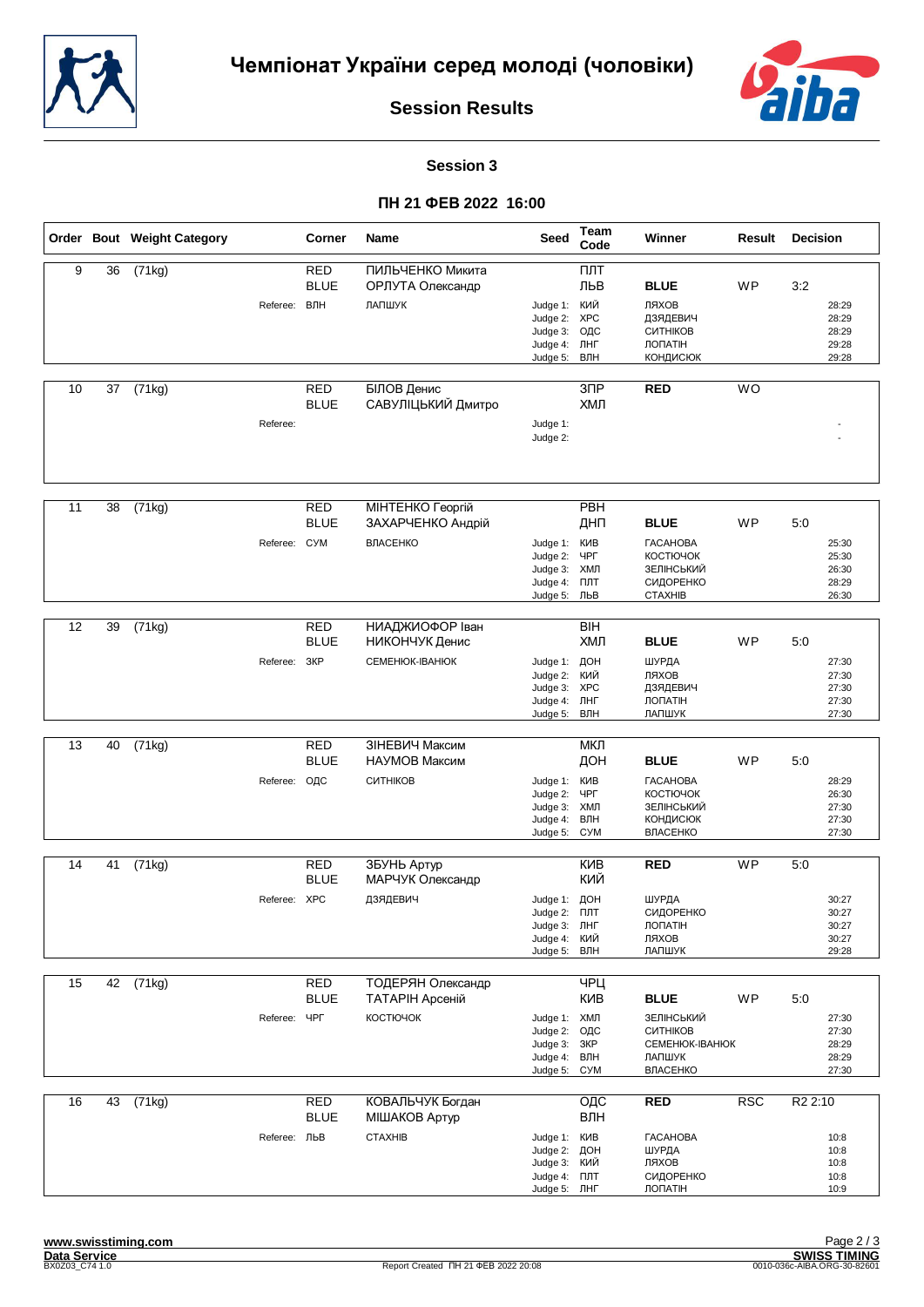# Чемпіонат України серед молоді (чоловіки)

## Session Results

### Session 3

### ПН 21 ФЕВ 2022 16:00

| Order | Bout | Weight Category | Corner | Name | Seed | Team Code | Winner | Result | Decision |
|---|---|---|---|---|---|---|---|---|---|
| 9 | 36 | (71kg) | RED | ПИЛЬЧЕНКО Микита | | ПЛТ | | | |
| | | | BLUE | ОРЛУТА Олександр | | ЛЬВ | BLUE | WP | 3:2 |
| | | Referee: | ВЛН | ЛАПШУК | Judge 1: | КИЙ | ЛЯХОВ | | 28:29 |
| | | | | | Judge 2: | ХРС | ДЗЯДЕВИЧ | | 28:29 |
| | | | | | Judge 3: | ОДС | СИТНІКОВ | | 28:29 |
| | | | | | Judge 4: | ЛНГ | ЛОПАТІН | | 29:28 |
| | | | | | Judge 5: | ВЛН | КОНДИСЮК | | 29:28 |
| 10 | 37 | (71kg) | RED | БІЛОВ Денис | | ЗПР | RED | WO | |
| | | | BLUE | САВУЛІЦЬКИЙ Дмитро | | ХМЛ | | | |
| | | Referee: | | | Judge 1: | | | | - |
| | | | | | Judge 2: | | | | - |
| 11 | 38 | (71kg) | RED | МІНТЕНКО Георгій | | РВН | | | |
| | | | BLUE | ЗАХАРЧЕНКО Андрій | | ДНП | BLUE | WP | 5:0 |
| | | Referee: | СУМ | ВЛАСЕНКО | Judge 1: | КИВ | ГАСАНОВА | | 25:30 |
| | | | | | Judge 2: | ЧРГ | КОСТЮЧОК | | 25:30 |
| | | | | | Judge 3: | ХМЛ | ЗЕЛІНСЬКИЙ | | 26:30 |
| | | | | | Judge 4: | ПЛТ | СИДОРЕНКО | | 28:29 |
| | | | | | Judge 5: | ЛЬВ | СТАХНІВ | | 26:30 |
| 12 | 39 | (71kg) | RED | НИАДЖИОФОР Іван | | ВІН | | | |
| | | | BLUE | НИКОНЧУК Денис | | ХМЛ | BLUE | WP | 5:0 |
| | | Referee: | ЗКР | СЕМЕНЮК-ІВАНЮК | Judge 1: | ДОН | ШУРДА | | 27:30 |
| | | | | | Judge 2: | КИЙ | ЛЯХОВ | | 27:30 |
| | | | | | Judge 3: | ХРС | ДЗЯДЕВИЧ | | 27:30 |
| | | | | | Judge 4: | ЛНГ | ЛОПАТІН | | 27:30 |
| | | | | | Judge 5: | ВЛН | ЛАПШУК | | 27:30 |
| 13 | 40 | (71kg) | RED | ЗІНЕВИЧ Максим | | МКЛ | | | |
| | | | BLUE | НАУМОВ Максим | | ДОН | BLUE | WP | 5:0 |
| | | Referee: | ОДС | СИТНІКОВ | Judge 1: | КИВ | ГАСАНОВА | | 28:29 |
| | | | | | Judge 2: | ЧРГ | КОСТЮЧОК | | 26:30 |
| | | | | | Judge 3: | ХМЛ | ЗЕЛІНСЬКИЙ | | 27:30 |
| | | | | | Judge 4: | ВЛН | КОНДИСЮК | | 27:30 |
| | | | | | Judge 5: | СУМ | ВЛАСЕНКО | | 27:30 |
| 14 | 41 | (71kg) | RED | ЗБУНЬ Артур | | КИВ | RED | WP | 5:0 |
| | | | BLUE | МАРЧУК Олександр | | КИЙ | | | |
| | | Referee: | ХРС | ДЗЯДЕВИЧ | Judge 1: | ДОН | ШУРДА | | 30:27 |
| | | | | | Judge 2: | ПЛТ | СИДОРЕНКО | | 30:27 |
| | | | | | Judge 3: | ЛНГ | ЛОПАТІН | | 30:27 |
| | | | | | Judge 4: | КИЙ | ЛЯХОВ | | 30:27 |
| | | | | | Judge 5: | ВЛН | ЛАПШУК | | 29:28 |
| 15 | 42 | (71kg) | RED | ТОДЕРЯН Олександр | | ЧРЦ | | | |
| | | | BLUE | ТАТАРІН Арсеній | | КИВ | BLUE | WP | 5:0 |
| | | Referee: | ЧРГ | КОСТЮЧОК | Judge 1: | ХМЛ | ЗЕЛІНСЬКИЙ | | 27:30 |
| | | | | | Judge 2: | ОДС | СИТНІКОВ | | 27:30 |
| | | | | | Judge 3: | ЗКР | СЕМЕНЮК-ІВАНЮК | | 28:29 |
| | | | | | Judge 4: | ВЛН | ЛАПШУК | | 28:29 |
| | | | | | Judge 5: | СУМ | ВЛАСЕНКО | | 27:30 |
| 16 | 43 | (71kg) | RED | КОВАЛЬЧУК Богдан | | ОДС | RED | RSC | R2 2:10 |
| | | | BLUE | МІШАКОВ Артур | | ВЛН | | | |
| | | Referee: | ЛЬВ | СТАХНІВ | Judge 1: | КИВ | ГАСАНОВА | | 10:8 |
| | | | | | Judge 2: | ДОН | ШУРДА | | 10:8 |
| | | | | | Judge 3: | КИЙ | ЛЯХОВ | | 10:8 |
| | | | | | Judge 4: | ПЛТ | СИДОРЕНКО | | 10:8 |
| | | | | | Judge 5: | ЛНГ | ЛОПАТІН | | 10:9 |

www.swisstiming.com
Data Service
BX0Z03_C74 1.0
Report Created ПН 21 ФЕВ 2022 20:08
SWISS TIMING
0010-036c-AIBA.ORG-30-82601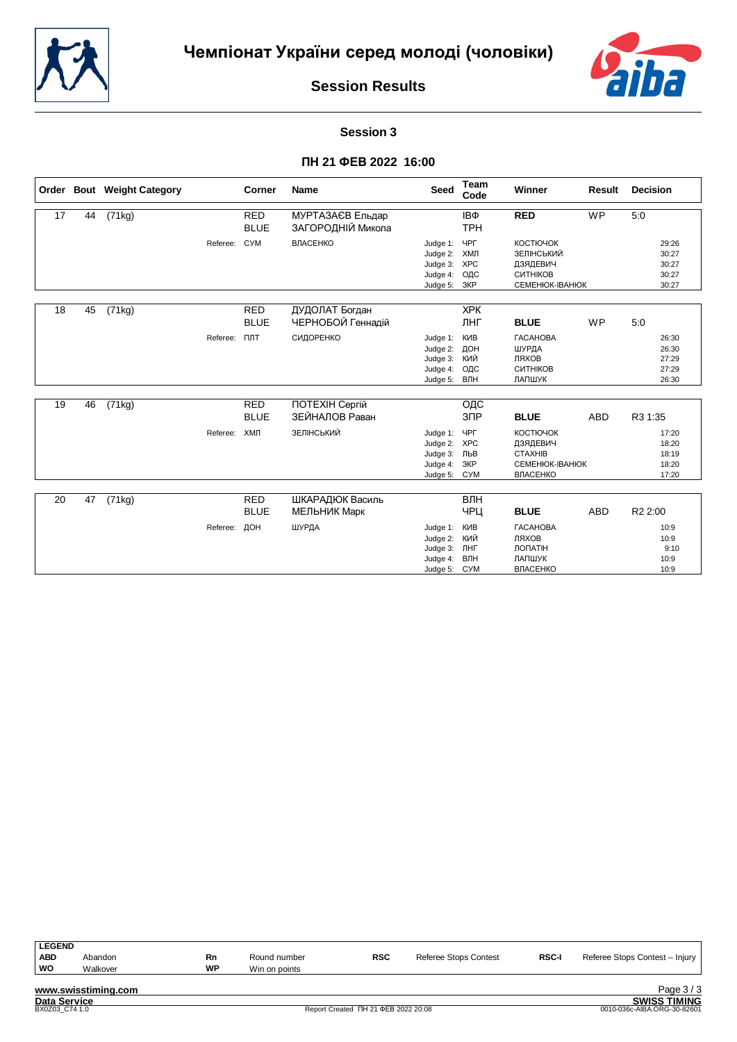# Чемпіонат України серед молоді (чоловіки)

## Session Results

### Session 3

### ПН 21 ФЕВ 2022 16:00

| Order | Bout | Weight Category | | Corner | Name | Seed | Team Code | Winner | Result | Decision |
|---|---|---|---|---|---|---|---|---|---|---|
| 17 | 44 | (71kg) | | RED | МУРТАЗАЄВ Ельдар | | ІВФ | **RED** | WP | 5:0 |
| | | | | BLUE | ЗАГОРОДНІЙ Микола | | ТРН | | | |
| | | | Referee: | СУМ | ВЛАСЕНКО | Judge 1: | ЧРГ | КОСТЮЧОК | | 29:26 |
| | | | | | | Judge 2: | ХМЛ | ЗЕЛІНСЬКИЙ | | 30:27 |
| | | | | | | Judge 3: | ХРС | ДЗЯДЕВИЧ | | 30:27 |
| | | | | | | Judge 4: | ОДС | СИТНІКОВ | | 30:27 |
| | | | | | | Judge 5: | ЗКР | СЕМЕНЮК-ІВАНЮК | | 30:27 |
| 18 | 45 | (71kg) | | RED | ДУДОЛАТ Богдан | | ХРК | | | |
| | | | | BLUE | ЧЕРНОБОЙ Геннадій | | ЛНГ | **BLUE** | WP | 5:0 |
| | | | Referee: | ПЛТ | СИДОРЕНКО | Judge 1: | КИВ | ГАСАНОВА | | 26:30 |
| | | | | | | Judge 2: | ДОН | ШУРДА | | 26:30 |
| | | | | | | Judge 3: | КИЙ | ЛЯХОВ | | 27:29 |
| | | | | | | Judge 4: | ОДС | СИТНІКОВ | | 27:29 |
| | | | | | | Judge 5: | ВЛН | ЛАПШУК | | 26:30 |
| 19 | 46 | (71kg) | | RED | ПОТЕХІН Сергій | | ОДС | | | |
| | | | | BLUE | ЗЕЙНАЛОВ Раван | | ЗПР | **BLUE** | ABD | R3 1:35 |
| | | | Referee: | ХМЛ | ЗЕЛІНСЬКИЙ | Judge 1: | ЧРГ | КОСТЮЧОК | | 17:20 |
| | | | | | | Judge 2: | ХРС | ДЗЯДЕВИЧ | | 18:20 |
| | | | | | | Judge 3: | ЛЬВ | СТАХНІВ | | 18:19 |
| | | | | | | Judge 4: | ЗКР | СЕМЕНЮК-ІВАНЮК | | 18:20 |
| | | | | | | Judge 5: | СУМ | ВЛАСЕНКО | | 17:20 |
| 20 | 47 | (71kg) | | RED | ШКАРАДЮК Василь | | ВЛН | | | |
| | | | | BLUE | МЕЛЬНИК Марк | | ЧРЦ | **BLUE** | ABD | R2 2:00 |
| | | | Referee: | ДОН | ШУРДА | Judge 1: | КИВ | ГАСАНОВА | | 10:9 |
| | | | | | | Judge 2: | КИЙ | ЛЯХОВ | | 10:9 |
| | | | | | | Judge 3: | ЛНГ | ЛОПАТІН | | 9:10 |
| | | | | | | Judge 4: | ВЛН | ЛАПШУК | | 10:9 |
| | | | | | | Judge 5: | СУМ | ВЛАСЕНКО | | 10:9 |

| LEGEND | | | | | | | |
|---|---|---|---|---|---|---|---|
| ABD | Abandon | Rn | Round number | RSC | Referee Stops Contest | RSC-I | Referee Stops Contest – Injury |
| WO | Walkover | WP | Win on points | | | | |

www.swisstiming.com

Data Service

BX0Z03_C74 1.0

Report Created ПН 21 ФЕВ 2022 20:08

SWISS TIMING

0010-036c-AIBA.ORG-30-82601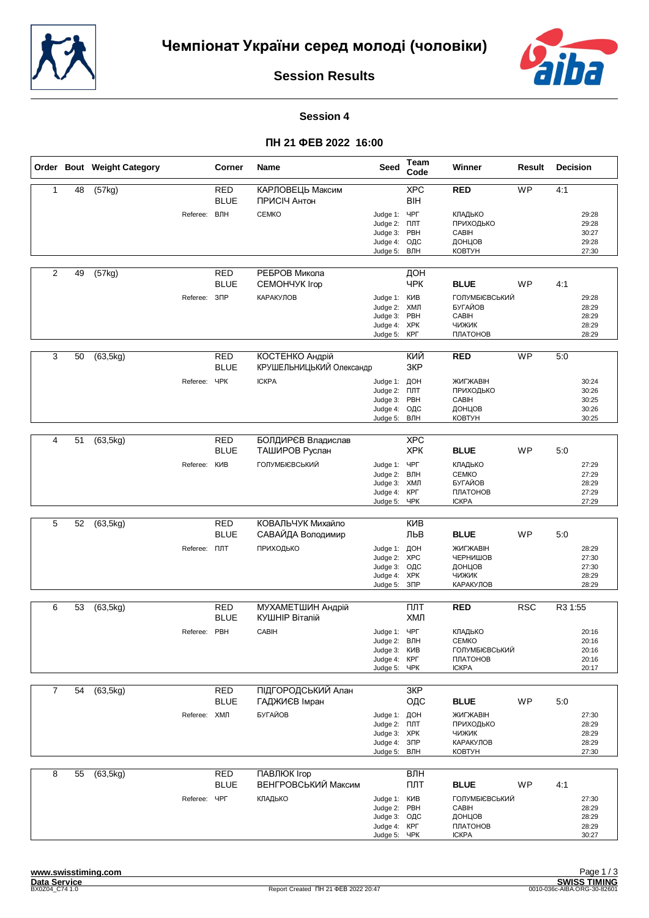# Чемпіонат України серед молоді (чоловіки)

## Session Results

### Session 4

### ПН 21 ФЕВ 2022 16:00

| Order | Bout | Weight Category | Corner | Name | Seed | Team Code | Winner | Result | Decision |
|---|---|---|---|---|---|---|---|---|---|
| 1 | 48 | (57kg) | RED | КАРЛОВЕЦЬ Максим | | ХРС | RED | WP | 4:1 |
| | | | BLUE | ПРИСІЧ Антон | | ВІН | | | |
| | | | Referee: ВЛН | СЕМКО | Judge 1: | ЧРГ | КЛАДЬКО | | 29:28 |
| | | | | | Judge 2: | ПЛТ | ПРИХОДЬКО | | 29:28 |
| | | | | | Judge 3: | РВН | САВІН | | 30:27 |
| | | | | | Judge 4: | ОДС | ДОНЦОВ | | 29:28 |
| | | | | | Judge 5: | ВЛН | КОВТУН | | 27:30 |
| 2 | 49 | (57kg) | RED | РЕБРОВ Микола | | ДОН | | | |
| | | | BLUE | СЕМОНЧУК Ігор | | ЧРК | BLUE | WP | 4:1 |
| | | | Referee: ЗПР | КАРАКУЛОВ | Judge 1: | КИВ | ГОЛУМБІЄВСЬКИЙ | | 29:28 |
| | | | | | Judge 2: | ХМЛ | БУГАЙОВ | | 28:29 |
| | | | | | Judge 3: | РВН | САВІН | | 28:29 |
| | | | | | Judge 4: | ХРК | ЧИЖИК | | 28:29 |
| | | | | | Judge 5: | КРГ | ПЛАТОНОВ | | 28:29 |
| 3 | 50 | (63,5kg) | RED | КОСТЕНКО Андрій | | КИЙ | RED | WP | 5:0 |
| | | | BLUE | КРУШЕЛЬНИЦЬКИЙ Олександр | | ЗКР | | | |
| | | | Referee: ЧРК | ІСКРА | Judge 1: | ДОН | ЖИГЖАВІН | | 30:24 |
| | | | | | Judge 2: | ПЛТ | ПРИХОДЬКО | | 30:26 |
| | | | | | Judge 3: | РВН | САВІН | | 30:25 |
| | | | | | Judge 4: | ОДС | ДОНЦОВ | | 30:26 |
| | | | | | Judge 5: | ВЛН | КОВТУН | | 30:25 |
| 4 | 51 | (63,5kg) | RED | БОЛДИРЄВ Владислав | | ХРС | | | |
| | | | BLUE | ТАШИРОВ Руслан | | ХРК | BLUE | WP | 5:0 |
| | | | Referee: КИВ | ГОЛУМБІЄВСЬКИЙ | Judge 1: | ЧРГ | КЛАДЬКО | | 27:29 |
| | | | | | Judge 2: | ВЛН | СЕМКО | | 27:29 |
| | | | | | Judge 3: | ХМЛ | БУГАЙОВ | | 28:29 |
| | | | | | Judge 4: | КРГ | ПЛАТОНОВ | | 27:29 |
| | | | | | Judge 5: | ЧРК | ІСКРА | | 27:29 |
| 5 | 52 | (63,5kg) | RED | КОВАЛЬЧУК Михайло | | КИВ | | | |
| | | | BLUE | САВАЙДА Володимир | | ЛЬВ | BLUE | WP | 5:0 |
| | | | Referee: ПЛТ | ПРИХОДЬКО | Judge 1: | ДОН | ЖИГЖАВІН | | 28:29 |
| | | | | | Judge 2: | ХРС | ЧЕРНИШОВ | | 27:30 |
| | | | | | Judge 3: | ОДС | ДОНЦОВ | | 27:30 |
| | | | | | Judge 4: | ХРК | ЧИЖИК | | 28:29 |
| | | | | | Judge 5: | ЗПР | КАРАКУЛОВ | | 28:29 |
| 6 | 53 | (63,5kg) | RED | МУХАМЕТШИН Андрій | | ПЛТ | RED | RSC | R3 1:55 |
| | | | BLUE | КУШНІР Віталій | | ХМЛ | | | |
| | | | Referee: РВН | САВІН | Judge 1: | ЧРГ | КЛАДЬКО | | 20:16 |
| | | | | | Judge 2: | ВЛН | СЕМКО | | 20:16 |
| | | | | | Judge 3: | КИВ | ГОЛУМБІЄВСЬКИЙ | | 20:16 |
| | | | | | Judge 4: | КРГ | ПЛАТОНОВ | | 20:16 |
| | | | | | Judge 5: | ЧРК | ІСКРА | | 20:17 |
| 7 | 54 | (63,5kg) | RED | ПІДГОРОДСЬКИЙ Алан | | ЗКР | | | |
| | | | BLUE | ГАДЖИЄВ Імран | | ОДС | BLUE | WP | 5:0 |
| | | | Referee: ХМЛ | БУГАЙОВ | Judge 1: | ДОН | ЖИГЖАВІН | | 27:30 |
| | | | | | Judge 2: | ПЛТ | ПРИХОДЬКО | | 28:29 |
| | | | | | Judge 3: | ХРК | ЧИЖИК | | 28:29 |
| | | | | | Judge 4: | ЗПР | КАРАКУЛОВ | | 28:29 |
| | | | | | Judge 5: | ВЛН | КОВТУН | | 27:30 |
| 8 | 55 | (63,5kg) | RED | ПАВЛЮК Ігор | | ВЛН | | | |
| | | | BLUE | ВЕНГРОВСЬКИЙ Максим | | ПЛТ | BLUE | WP | 4:1 |
| | | | Referee: ЧРГ | КЛАДЬКО | Judge 1: | КИВ | ГОЛУМБІЄВСЬКИЙ | | 27:30 |
| | | | | | Judge 2: | РВН | САВІН | | 28:29 |
| | | | | | Judge 3: | ОДС | ДОНЦОВ | | 28:29 |
| | | | | | Judge 4: | КРГ | ПЛАТОНОВ | | 28:29 |
| | | | | | Judge 5: | ЧРК | ІСКРА | | 30:27 |

www.swisstiming.com
Data Service
BX0Z04_C74 1.0

Report Created ПН 21 ФЕВ 2022 20:47

SWISS TIMING
0010-036c-AIBA.ORG-30-82601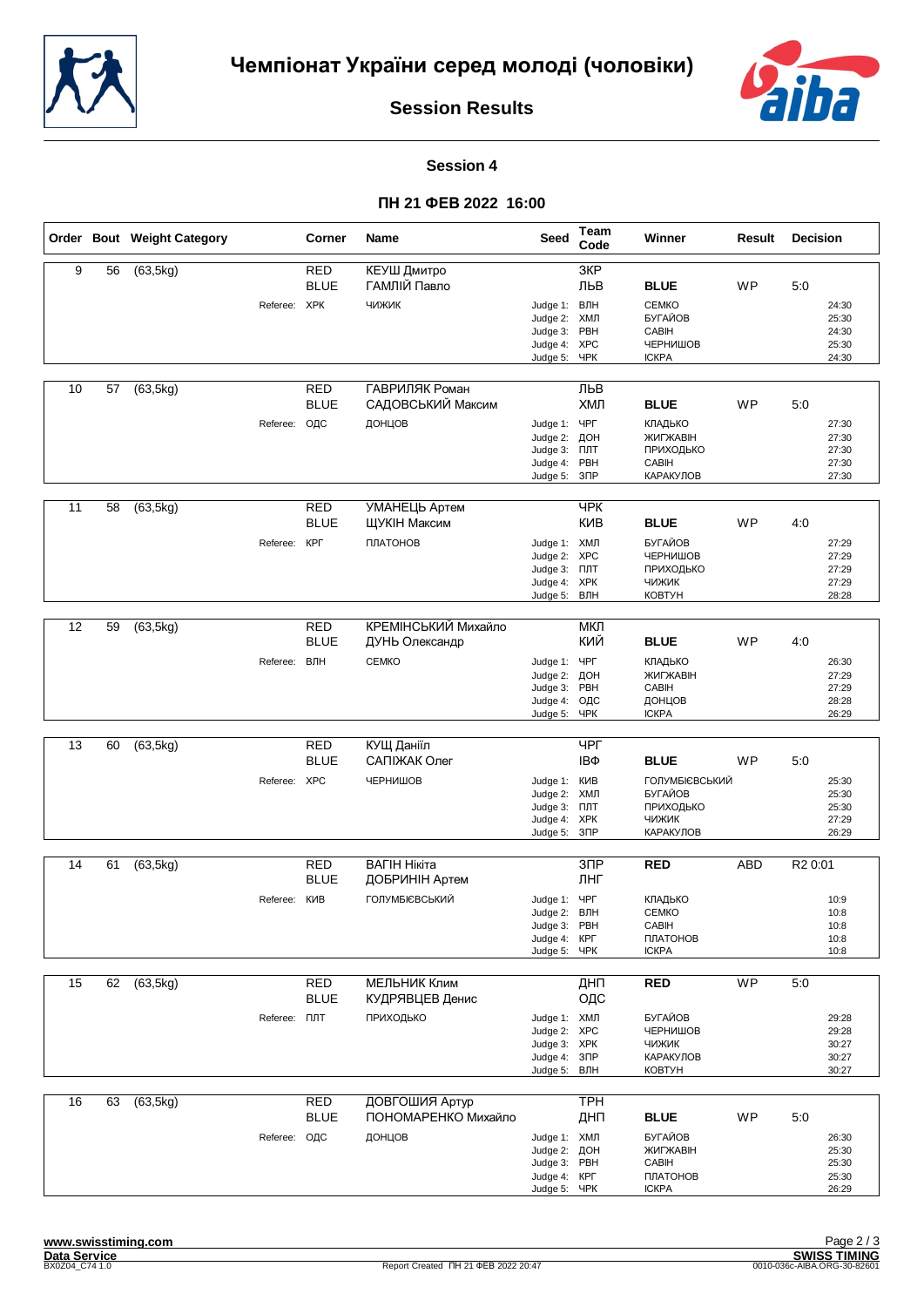# Чемпіонат України серед молоді (чоловіки)

## Session Results

### Session 4

### ПН 21 ФЕВ 2022 16:00

| Order | Bout | Weight Category | Corner | Name | Seed | Team Code | Winner | Result | Decision |
|---|---|---|---|---|---|---|---|---|---|
| 9 | 56 | (63,5kg) | RED | КЕУШ Дмитро | | ЗКР | | | |
| | | | BLUE | ГАМЛІЙ Павло | | ЛЬВ | **BLUE** | WP | 5:0 |
| | | | Referee: ХРК | ЧИЖИК | Judge 1: | ВЛН | СЕМКО | | 24:30 |
| | | | | | Judge 2: | ХМЛ | БУГАЙОВ | | 25:30 |
| | | | | | Judge 3: | РВН | САВІН | | 24:30 |
| | | | | | Judge 4: | ХРС | ЧЕРНИШОВ | | 25:30 |
| | | | | | Judge 5: | ЧРК | ІСКРА | | 24:30 |
| 10 | 57 | (63,5kg) | RED | ГАВРИЛЯК Роман | | ЛЬВ | | | |
| | | | BLUE | САДОВСЬКИЙ Максим | | ХМЛ | **BLUE** | WP | 5:0 |
| | | | Referee: ОДС | ДОНЦОВ | Judge 1: | ЧРГ | КЛАДЬКО | | 27:30 |
| | | | | | Judge 2: | ДОН | ЖИГЖАВІН | | 27:30 |
| | | | | | Judge 3: | ПЛТ | ПРИХОДЬКО | | 27:30 |
| | | | | | Judge 4: | РВН | САВІН | | 27:30 |
| | | | | | Judge 5: | ЗПР | КАРАКУЛОВ | | 27:30 |
| 11 | 58 | (63,5kg) | RED | УМАНЕЦЬ Артем | | ЧРК | | | |
| | | | BLUE | ЩУКІН Максим | | КИВ | **BLUE** | WP | 4:0 |
| | | | Referee: КРГ | ПЛАТОНОВ | Judge 1: | ХМЛ | БУГАЙОВ | | 27:29 |
| | | | | | Judge 2: | ХРС | ЧЕРНИШОВ | | 27:29 |
| | | | | | Judge 3: | ПЛТ | ПРИХОДЬКО | | 27:29 |
| | | | | | Judge 4: | ХРК | ЧИЖИК | | 27:29 |
| | | | | | Judge 5: | ВЛН | КОВТУН | | 28:28 |
| 12 | 59 | (63,5kg) | RED | КРЕМІНСЬКИЙ Михайло | | МКЛ | | | |
| | | | BLUE | ДУНЬ Олександр | | КИЙ | **BLUE** | WP | 4:0 |
| | | | Referee: ВЛН | СЕМКО | Judge 1: | ЧРГ | КЛАДЬКО | | 26:30 |
| | | | | | Judge 2: | ДОН | ЖИГЖАВІН | | 27:29 |
| | | | | | Judge 3: | РВН | САВІН | | 27:29 |
| | | | | | Judge 4: | ОДС | ДОНЦОВ | | 28:28 |
| | | | | | Judge 5: | ЧРК | ІСКРА | | 26:29 |
| 13 | 60 | (63,5kg) | RED | КУЩ Даніїл | | ЧРГ | | | |
| | | | BLUE | САПІЖАК Олег | | ІВФ | **BLUE** | WP | 5:0 |
| | | | Referee: ХРС | ЧЕРНИШОВ | Judge 1: | КИВ | ГОЛУМБІЄВСЬКИЙ | | 25:30 |
| | | | | | Judge 2: | ХМЛ | БУГАЙОВ | | 25:30 |
| | | | | | Judge 3: | ПЛТ | ПРИХОДЬКО | | 25:30 |
| | | | | | Judge 4: | ХРК | ЧИЖИК | | 27:29 |
| | | | | | Judge 5: | ЗПР | КАРАКУЛОВ | | 26:29 |
| 14 | 61 | (63,5kg) | RED | ВАГІН Нікіта | | ЗПР | **RED** | ABD | R2 0:01 |
| | | | BLUE | ДОБРИНІН Артем | | ЛНГ | | | |
| | | | Referee: КИВ | ГОЛУМБІЄВСЬКИЙ | Judge 1: | ЧРГ | КЛАДЬКО | | 10:9 |
| | | | | | Judge 2: | ВЛН | СЕМКО | | 10:8 |
| | | | | | Judge 3: | РВН | САВІН | | 10:8 |
| | | | | | Judge 4: | КРГ | ПЛАТОНОВ | | 10:8 |
| | | | | | Judge 5: | ЧРК | ІСКРА | | 10:8 |
| 15 | 62 | (63,5kg) | RED | МЕЛЬНИК Клим | | ДНП | **RED** | WP | 5:0 |
| | | | BLUE | КУДРЯВЦЕВ Денис | | ОДС | | | |
| | | | Referee: ПЛТ | ПРИХОДЬКО | Judge 1: | ХМЛ | БУГАЙОВ | | 29:28 |
| | | | | | Judge 2: | ХРС | ЧЕРНИШОВ | | 29:28 |
| | | | | | Judge 3: | ХРК | ЧИЖИК | | 30:27 |
| | | | | | Judge 4: | ЗПР | КАРАКУЛОВ | | 30:27 |
| | | | | | Judge 5: | ВЛН | КОВТУН | | 30:27 |
| 16 | 63 | (63,5kg) | RED | ДОВГОШИЯ Артур | | ТРН | | | |
| | | | BLUE | ПОНОМАРЕНКО Михайло | | ДНП | **BLUE** | WP | 5:0 |
| | | | Referee: ОДС | ДОНЦОВ | Judge 1: | ХМЛ | БУГАЙОВ | | 26:30 |
| | | | | | Judge 2: | ДОН | ЖИГЖАВІН | | 25:30 |
| | | | | | Judge 3: | РВН | САВІН | | 25:30 |
| | | | | | Judge 4: | КРГ | ПЛАТОНОВ | | 25:30 |
| | | | | | Judge 5: | ЧРК | ІСКРА | | 26:29 |

www.swisstiming.com
Data Service
BX0Z04_C74 1.0

Report Created ПН 21 ФЕВ 2022 20:47

SWISS TIMING
0010-036c-AIBA.ORG-30-82601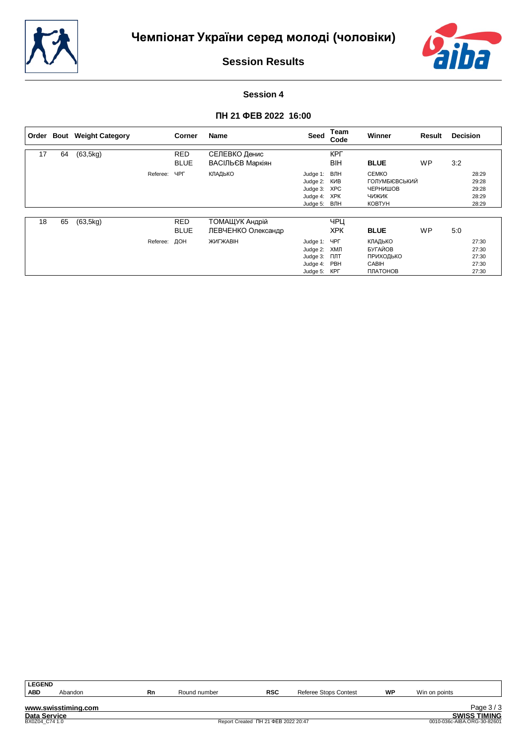# Чемпіонат України серед молоді (чоловіки)

## Session Results

### Session 4

### ПН 21 ФЕВ 2022 16:00

| Order | Bout | Weight Category | | Corner | Name | Seed | Team Code | Winner | Result | Decision | |
|---|---|---|---|---|---|---|---|---|---|---|---|
| 17 | 64 | (63,5kg) | | RED | СЕЛЕВКО Денис | | КРГ | | | | |
| | | | | BLUE | ВАСІЛЬЄВ Маркіян | | ВІН | **BLUE** | WP | 3:2 | |
| | | | Referee: | ЧРГ | КЛАДЬКО | Judge 1: | ВЛН | СЕМКО | | | 28:29 |
| | | | | | | Judge 2: | КИВ | ГОЛУМБІЄВСЬКИЙ | | | 29:28 |
| | | | | | | Judge 3: | ХРС | ЧЕРНИШОВ | | | 29:28 |
| | | | | | | Judge 4: | ХРК | ЧИЖИК | | | 28:29 |
| | | | | | | Judge 5: | ВЛН | КОВТУН | | | 28:29 |
| 18 | 65 | (63,5kg) | | RED | ТОМАЩУК Андрій | | ЧРЦ | | | | |
| | | | | BLUE | ЛЕВЧЕНКО Олександр | | ХРК | **BLUE** | WP | 5:0 | |
| | | | Referee: | ДОН | ЖИГЖАВІН | Judge 1: | ЧРГ | КЛАДЬКО | | | 27:30 |
| | | | | | | Judge 2: | ХМЛ | БУГАЙОВ | | | 27:30 |
| | | | | | | Judge 3: | ПЛТ | ПРИХОДЬКО | | | 27:30 |
| | | | | | | Judge 4: | РВН | САВІН | | | 27:30 |
| | | | | | | Judge 5: | КРГ | ПЛАТОНОВ | | | 27:30 |

| LEGEND | | | | | | | |
|---|---|---|---|---|---|---|---|
| ABD | Abandon | Rn | Round number | RSC | Referee Stops Contest | WP | Win on points |

www.swisstiming.com
Data Service
BX0Z04_C74 1.0
Report Created ПН 21 ФЕВ 2022 20:47
SWISS TIMING
0010-036c-AIBA.ORG-30-82601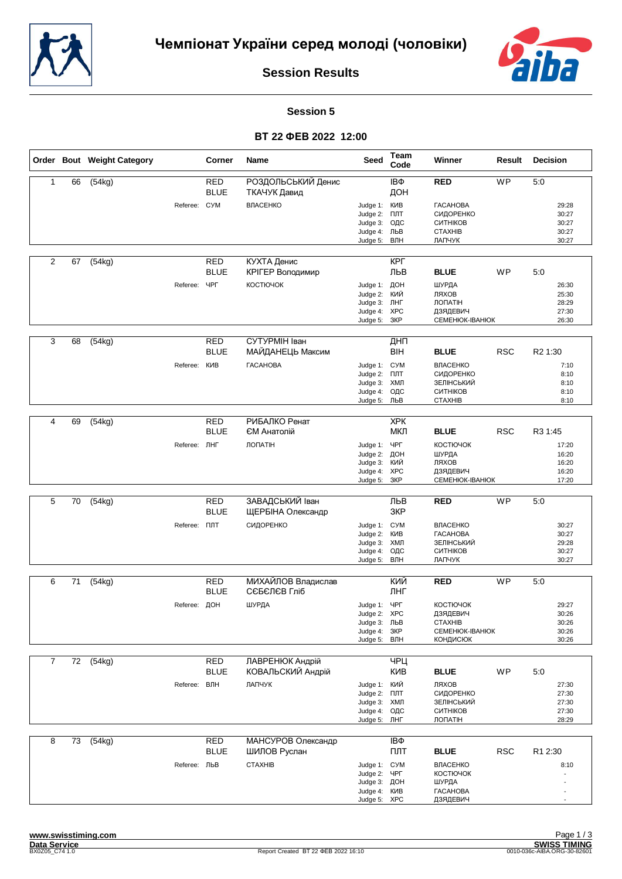# Чемпіонат України серед молоді (чоловіки)

## Session Results

### Session 5

### ВТ 22 ФЕВ 2022 12:00

| Order | Bout | Weight Category | Corner | Name | Seed | Team Code | Winner | Result | Decision |
|---|---|---|---|---|---|---|---|---|---|
| 1 | 66 | (54kg) | RED | РОЗДОЛЬСЬКИЙ Денис | | ІВФ | **RED** | WP | 5:0 |
| | | | BLUE | ТКАЧУК Давид | | ДОН | | | |
| | | Referee: | СУМ | ВЛАСЕНКО | Judge 1: | КИВ | ГАСАНОВА | | 29:28 |
| | | | | | Judge 2: | ПЛТ | СИДОРЕНКО | | 30:27 |
| | | | | | Judge 3: | ОДС | СИТНІКОВ | | 30:27 |
| | | | | | Judge 4: | ЛЬВ | СТАХНІВ | | 30:27 |
| | | | | | Judge 5: | ВЛН | ЛАПЧУК | | 30:27 |
| 2 | 67 | (54kg) | RED | КУХТА Денис | | КРГ | | | |
| | | | BLUE | КРІГЕР Володимир | | ЛЬВ | **BLUE** | WP | 5:0 |
| | | Referee: | ЧРГ | КОСТЮЧОК | Judge 1: | ДОН | ШУРДА | | 26:30 |
| | | | | | Judge 2: | КИЙ | ЛЯХОВ | | 25:30 |
| | | | | | Judge 3: | ЛНГ | ЛОПАТІН | | 28:29 |
| | | | | | Judge 4: | ХРС | ДЗЯДЕВИЧ | | 27:30 |
| | | | | | Judge 5: | ЗКР | СЕМЕНЮК-ІВАНЮК | | 26:30 |
| 3 | 68 | (54kg) | RED | СУТУРМІН Іван | | ДНП | | | |
| | | | BLUE | МАЙДАНЕЦЬ Максим | | ВІН | **BLUE** | RSC | R2 1:30 |
| | | Referee: | КИВ | ГАСАНОВА | Judge 1: | СУМ | ВЛАСЕНКО | | 7:10 |
| | | | | | Judge 2: | ПЛТ | СИДОРЕНКО | | 8:10 |
| | | | | | Judge 3: | ХМЛ | ЗЕЛІНСЬКИЙ | | 8:10 |
| | | | | | Judge 4: | ОДС | СИТНІКОВ | | 8:10 |
| | | | | | Judge 5: | ЛЬВ | СТАХНІВ | | 8:10 |
| 4 | 69 | (54kg) | RED | РИБАЛКО Ренат | | ХРК | | | |
| | | | BLUE | ЄМ Анатолій | | МКЛ | **BLUE** | RSC | R3 1:45 |
| | | Referee: | ЛНГ | ЛОПАТІН | Judge 1: | ЧРГ | КОСТЮЧОК | | 17:20 |
| | | | | | Judge 2: | ДОН | ШУРДА | | 16:20 |
| | | | | | Judge 3: | КИЙ | ЛЯХОВ | | 16:20 |
| | | | | | Judge 4: | ХРС | ДЗЯДЕВИЧ | | 16:20 |
| | | | | | Judge 5: | ЗКР | СЕМЕНЮК-ІВАНЮК | | 17:20 |
| 5 | 70 | (54kg) | RED | ЗАВАДСЬКИЙ Іван | | ЛЬВ | **RED** | WP | 5:0 |
| | | | BLUE | ЩЕРБІНА Олександр | | ЗКР | | | |
| | | Referee: | ПЛТ | СИДОРЕНКО | Judge 1: | СУМ | ВЛАСЕНКО | | 30:27 |
| | | | | | Judge 2: | КИВ | ГАСАНОВА | | 30:27 |
| | | | | | Judge 3: | ХМЛ | ЗЕЛІНСЬКИЙ | | 29:28 |
| | | | | | Judge 4: | ОДС | СИТНІКОВ | | 30:27 |
| | | | | | Judge 5: | ВЛН | ЛАПЧУК | | 30:27 |
| 6 | 71 | (54kg) | RED | МИХАЙЛОВ Владислав | | КИЙ | **RED** | WP | 5:0 |
| | | | BLUE | СЄБЄЛЄВ Гліб | | ЛНГ | | | |
| | | Referee: | ДОН | ШУРДА | Judge 1: | ЧРГ | КОСТЮЧОК | | 29:27 |
| | | | | | Judge 2: | ХРС | ДЗЯДЕВИЧ | | 30:26 |
| | | | | | Judge 3: | ЛЬВ | СТАХНІВ | | 30:26 |
| | | | | | Judge 4: | ЗКР | СЕМЕНЮК-ІВАНЮК | | 30:26 |
| | | | | | Judge 5: | ВЛН | КОНДИСЮК | | 30:26 |
| 7 | 72 | (54kg) | RED | ЛАВРЕНЮК Андрій | | ЧРЦ | | | |
| | | | BLUE | КОВАЛЬСКИЙ Андрій | | КИВ | **BLUE** | WP | 5:0 |
| | | Referee: | ВЛН | ЛАПЧУК | Judge 1: | КИЙ | ЛЯХОВ | | 27:30 |
| | | | | | Judge 2: | ПЛТ | СИДОРЕНКО | | 27:30 |
| | | | | | Judge 3: | ХМЛ | ЗЕЛІНСЬКИЙ | | 27:30 |
| | | | | | Judge 4: | ОДС | СИТНІКОВ | | 27:30 |
| | | | | | Judge 5: | ЛНГ | ЛОПАТІН | | 28:29 |
| 8 | 73 | (54kg) | RED | МАНСУРОВ Олександр | | ІВФ | | | |
| | | | BLUE | ШИЛОВ Руслан | | ПЛТ | **BLUE** | RSC | R1 2:30 |
| | | Referee: | ЛЬВ | СТАХНІВ | Judge 1: | СУМ | ВЛАСЕНКО | | 8:10 |
| | | | | | Judge 2: | ЧРГ | КОСТЮЧОК | | - |
| | | | | | Judge 3: | ДОН | ШУРДА | | - |
| | | | | | Judge 4: | КИВ | ГАСАНОВА | | - |
| | | | | | Judge 5: | ХРС | ДЗЯДЕВИЧ | | - |

www.swisstiming.com
Data Service
BX0Z05_C74 1.0
Report Created ВТ 22 ФЕВ 2022 16:10
SWISS TIMING
0010-036c-AIBA.ORG-30-82601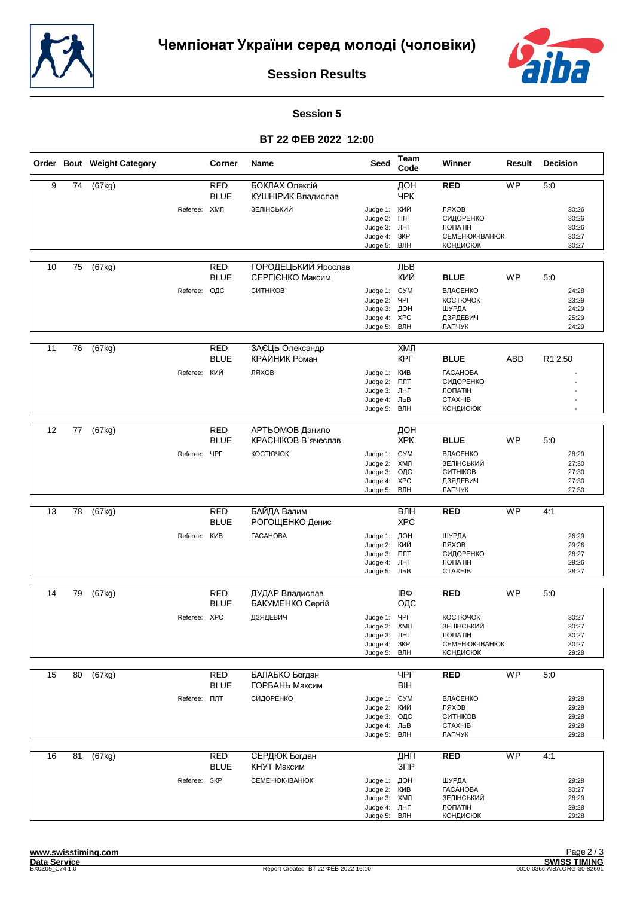# Чемпіонат України серед молоді (чоловіки)

## Session Results

### Session 5

### ВТ 22 ФЕВ 2022 12:00

| Order | Bout | Weight Category | Corner | Name | Seed | Team Code | Winner | Result | Decision |
|---|---|---|---|---|---|---|---|---|---|
| 9 | 74 | (67kg) | RED | БОКЛАХ Олексій | | ДОН | RED | WP | 5:0 |
| | | | BLUE | КУШНІРИК Владислав | | ЧРК | | | |
| | | Referee: | ХМЛ | ЗЕЛІНСЬКИЙ | Judge 1: | КИЙ | ЛЯХОВ | | 30:26 |
| | | | | | Judge 2: | ПЛТ | СИДОРЕНКО | | 30:26 |
| | | | | | Judge 3: | ЛНГ | ЛОПАТІН | | 30:26 |
| | | | | | Judge 4: | ЗКР | СЕМЕНЮК-ІВАНЮК | | 30:27 |
| | | | | | Judge 5: | ВЛН | КОНДИСЮК | | 30:27 |
| 10 | 75 | (67kg) | RED | ГОРОДЕЦЬКИЙ Ярослав | | ЛЬВ | | | |
| | | | BLUE | СЕРГІЄНКО Максим | | КИЙ | BLUE | WP | 5:0 |
| | | Referee: | ОДС | СИТНІКОВ | Judge 1: | СУМ | ВЛАСЕНКО | | 24:28 |
| | | | | | Judge 2: | ЧРГ | КОСТЮЧОК | | 23:29 |
| | | | | | Judge 3: | ДОН | ШУРДА | | 24:29 |
| | | | | | Judge 4: | ХРС | ДЗЯДЕВИЧ | | 25:29 |
| | | | | | Judge 5: | ВЛН | ЛАПЧУК | | 24:29 |
| 11 | 76 | (67kg) | RED | ЗАЄЦЬ Олександр | | ХМЛ | | | |
| | | | BLUE | КРАЙНИК Роман | | КРГ | BLUE | ABD | R1 2:50 |
| | | Referee: | КИЙ | ЛЯХОВ | Judge 1: | КИВ | ГАСАНОВА | | - |
| | | | | | Judge 2: | ПЛТ | СИДОРЕНКО | | - |
| | | | | | Judge 3: | ЛНГ | ЛОПАТІН | | - |
| | | | | | Judge 4: | ЛЬВ | СТАХНІВ | | - |
| | | | | | Judge 5: | ВЛН | КОНДИСЮК | | - |
| 12 | 77 | (67kg) | RED | АРТЬОМОВ Данило | | ДОН | | | |
| | | | BLUE | КРАСНІКОВ В`ячеслав | | ХРК | BLUE | WP | 5:0 |
| | | Referee: | ЧРГ | КОСТЮЧОК | Judge 1: | СУМ | ВЛАСЕНКО | | 28:29 |
| | | | | | Judge 2: | ХМЛ | ЗЕЛІНСЬКИЙ | | 27:30 |
| | | | | | Judge 3: | ОДС | СИТНІКОВ | | 27:30 |
| | | | | | Judge 4: | ХРС | ДЗЯДЕВИЧ | | 27:30 |
| | | | | | Judge 5: | ВЛН | ЛАПЧУК | | 27:30 |
| 13 | 78 | (67kg) | RED | БАЙДА Вадим | | ВЛН | RED | WP | 4:1 |
| | | | BLUE | РОГОЩЕНКО Денис | | ХРС | | | |
| | | Referee: | КИВ | ГАСАНОВА | Judge 1: | ДОН | ШУРДА | | 26:29 |
| | | | | | Judge 2: | КИЙ | ЛЯХОВ | | 29:26 |
| | | | | | Judge 3: | ПЛТ | СИДОРЕНКО | | 28:27 |
| | | | | | Judge 4: | ЛНГ | ЛОПАТІН | | 29:26 |
| | | | | | Judge 5: | ЛЬВ | СТАХНІВ | | 28:27 |
| 14 | 79 | (67kg) | RED | ДУДАР Владислав | | ІВФ | RED | WP | 5:0 |
| | | | BLUE | БАКУМЕНКО Сергій | | ОДС | | | |
| | | Referee: | ХРС | ДЗЯДЕВИЧ | Judge 1: | ЧРГ | КОСТЮЧОК | | 30:27 |
| | | | | | Judge 2: | ХМЛ | ЗЕЛІНСЬКИЙ | | 30:27 |
| | | | | | Judge 3: | ЛНГ | ЛОПАТІН | | 30:27 |
| | | | | | Judge 4: | ЗКР | СЕМЕНЮК-ІВАНЮК | | 30:27 |
| | | | | | Judge 5: | ВЛН | КОНДИСЮК | | 29:28 |
| 15 | 80 | (67kg) | RED | БАЛАБКО Богдан | | ЧРГ | RED | WP | 5:0 |
| | | | BLUE | ГОРБАНЬ Максим | | ВІН | | | |
| | | Referee: | ПЛТ | СИДОРЕНКО | Judge 1: | СУМ | ВЛАСЕНКО | | 29:28 |
| | | | | | Judge 2: | КИЙ | ЛЯХОВ | | 29:28 |
| | | | | | Judge 3: | ОДС | СИТНІКОВ | | 29:28 |
| | | | | | Judge 4: | ЛЬВ | СТАХНІВ | | 29:28 |
| | | | | | Judge 5: | ВЛН | ЛАПЧУК | | 29:28 |
| 16 | 81 | (67kg) | RED | СЕРДЮК Богдан | | ДНП | RED | WP | 4:1 |
| | | | BLUE | КНУТ Максим | | ЗПР | | | |
| | | Referee: | ЗКР | СЕМЕНЮК-ІВАНЮК | Judge 1: | ДОН | ШУРДА | | 29:28 |
| | | | | | Judge 2: | КИВ | ГАСАНОВА | | 30:27 |
| | | | | | Judge 3: | ХМЛ | ЗЕЛІНСЬКИЙ | | 28:29 |
| | | | | | Judge 4: | ЛНГ | ЛОПАТІН | | 29:28 |
| | | | | | Judge 5: | ВЛН | КОНДИСЮК | | 29:28 |

www.swisstiming.com
Data Service
BX0Z05_C74 1.0

Report Created ВТ 22 ФЕВ 2022 16:10

SWISS TIMING
0010-036c-AIBA.ORG-30-82601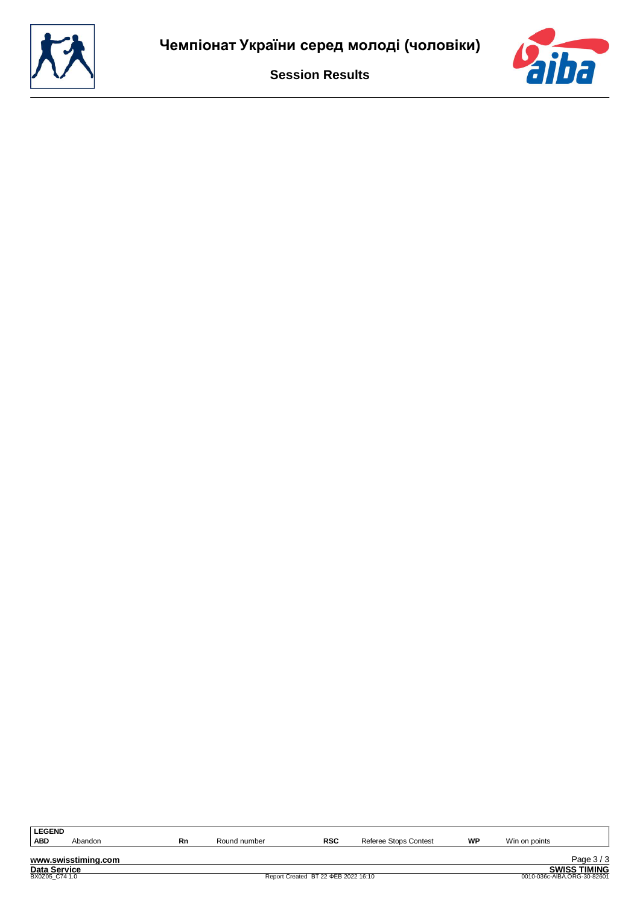| LEGEND | | | | | | | |
|---|---|---|---|---|---|---|---|
| ABD | Abandon | Rn | Round number | RSC | Referee Stops Contest | WP | Win on points |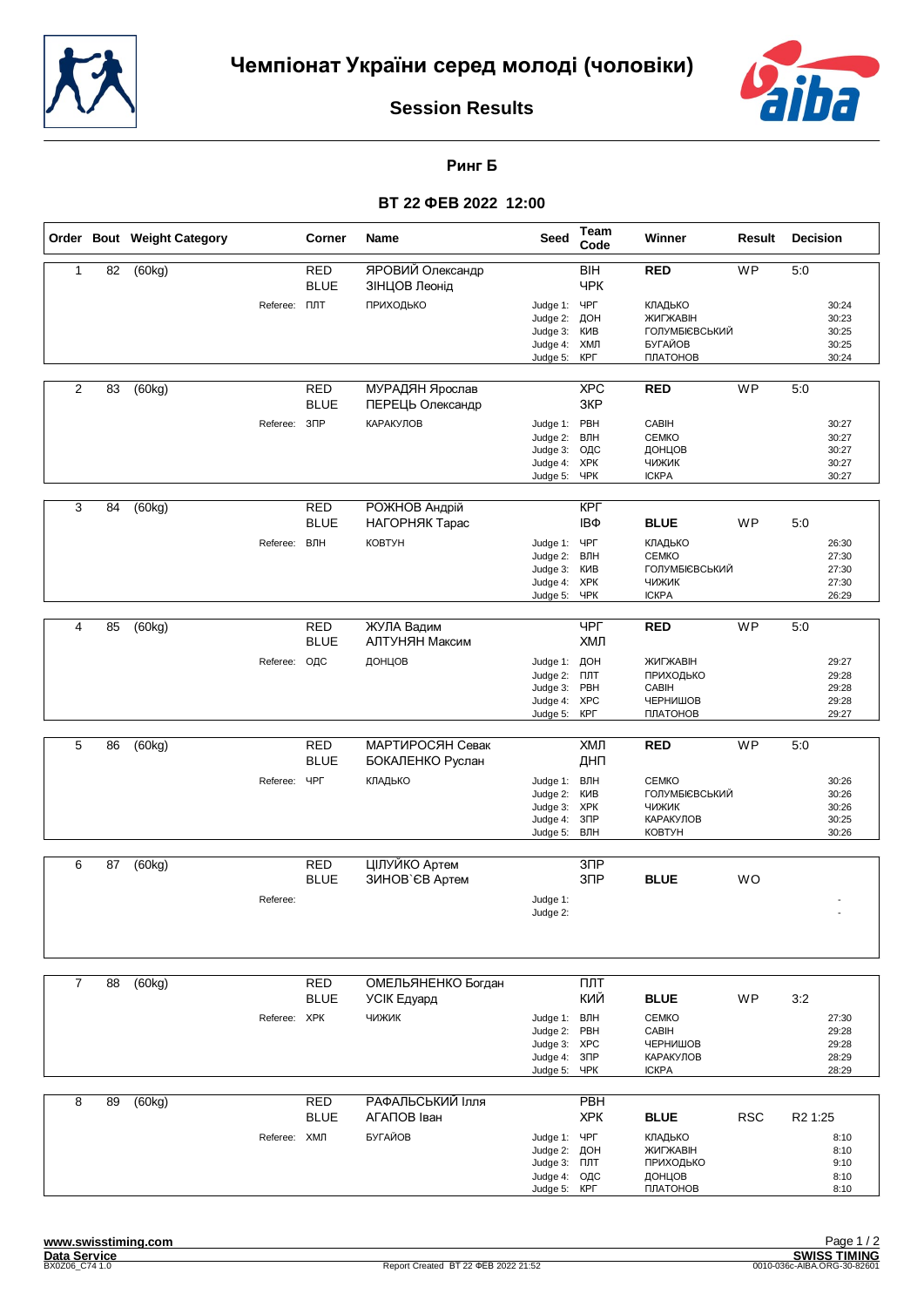# Чемпіонат України серед молоді (чоловіки)

## Session Results

### Ринг Б

### ВТ 22 ФЕВ 2022 12:00

| Order | Bout | Weight Category | Corner | Name | Seed | Team Code | Winner | Result | Decision |
|---|---|---|---|---|---|---|---|---|---|
| 1 | 82 | (60kg) | RED | ЯРОВИЙ Олександр | | ВІН | RED | WP | 5:0 |
| | | | BLUE | ЗІНЦОВ Леонід | | ЧРК | | | |
| | | Referee: | ПЛТ | ПРИХОДЬКО | Judge 1: | ЧРГ | КЛАДЬКО | | 30:24 |
| | | | | | Judge 2: | ДОН | ЖИГЖАВІН | | 30:23 |
| | | | | | Judge 3: | КИВ | ГОЛУМБІЄВСЬКИЙ | | 30:25 |
| | | | | | Judge 4: | ХМЛ | БУГАЙОВ | | 30:25 |
| | | | | | Judge 5: | КРГ | ПЛАТОНОВ | | 30:24 |
| 2 | 83 | (60kg) | RED | МУРАДЯН Ярослав | | ХРС | RED | WP | 5:0 |
| | | | BLUE | ПЕРЕЦЬ Олександр | | ЗКР | | | |
| | | Referee: | ЗПР | КАРАКУЛОВ | Judge 1: | РВН | САВІН | | 30:27 |
| | | | | | Judge 2: | ВЛН | СЕМКО | | 30:27 |
| | | | | | Judge 3: | ОДС | ДОНЦОВ | | 30:27 |
| | | | | | Judge 4: | ХРК | ЧИЖИК | | 30:27 |
| | | | | | Judge 5: | ЧРК | ІСКРА | | 30:27 |
| 3 | 84 | (60kg) | RED | РОЖНОВ Андрій | | КРГ | | | |
| | | | BLUE | НАГОРНЯК Тарас | | ІВФ | BLUE | WP | 5:0 |
| | | Referee: | ВЛН | КОВТУН | Judge 1: | ЧРГ | КЛАДЬКО | | 26:30 |
| | | | | | Judge 2: | ВЛН | СЕМКО | | 27:30 |
| | | | | | Judge 3: | КИВ | ГОЛУМБІЄВСЬКИЙ | | 27:30 |
| | | | | | Judge 4: | ХРК | ЧИЖИК | | 27:30 |
| | | | | | Judge 5: | ЧРК | ІСКРА | | 26:29 |
| 4 | 85 | (60kg) | RED | ЖУЛА Вадим | | ЧРГ | RED | WP | 5:0 |
| | | | BLUE | АЛТУНЯН Максим | | ХМЛ | | | |
| | | Referee: | ОДС | ДОНЦОВ | Judge 1: | ДОН | ЖИГЖАВІН | | 29:27 |
| | | | | | Judge 2: | ПЛТ | ПРИХОДЬКО | | 29:28 |
| | | | | | Judge 3: | РВН | САВІН | | 29:28 |
| | | | | | Judge 4: | ХРС | ЧЕРНИШОВ | | 29:28 |
| | | | | | Judge 5: | КРГ | ПЛАТОНОВ | | 29:27 |
| 5 | 86 | (60kg) | RED | МАРТИРОСЯН Севак | | ХМЛ | RED | WP | 5:0 |
| | | | BLUE | БОКАЛЕНКО Руслан | | ДНП | | | |
| | | Referee: | ЧРГ | КЛАДЬКО | Judge 1: | ВЛН | СЕМКО | | 30:26 |
| | | | | | Judge 2: | КИВ | ГОЛУМБІЄВСЬКИЙ | | 30:26 |
| | | | | | Judge 3: | ХРК | ЧИЖИК | | 30:26 |
| | | | | | Judge 4: | ЗПР | КАРАКУЛОВ | | 30:25 |
| | | | | | Judge 5: | ВЛН | КОВТУН | | 30:26 |
| 6 | 87 | (60kg) | RED | ЦІЛУЙКО Артем | | ЗПР | | | |
| | | | BLUE | ЗИНОВ`ЄВ Артем | | ЗПР | BLUE | WO | |
| | | Referee: | | | Judge 1: | | | | - |
| | | | | | Judge 2: | | | | - |
| 7 | 88 | (60kg) | RED | ОМЕЛЬЯНЕНКО Богдан | | ПЛТ | | | |
| | | | BLUE | УСІК Едуард | | КИЙ | BLUE | WP | 3:2 |
| | | Referee: | ХРК | ЧИЖИК | Judge 1: | ВЛН | СЕМКО | | 27:30 |
| | | | | | Judge 2: | РВН | САВІН | | 29:28 |
| | | | | | Judge 3: | ХРС | ЧЕРНИШОВ | | 29:28 |
| | | | | | Judge 4: | ЗПР | КАРАКУЛОВ | | 28:29 |
| | | | | | Judge 5: | ЧРК | ІСКРА | | 28:29 |
| 8 | 89 | (60kg) | RED | РАФАЛЬСЬКИЙ Ілля | | РВН | | | |
| | | | BLUE | АГАПОВ Іван | | ХРК | BLUE | RSC | R2 1:25 |
| | | Referee: | ХМЛ | БУГАЙОВ | Judge 1: | ЧРГ | КЛАДЬКО | | 8:10 |
| | | | | | Judge 2: | ДОН | ЖИГЖАВІН | | 8:10 |
| | | | | | Judge 3: | ПЛТ | ПРИХОДЬКО | | 9:10 |
| | | | | | Judge 4: | ОДС | ДОНЦОВ | | 8:10 |
| | | | | | Judge 5: | КРГ | ПЛАТОНОВ | | 8:10 |

www.swisstiming.com
Data Service
BX0Z06_C74 1.0

Report Created ВТ 22 ФЕВ 2022 21:52

SWISS TIMING
0010-036c-AIBA.ORG-30-82601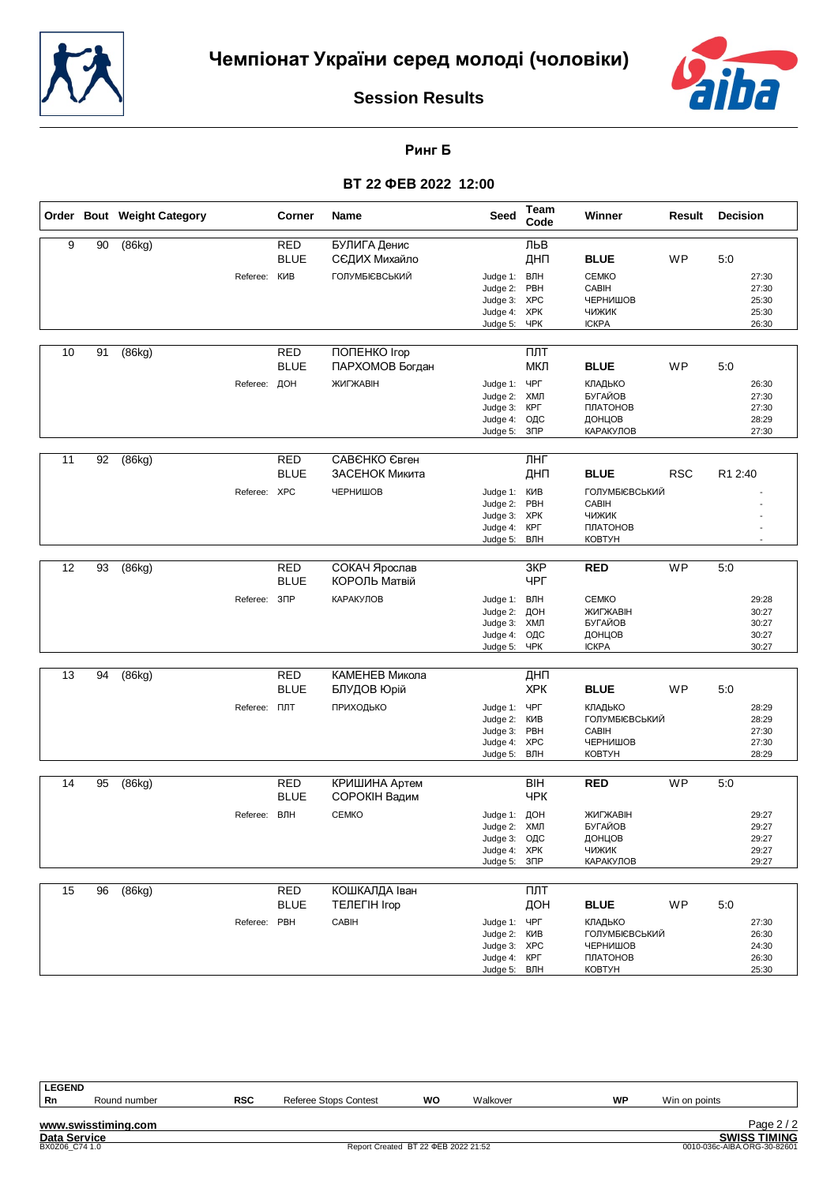# Чемпіонат України серед молоді (чоловіки)

## Session Results

### Ринг Б

### ВТ 22 ФЕВ 2022 12:00

| Order | Bout | Weight Category | Corner | Name | Seed | Team Code | Winner | Result | Decision |
|---|---|---|---|---|---|---|---|---|---|
| 9 | 90 | (86kg) | RED | БУЛИГА Денис | | ЛЬВ | | | |
| | | | BLUE | СЄДИХ Михайло | | ДНП | **BLUE** | WP | 5:0 |
| | | Referee: | КИВ | ГОЛУМБІЄВСЬКИЙ | Judge 1: | ВЛН | СЕМКО | | 27:30 |
| | | | | | Judge 2: | РВН | САВІН | | 27:30 |
| | | | | | Judge 3: | ХРС | ЧЕРНИШОВ | | 25:30 |
| | | | | | Judge 4: | ХРК | ЧИЖИК | | 25:30 |
| | | | | | Judge 5: | ЧРК | ІСКРА | | 26:30 |
| 10 | 91 | (86kg) | RED | ПОПЕНКО Ігор | | ПЛТ | | | |
| | | | BLUE | ПАРХОМОВ Богдан | | МКЛ | **BLUE** | WP | 5:0 |
| | | Referee: | ДОН | ЖИГЖАВІН | Judge 1: | ЧРГ | КЛАДЬКО | | 26:30 |
| | | | | | Judge 2: | ХМЛ | БУГАЙОВ | | 27:30 |
| | | | | | Judge 3: | КРГ | ПЛАТОНОВ | | 27:30 |
| | | | | | Judge 4: | ОДС | ДОНЦОВ | | 28:29 |
| | | | | | Judge 5: | ЗПР | КАРАКУЛОВ | | 27:30 |
| 11 | 92 | (86kg) | RED | САВЄНКО Євген | | ЛНГ | | | |
| | | | BLUE | ЗАСЕНОК Микита | | ДНП | **BLUE** | RSC | R1 2:40 |
| | | Referee: | ХРС | ЧЕРНИШОВ | Judge 1: | КИВ | ГОЛУМБІЄВСЬКИЙ | | - |
| | | | | | Judge 2: | РВН | САВІН | | - |
| | | | | | Judge 3: | ХРК | ЧИЖИК | | - |
| | | | | | Judge 4: | КРГ | ПЛАТОНОВ | | - |
| | | | | | Judge 5: | ВЛН | КОВТУН | | - |
| 12 | 93 | (86kg) | RED | СОКАЧ Ярослав | | ЗКР | **RED** | WP | 5:0 |
| | | | BLUE | КОРОЛЬ Матвій | | ЧРГ | | | |
| | | Referee: | ЗПР | КАРАКУЛОВ | Judge 1: | ВЛН | СЕМКО | | 29:28 |
| | | | | | Judge 2: | ДОН | ЖИГЖАВІН | | 30:27 |
| | | | | | Judge 3: | ХМЛ | БУГАЙОВ | | 30:27 |
| | | | | | Judge 4: | ОДС | ДОНЦОВ | | 30:27 |
| | | | | | Judge 5: | ЧРК | ІСКРА | | 30:27 |
| 13 | 94 | (86kg) | RED | КАМЕНЕВ Микола | | ДНП | | | |
| | | | BLUE | БЛУДОВ Юрій | | ХРК | **BLUE** | WP | 5:0 |
| | | Referee: | ПЛТ | ПРИХОДЬКО | Judge 1: | ЧРГ | КЛАДЬКО | | 28:29 |
| | | | | | Judge 2: | КИВ | ГОЛУМБІЄВСЬКИЙ | | 28:29 |
| | | | | | Judge 3: | РВН | САВІН | | 27:30 |
| | | | | | Judge 4: | ХРС | ЧЕРНИШОВ | | 27:30 |
| | | | | | Judge 5: | ВЛН | КОВТУН | | 28:29 |
| 14 | 95 | (86kg) | RED | КРИШИНА Артем | | ВІН | **RED** | WP | 5:0 |
| | | | BLUE | СОРОКІН Вадим | | ЧРК | | | |
| | | Referee: | ВЛН | СЕМКО | Judge 1: | ДОН | ЖИГЖАВІН | | 29:27 |
| | | | | | Judge 2: | ХМЛ | БУГАЙОВ | | 29:27 |
| | | | | | Judge 3: | ОДС | ДОНЦОВ | | 29:27 |
| | | | | | Judge 4: | ХРК | ЧИЖИК | | 29:27 |
| | | | | | Judge 5: | ЗПР | КАРАКУЛОВ | | 29:27 |
| 15 | 96 | (86kg) | RED | КОШКАЛДА Іван | | ПЛТ | | | |
| | | | BLUE | ТЕЛЕГІН Ігор | | ДОН | **BLUE** | WP | 5:0 |
| | | Referee: | РВН | САВІН | Judge 1: | ЧРГ | КЛАДЬКО | | 27:30 |
| | | | | | Judge 2: | КИВ | ГОЛУМБІЄВСЬКИЙ | | 26:30 |
| | | | | | Judge 3: | ХРС | ЧЕРНИШОВ | | 24:30 |
| | | | | | Judge 4: | КРГ | ПЛАТОНОВ | | 26:30 |
| | | | | | Judge 5: | ВЛН | КОВТУН | | 25:30 |

| LEGEND | | | | | | | |
|---|---|---|---|---|---|---|---|
| Rn | Round number | RSC | Referee Stops Contest | WO | Walkover | WP | Win on points |

www.swisstiming.com

Data Service — SWISS TIMING

BX0Z06_C74 1.0 — Report Created ВТ 22 ФЕВ 2022 21:52 — 0010-036c-AIBA.ORG-30-82601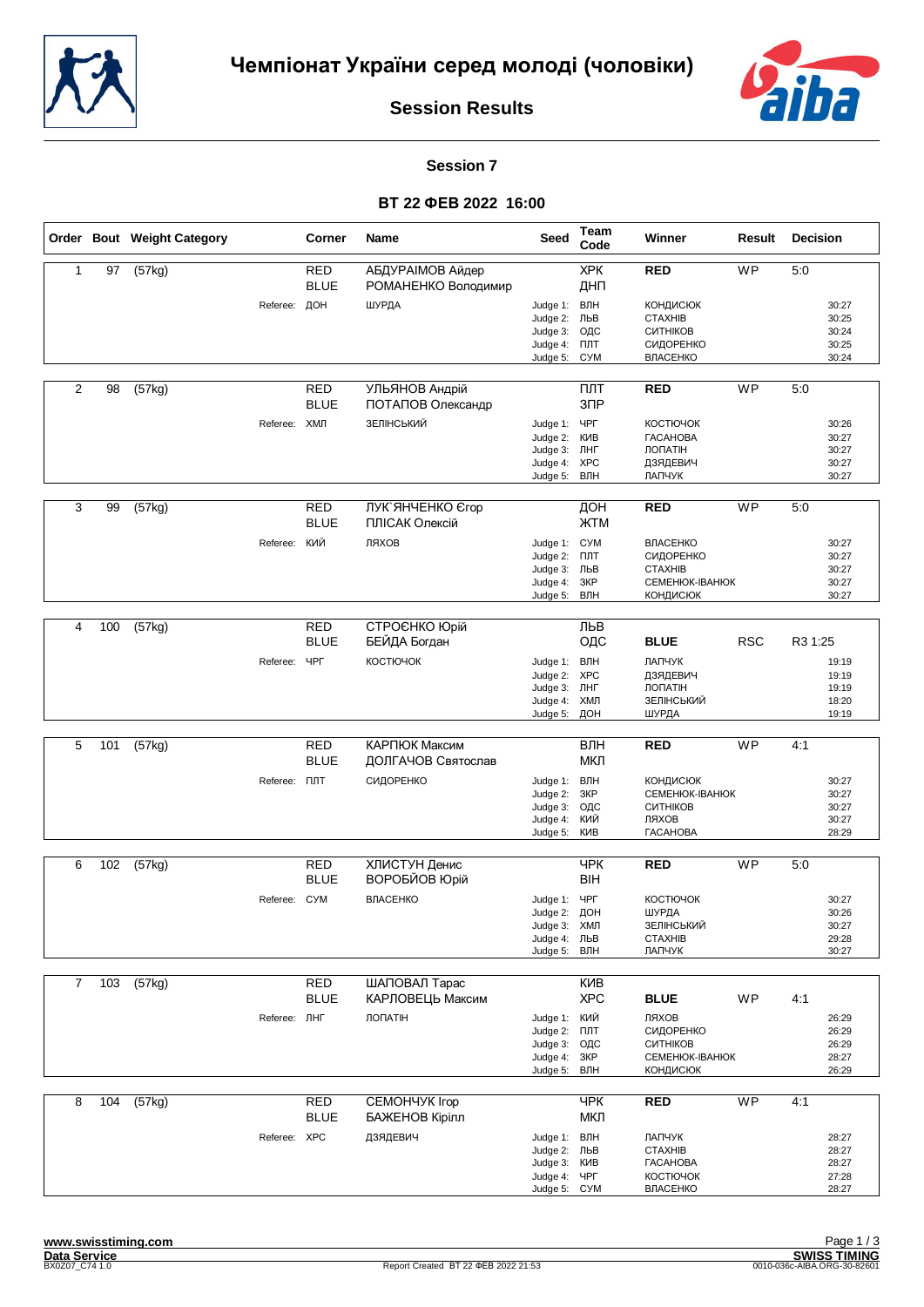# Чемпіонат України серед молоді (чоловіки)

## Session Results

### Session 7

### ВТ 22 ФЕВ 2022 16:00

| Order | Bout | Weight Category | Corner | Name | Seed | Team Code | Winner | Result | Decision |
|---|---|---|---|---|---|---|---|---|---|
| 1 | 97 | (57kg) | RED | АБДУРАІМОВ Айдер | | ХРК | RED | WP | 5:0 |
| | | | BLUE | РОМАНЕНКО Володимир | | ДНП | | | |
| | | Referee: | ДОН | ШУРДА | Judge 1: | ВЛН | КОНДИСЮК | | 30:27 |
| | | | | | Judge 2: | ЛЬВ | СТАХНІВ | | 30:25 |
| | | | | | Judge 3: | ОДС | СИТНІКОВ | | 30:24 |
| | | | | | Judge 4: | ПЛТ | СИДОРЕНКО | | 30:25 |
| | | | | | Judge 5: | СУМ | ВЛАСЕНКО | | 30:24 |
| 2 | 98 | (57kg) | RED | УЛЬЯНОВ Андрій | | ПЛТ | RED | WP | 5:0 |
| | | | BLUE | ПОТАПОВ Олександр | | ЗПР | | | |
| | | Referee: | ХМЛ | ЗЕЛІНСЬКИЙ | Judge 1: | ЧРГ | КОСТЮЧОК | | 30:26 |
| | | | | | Judge 2: | КИВ | ГАСАНОВА | | 30:27 |
| | | | | | Judge 3: | ЛНГ | ЛОПАТІН | | 30:27 |
| | | | | | Judge 4: | ХРС | ДЗЯДЕВИЧ | | 30:27 |
| | | | | | Judge 5: | ВЛН | ЛАПЧУК | | 30:27 |
| 3 | 99 | (57kg) | RED | ЛУК`ЯНЧЕНКО Єгор | | ДОН | RED | WP | 5:0 |
| | | | BLUE | ПЛІСАК Олексій | | ЖТМ | | | |
| | | Referee: | КИЙ | ЛЯХОВ | Judge 1: | СУМ | ВЛАСЕНКО | | 30:27 |
| | | | | | Judge 2: | ПЛТ | СИДОРЕНКО | | 30:27 |
| | | | | | Judge 3: | ЛЬВ | СТАХНІВ | | 30:27 |
| | | | | | Judge 4: | ЗКР | СЕМЕНЮК-ІВАНЮК | | 30:27 |
| | | | | | Judge 5: | ВЛН | КОНДИСЮК | | 30:27 |
| 4 | 100 | (57kg) | RED | СТРОЄНКО Юрій | | ЛЬВ | | | |
| | | | BLUE | БЕЙДА Богдан | | ОДС | BLUE | RSC | R3 1:25 |
| | | Referee: | ЧРГ | КОСТЮЧОК | Judge 1: | ВЛН | ЛАПЧУК | | 19:19 |
| | | | | | Judge 2: | ХРС | ДЗЯДЕВИЧ | | 19:19 |
| | | | | | Judge 3: | ЛНГ | ЛОПАТІН | | 19:19 |
| | | | | | Judge 4: | ХМЛ | ЗЕЛІНСЬКИЙ | | 18:20 |
| | | | | | Judge 5: | ДОН | ШУРДА | | 19:19 |
| 5 | 101 | (57kg) | RED | КАРПЮК Максим | | ВЛН | RED | WP | 4:1 |
| | | | BLUE | ДОЛГАЧОВ Святослав | | МКЛ | | | |
| | | Referee: | ПЛТ | СИДОРЕНКО | Judge 1: | ВЛН | КОНДИСЮК | | 30:27 |
| | | | | | Judge 2: | ЗКР | СЕМЕНЮК-ІВАНЮК | | 30:27 |
| | | | | | Judge 3: | ОДС | СИТНІКОВ | | 30:27 |
| | | | | | Judge 4: | КИЙ | ЛЯХОВ | | 30:27 |
| | | | | | Judge 5: | КИВ | ГАСАНОВА | | 28:29 |
| 6 | 102 | (57kg) | RED | ХЛИСТУН Денис | | ЧРК | RED | WP | 5:0 |
| | | | BLUE | ВОРОБЙОВ Юрій | | ВІН | | | |
| | | Referee: | СУМ | ВЛАСЕНКО | Judge 1: | ЧРГ | КОСТЮЧОК | | 30:27 |
| | | | | | Judge 2: | ДОН | ШУРДА | | 30:26 |
| | | | | | Judge 3: | ХМЛ | ЗЕЛІНСЬКИЙ | | 30:27 |
| | | | | | Judge 4: | ЛЬВ | СТАХНІВ | | 29:28 |
| | | | | | Judge 5: | ВЛН | ЛАПЧУК | | 30:27 |
| 7 | 103 | (57kg) | RED | ШАПОВАЛ Тарас | | КИВ | | | |
| | | | BLUE | КАРЛОВЕЦЬ Максим | | ХРС | BLUE | WP | 4:1 |
| | | Referee: | ЛНГ | ЛОПАТІН | Judge 1: | КИЙ | ЛЯХОВ | | 26:29 |
| | | | | | Judge 2: | ПЛТ | СИДОРЕНКО | | 26:29 |
| | | | | | Judge 3: | ОДС | СИТНІКОВ | | 26:29 |
| | | | | | Judge 4: | ЗКР | СЕМЕНЮК-ІВАНЮК | | 28:27 |
| | | | | | Judge 5: | ВЛН | КОНДИСЮК | | 26:29 |
| 8 | 104 | (57kg) | RED | СЕМОНЧУК Ігор | | ЧРК | RED | WP | 4:1 |
| | | | BLUE | БАЖЕНОВ Кірілл | | МКЛ | | | |
| | | Referee: | ХРС | ДЗЯДЕВИЧ | Judge 1: | ВЛН | ЛАПЧУК | | 28:27 |
| | | | | | Judge 2: | ЛЬВ | СТАХНІВ | | 28:27 |
| | | | | | Judge 3: | КИВ | ГАСАНОВА | | 28:27 |
| | | | | | Judge 4: | ЧРГ | КОСТЮЧОК | | 27:28 |
| | | | | | Judge 5: | СУМ | ВЛАСЕНКО | | 28:27 |

www.swisstiming.com
Data Service
BX0Z07_C74 1.0
Report Created ВТ 22 ФЕВ 2022 21:53
SWISS TIMING
0010-036c-AIBA.ORG-30-82601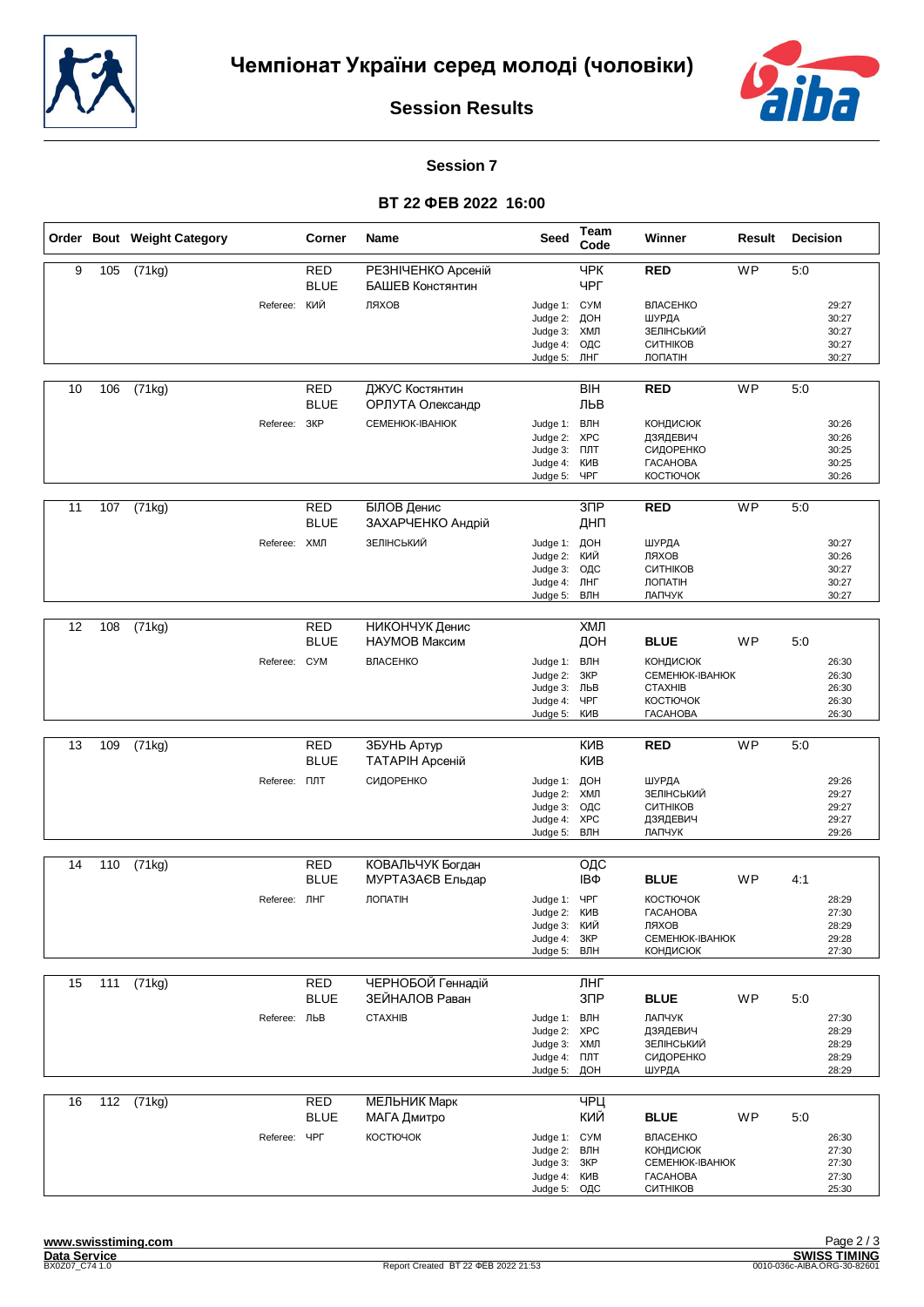# Чемпіонат України серед молоді (чоловіки)

## Session Results

### Session 7

### ВТ 22 ФЕВ 2022 16:00

| Order | Bout | Weight Category | Corner | Name | Seed | Team Code | Winner | Result | Decision |
|---|---|---|---|---|---|---|---|---|---|
| 9 | 105 | (71kg) | RED | РЕЗНІЧЕНКО Арсеній | | ЧРК | **RED** | WP | 5:0 |
| | | | BLUE | БАШЕВ Констянтин | | ЧРГ | | | |
| | | Referee: | КИЙ | ЛЯХОВ | Judge 1: | СУМ | ВЛАСЕНКО | | 29:27 |
| | | | | | Judge 2: | ДОН | ШУРДА | | 30:27 |
| | | | | | Judge 3: | ХМЛ | ЗЕЛІНСЬКИЙ | | 30:27 |
| | | | | | Judge 4: | ОДС | СИТНІКОВ | | 30:27 |
| | | | | | Judge 5: | ЛНГ | ЛОПАТІН | | 30:27 |
| 10 | 106 | (71kg) | RED | ДЖУС Костянтин | | ВІН | **RED** | WP | 5:0 |
| | | | BLUE | ОРЛУТА Олександр | | ЛЬВ | | | |
| | | Referee: | ЗКР | СЕМЕНЮК-ІВАНЮК | Judge 1: | ВЛН | КОНДИСЮК | | 30:26 |
| | | | | | Judge 2: | ХРС | ДЗЯДЕВИЧ | | 30:26 |
| | | | | | Judge 3: | ПЛТ | СИДОРЕНКО | | 30:25 |
| | | | | | Judge 4: | КИВ | ГАСАНОВА | | 30:25 |
| | | | | | Judge 5: | ЧРГ | КОСТЮЧОК | | 30:26 |
| 11 | 107 | (71kg) | RED | БІЛОВ Денис | | ЗПР | **RED** | WP | 5:0 |
| | | | BLUE | ЗАХАРЧЕНКО Андрій | | ДНП | | | |
| | | Referee: | ХМЛ | ЗЕЛІНСЬКИЙ | Judge 1: | ДОН | ШУРДА | | 30:27 |
| | | | | | Judge 2: | КИЙ | ЛЯХОВ | | 30:26 |
| | | | | | Judge 3: | ОДС | СИТНІКОВ | | 30:27 |
| | | | | | Judge 4: | ЛНГ | ЛОПАТІН | | 30:27 |
| | | | | | Judge 5: | ВЛН | ЛАПЧУК | | 30:27 |
| 12 | 108 | (71kg) | RED | НИКОНЧУК Денис | | ХМЛ | | | |
| | | | BLUE | НАУМОВ Максим | | ДОН | **BLUE** | WP | 5:0 |
| | | Referee: | СУМ | ВЛАСЕНКО | Judge 1: | ВЛН | КОНДИСЮК | | 26:30 |
| | | | | | Judge 2: | ЗКР | СЕМЕНЮК-ІВАНЮК | | 26:30 |
| | | | | | Judge 3: | ЛЬВ | СТАХНІВ | | 26:30 |
| | | | | | Judge 4: | ЧРГ | КОСТЮЧОК | | 26:30 |
| | | | | | Judge 5: | КИВ | ГАСАНОВА | | 26:30 |
| 13 | 109 | (71kg) | RED | ЗБУНЬ Артур | | КИВ | **RED** | WP | 5:0 |
| | | | BLUE | ТАТАРІН Арсеній | | КИВ | | | |
| | | Referee: | ПЛТ | СИДОРЕНКО | Judge 1: | ДОН | ШУРДА | | 29:26 |
| | | | | | Judge 2: | ХМЛ | ЗЕЛІНСЬКИЙ | | 29:27 |
| | | | | | Judge 3: | ОДС | СИТНІКОВ | | 29:27 |
| | | | | | Judge 4: | ХРС | ДЗЯДЕВИЧ | | 29:27 |
| | | | | | Judge 5: | ВЛН | ЛАПЧУК | | 29:26 |
| 14 | 110 | (71kg) | RED | КОВАЛЬЧУК Богдан | | ОДС | | | |
| | | | BLUE | МУРТАЗАЄВ Ельдар | | ІВФ | **BLUE** | WP | 4:1 |
| | | Referee: | ЛНГ | ЛОПАТІН | Judge 1: | ЧРГ | КОСТЮЧОК | | 28:29 |
| | | | | | Judge 2: | КИВ | ГАСАНОВА | | 27:30 |
| | | | | | Judge 3: | КИЙ | ЛЯХОВ | | 28:29 |
| | | | | | Judge 4: | ЗКР | СЕМЕНЮК-ІВАНЮК | | 29:28 |
| | | | | | Judge 5: | ВЛН | КОНДИСЮК | | 27:30 |
| 15 | 111 | (71kg) | RED | ЧЕРНОБОЙ Геннадій | | ЛНГ | | | |
| | | | BLUE | ЗЕЙНАЛОВ Раван | | ЗПР | **BLUE** | WP | 5:0 |
| | | Referee: | ЛЬВ | СТАХНІВ | Judge 1: | ВЛН | ЛАПЧУК | | 27:30 |
| | | | | | Judge 2: | ХРС | ДЗЯДЕВИЧ | | 28:29 |
| | | | | | Judge 3: | ХМЛ | ЗЕЛІНСЬКИЙ | | 28:29 |
| | | | | | Judge 4: | ПЛТ | СИДОРЕНКО | | 28:29 |
| | | | | | Judge 5: | ДОН | ШУРДА | | 28:29 |
| 16 | 112 | (71kg) | RED | МЕЛЬНИК Марк | | ЧРЦ | | | |
| | | | BLUE | МАГА Дмитро | | КИЙ | **BLUE** | WP | 5:0 |
| | | Referee: | ЧРГ | КОСТЮЧОК | Judge 1: | СУМ | ВЛАСЕНКО | | 26:30 |
| | | | | | Judge 2: | ВЛН | КОНДИСЮК | | 27:30 |
| | | | | | Judge 3: | ЗКР | СЕМЕНЮК-ІВАНЮК | | 27:30 |
| | | | | | Judge 4: | КИВ | ГАСАНОВА | | 27:30 |
| | | | | | Judge 5: | ОДС | СИТНІКОВ | | 25:30 |

www.swisstiming.com
Data Service
BX0Z07_C74 1.0

Report Created ВТ 22 ФЕВ 2022 21:53

SWISS TIMING
0010-036c-AIBA.ORG-30-82601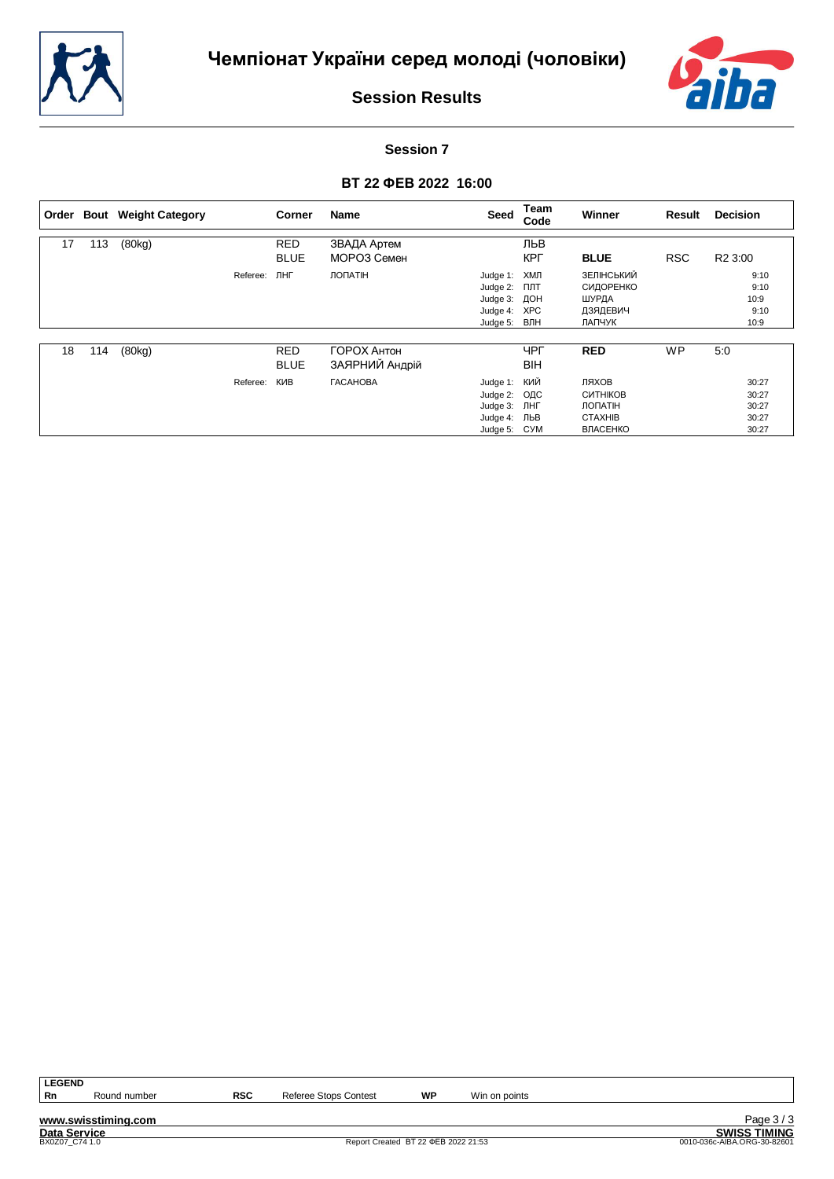# Чемпіонат України серед молоді (чоловіки)

## Session Results

### Session 7

### ВТ 22 ФЕВ 2022 16:00

| Order | Bout | Weight Category | | Corner | Name | Seed | Team Code | Winner | Result | Decision |
|---|---|---|---|---|---|---|---|---|---|---|
| 17 | 113 | (80kg) | | RED | ЗВАДА Артем | | ЛЬВ | | | |
| | | | | BLUE | МОРОЗ Семен | | КРГ | **BLUE** | RSC | R2 3:00 |
| | | | Referee: | ЛНГ | ЛОПАТІН | Judge 1: | ХМЛ | ЗЕЛІНСЬКИЙ | | 9:10 |
| | | | | | | Judge 2: | ПЛТ | СИДОРЕНКО | | 9:10 |
| | | | | | | Judge 3: | ДОН | ШУРДА | | 10:9 |
| | | | | | | Judge 4: | ХРС | ДЗЯДЕВИЧ | | 9:10 |
| | | | | | | Judge 5: | ВЛН | ЛАПЧУК | | 10:9 |
| 18 | 114 | (80kg) | | RED | ГОРОХ Антон | | ЧРГ | **RED** | WP | 5:0 |
| | | | | BLUE | ЗАЯРНИЙ Андрій | | ВІН | | | |
| | | | Referee: | КИВ | ГАСАНОВА | Judge 1: | КИЙ | ЛЯХОВ | | 30:27 |
| | | | | | | Judge 2: | ОДС | СИТНІКОВ | | 30:27 |
| | | | | | | Judge 3: | ЛНГ | ЛОПАТІН | | 30:27 |
| | | | | | | Judge 4: | ЛЬВ | СТАХНІВ | | 30:27 |
| | | | | | | Judge 5: | СУМ | ВЛАСЕНКО | | 30:27 |

**LEGEND**

| | | | | | |
|---|---|---|---|---|---|
| **Rn** | Round number | **RSC** | Referee Stops Contest | **WP** | Win on points |

www.swisstiming.com

Data Service

BX0Z07_C74 1.0

Report Created ВТ 22 ФЕВ 2022 21:53

SWISS TIMING

0010-036c-AIBA.ORG-30-82601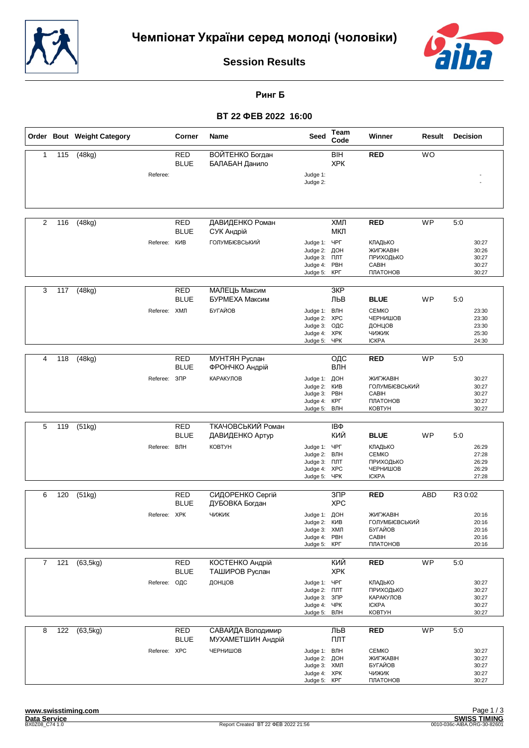# Чемпіонат України серед молоді (чоловіки)

## Session Results

### Ринг Б

### ВТ 22 ФЕВ 2022 16:00

| Order | Bout | Weight Category | Corner | Name | Seed | Team Code | Winner | Result | Decision |
|---|---|---|---|---|---|---|---|---|---|
| 1 | 115 | (48kg) | RED | ВОЙТЕНКО Богдан | | ВІН | **RED** | WO | |
| | | | BLUE | БАЛАБАН Данило | | ХРК | | | |
| | | Referee: | | | Judge 1: | | | | - |
| | | | | | Judge 2: | | | | - |
| 2 | 116 | (48kg) | RED | ДАВИДЕНКО Роман | | ХМЛ | **RED** | WP | 5:0 |
| | | | BLUE | СУК Андрій | | МКЛ | | | |
| | | Referee: | КИВ | ГОЛУМБІЄВСЬКИЙ | Judge 1: | ЧРГ | КЛАДЬКО | | 30:27 |
| | | | | | Judge 2: | ДОН | ЖИГЖАВІН | | 30:26 |
| | | | | | Judge 3: | ПЛТ | ПРИХОДЬКО | | 30:27 |
| | | | | | Judge 4: | РВН | САВІН | | 30:27 |
| | | | | | Judge 5: | КРГ | ПЛАТОНОВ | | 30:27 |
| 3 | 117 | (48kg) | RED | МАЛЕЦЬ Максим | | ЗКР | | | |
| | | | BLUE | БУРМЕХА Максим | | ЛЬВ | **BLUE** | WP | 5:0 |
| | | Referee: | ХМЛ | БУГАЙОВ | Judge 1: | ВЛН | СЕМКО | | 23:30 |
| | | | | | Judge 2: | ХРС | ЧЕРНИШОВ | | 23:30 |
| | | | | | Judge 3: | ОДС | ДОНЦОВ | | 23:30 |
| | | | | | Judge 4: | ХРК | ЧИЖИК | | 25:30 |
| | | | | | Judge 5: | ЧРК | ІСКРА | | 24:30 |
| 4 | 118 | (48kg) | RED | МУНТЯН Руслан | | ОДС | **RED** | WP | 5:0 |
| | | | BLUE | ФРОНЧКО Андрій | | ВЛН | | | |
| | | Referee: | ЗПР | КАРАКУЛОВ | Judge 1: | ДОН | ЖИГЖАВІН | | 30:27 |
| | | | | | Judge 2: | КИВ | ГОЛУМБІЄВСЬКИЙ | | 30:27 |
| | | | | | Judge 3: | РВН | САВІН | | 30:27 |
| | | | | | Judge 4: | КРГ | ПЛАТОНОВ | | 30:27 |
| | | | | | Judge 5: | ВЛН | КОВТУН | | 30:27 |
| 5 | 119 | (51kg) | RED | ТКАЧОВСЬКИЙ Роман | | ІВФ | | | |
| | | | BLUE | ДАВИДЕНКО Артур | | КИЙ | **BLUE** | WP | 5:0 |
| | | Referee: | ВЛН | КОВТУН | Judge 1: | ЧРГ | КЛАДЬКО | | 26:29 |
| | | | | | Judge 2: | ВЛН | СЕМКО | | 27:28 |
| | | | | | Judge 3: | ПЛТ | ПРИХОДЬКО | | 26:29 |
| | | | | | Judge 4: | ХРС | ЧЕРНИШОВ | | 26:29 |
| | | | | | Judge 5: | ЧРК | ІСКРА | | 27:28 |
| 6 | 120 | (51kg) | RED | СИДОРЕНКО Сергій | | ЗПР | **RED** | ABD | R3 0:02 |
| | | | BLUE | ДУБОВКА Богдан | | ХРС | | | |
| | | Referee: | ХРК | ЧИЖИК | Judge 1: | ДОН | ЖИГЖАВІН | | 20:16 |
| | | | | | Judge 2: | КИВ | ГОЛУМБІЄВСЬКИЙ | | 20:16 |
| | | | | | Judge 3: | ХМЛ | БУГАЙОВ | | 20:16 |
| | | | | | Judge 4: | РВН | САВІН | | 20:16 |
| | | | | | Judge 5: | КРГ | ПЛАТОНОВ | | 20:16 |
| 7 | 121 | (63,5kg) | RED | КОСТЕНКО Андрій | | КИЙ | **RED** | WP | 5:0 |
| | | | BLUE | ТАШИРОВ Руслан | | ХРК | | | |
| | | Referee: | ОДС | ДОНЦОВ | Judge 1: | ЧРГ | КЛАДЬКО | | 30:27 |
| | | | | | Judge 2: | ПЛТ | ПРИХОДЬКО | | 30:27 |
| | | | | | Judge 3: | ЗПР | КАРАКУЛОВ | | 30:27 |
| | | | | | Judge 4: | ЧРК | ІСКРА | | 30:27 |
| | | | | | Judge 5: | ВЛН | КОВТУН | | 30:27 |
| 8 | 122 | (63,5kg) | RED | САВАЙДА Володимир | | ЛЬВ | **RED** | WP | 5:0 |
| | | | BLUE | МУХАМЕТШИН Андрій | | ПЛТ | | | |
| | | Referee: | ХРС | ЧЕРНИШОВ | Judge 1: | ВЛН | СЕМКО | | 30:27 |
| | | | | | Judge 2: | ДОН | ЖИГЖАВІН | | 30:27 |
| | | | | | Judge 3: | ХМЛ | БУГАЙОВ | | 30:27 |
| | | | | | Judge 4: | ХРК | ЧИЖИК | | 30:27 |
| | | | | | Judge 5: | КРГ | ПЛАТОНОВ | | 30:27 |

www.swisstiming.com
Data Service
BX0Z08_C74 1.0
Report Created ВТ 22 ФЕВ 2022 21:56
SWISS TIMING
0010-036c-AIBA.ORG-30-82601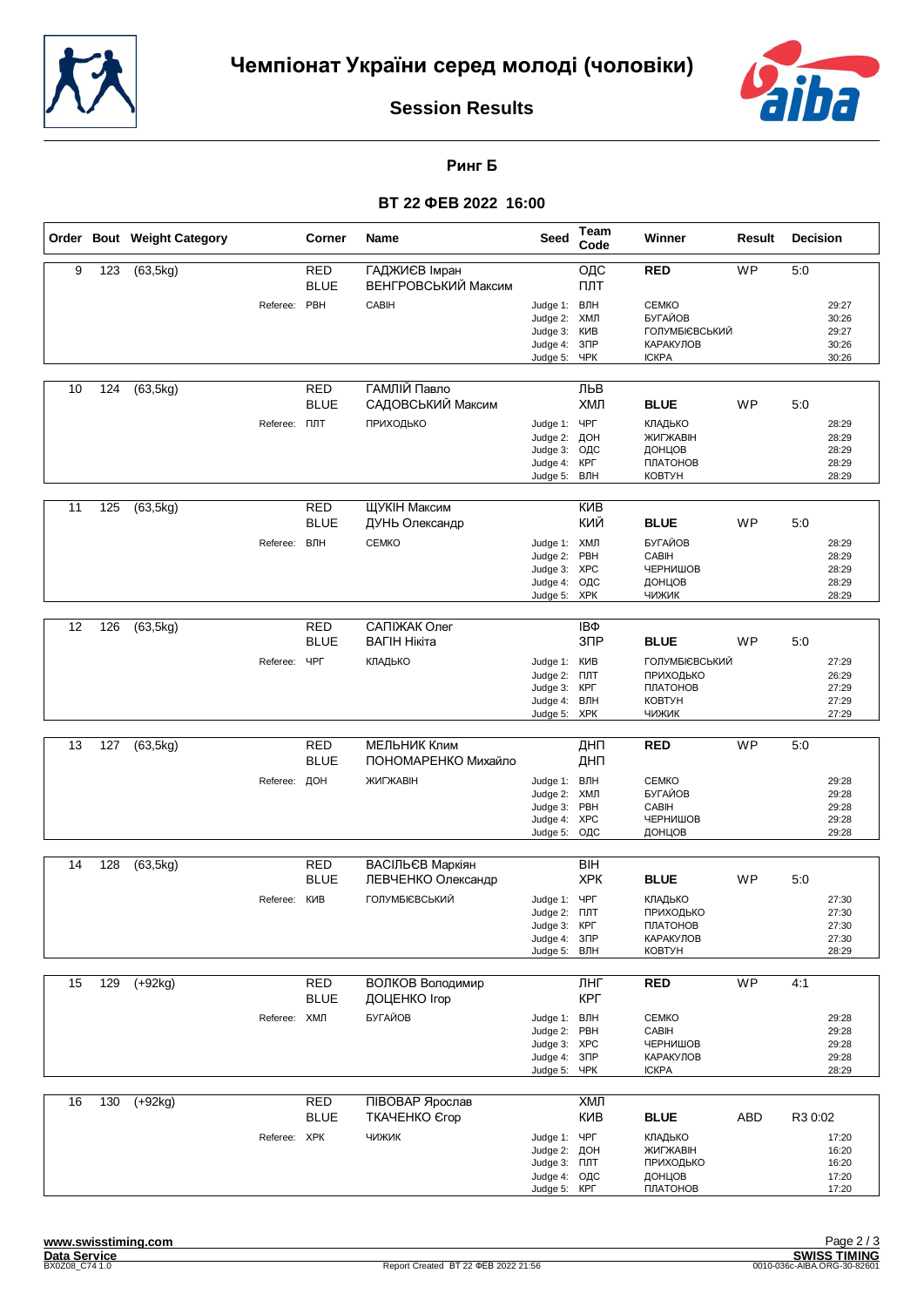# Чемпіонат України серед молоді (чоловіки)

## Session Results

### Ринг Б

### ВТ 22 ФЕВ 2022 16:00

| Order | Bout | Weight Category | Corner | Name | Seed | Team Code | Winner | Result | Decision |
|---|---|---|---|---|---|---|---|---|---|
| 9 | 123 | (63,5kg) | RED | ГАДЖИЄВ Імран | | ОДС | RED | WP | 5:0 |
| | | | BLUE | ВЕНГРОВСЬКИЙ Максим | | ПЛТ | | | |
| | | | Referee: РВН | САВІН | Judge 1: | ВЛН | СЕМКО | | 29:27 |
| | | | | | Judge 2: | ХМЛ | БУГАЙОВ | | 30:26 |
| | | | | | Judge 3: | КИВ | ГОЛУМБІЄВСЬКИЙ | | 29:27 |
| | | | | | Judge 4: | ЗПР | КАРАКУЛОВ | | 30:26 |
| | | | | | Judge 5: | ЧРК | ІСКРА | | 30:26 |
| 10 | 124 | (63,5kg) | RED | ГАМЛІЙ Павло | | ЛЬВ | | | |
| | | | BLUE | САДОВСЬКИЙ Максим | | ХМЛ | BLUE | WP | 5:0 |
| | | | Referee: ПЛТ | ПРИХОДЬКО | Judge 1: | ЧРГ | КЛАДЬКО | | 28:29 |
| | | | | | Judge 2: | ДОН | ЖИГЖАВІН | | 28:29 |
| | | | | | Judge 3: | ОДС | ДОНЦОВ | | 28:29 |
| | | | | | Judge 4: | КРГ | ПЛАТОНОВ | | 28:29 |
| | | | | | Judge 5: | ВЛН | КОВТУН | | 28:29 |
| 11 | 125 | (63,5kg) | RED | ЩУКІН Максим | | КИВ | | | |
| | | | BLUE | ДУНЬ Олександр | | КИЙ | BLUE | WP | 5:0 |
| | | | Referee: ВЛН | СЕМКО | Judge 1: | ХМЛ | БУГАЙОВ | | 28:29 |
| | | | | | Judge 2: | РВН | САВІН | | 28:29 |
| | | | | | Judge 3: | ХРС | ЧЕРНИШОВ | | 28:29 |
| | | | | | Judge 4: | ОДС | ДОНЦОВ | | 28:29 |
| | | | | | Judge 5: | ХРК | ЧИЖИК | | 28:29 |
| 12 | 126 | (63,5kg) | RED | САПІЖАК Олег | | ІВФ | | | |
| | | | BLUE | ВАГІН Нікіта | | ЗПР | BLUE | WP | 5:0 |
| | | | Referee: ЧРГ | КЛАДЬКО | Judge 1: | КИВ | ГОЛУМБІЄВСЬКИЙ | | 27:29 |
| | | | | | Judge 2: | ПЛТ | ПРИХОДЬКО | | 26:29 |
| | | | | | Judge 3: | КРГ | ПЛАТОНОВ | | 27:29 |
| | | | | | Judge 4: | ВЛН | КОВТУН | | 27:29 |
| | | | | | Judge 5: | ХРК | ЧИЖИК | | 27:29 |
| 13 | 127 | (63,5kg) | RED | МЕЛЬНИК Клим | | ДНП | RED | WP | 5:0 |
| | | | BLUE | ПОНОМАРЕНКО Михайло | | ДНП | | | |
| | | | Referee: ДОН | ЖИГЖАВІН | Judge 1: | ВЛН | СЕМКО | | 29:28 |
| | | | | | Judge 2: | ХМЛ | БУГАЙОВ | | 29:28 |
| | | | | | Judge 3: | РВН | САВІН | | 29:28 |
| | | | | | Judge 4: | ХРС | ЧЕРНИШОВ | | 29:28 |
| | | | | | Judge 5: | ОДС | ДОНЦОВ | | 29:28 |
| 14 | 128 | (63,5kg) | RED | ВАСІЛЬЄВ Маркіян | | ВІН | | | |
| | | | BLUE | ЛЕВЧЕНКО Олександр | | ХРК | BLUE | WP | 5:0 |
| | | | Referee: КИВ | ГОЛУМБІЄВСЬКИЙ | Judge 1: | ЧРГ | КЛАДЬКО | | 27:30 |
| | | | | | Judge 2: | ПЛТ | ПРИХОДЬКО | | 27:30 |
| | | | | | Judge 3: | КРГ | ПЛАТОНОВ | | 27:30 |
| | | | | | Judge 4: | ЗПР | КАРАКУЛОВ | | 27:30 |
| | | | | | Judge 5: | ВЛН | КОВТУН | | 28:29 |
| 15 | 129 | (+92kg) | RED | ВОЛКОВ Володимир | | ЛНГ | RED | WP | 4:1 |
| | | | BLUE | ДОЦЕНКО Ігор | | КРГ | | | |
| | | | Referee: ХМЛ | БУГАЙОВ | Judge 1: | ВЛН | СЕМКО | | 29:28 |
| | | | | | Judge 2: | РВН | САВІН | | 29:28 |
| | | | | | Judge 3: | ХРС | ЧЕРНИШОВ | | 29:28 |
| | | | | | Judge 4: | ЗПР | КАРАКУЛОВ | | 29:28 |
| | | | | | Judge 5: | ЧРК | ІСКРА | | 28:29 |
| 16 | 130 | (+92kg) | RED | ПІВОВАР Ярослав | | ХМЛ | | | |
| | | | BLUE | ТКАЧЕНКО Єгор | | КИВ | BLUE | ABD | R3 0:02 |
| | | | Referee: ХРК | ЧИЖИК | Judge 1: | ЧРГ | КЛАДЬКО | | 17:20 |
| | | | | | Judge 2: | ДОН | ЖИГЖАВІН | | 16:20 |
| | | | | | Judge 3: | ПЛТ | ПРИХОДЬКО | | 16:20 |
| | | | | | Judge 4: | ОДС | ДОНЦОВ | | 17:20 |
| | | | | | Judge 5: | КРГ | ПЛАТОНОВ | | 17:20 |

www.swisstiming.com
Data Service
BX0Z08_C74 1.0

Report Created ВТ 22 ФЕВ 2022 21:56

SWISS TIMING
0010-036c-AIBA.ORG-30-82601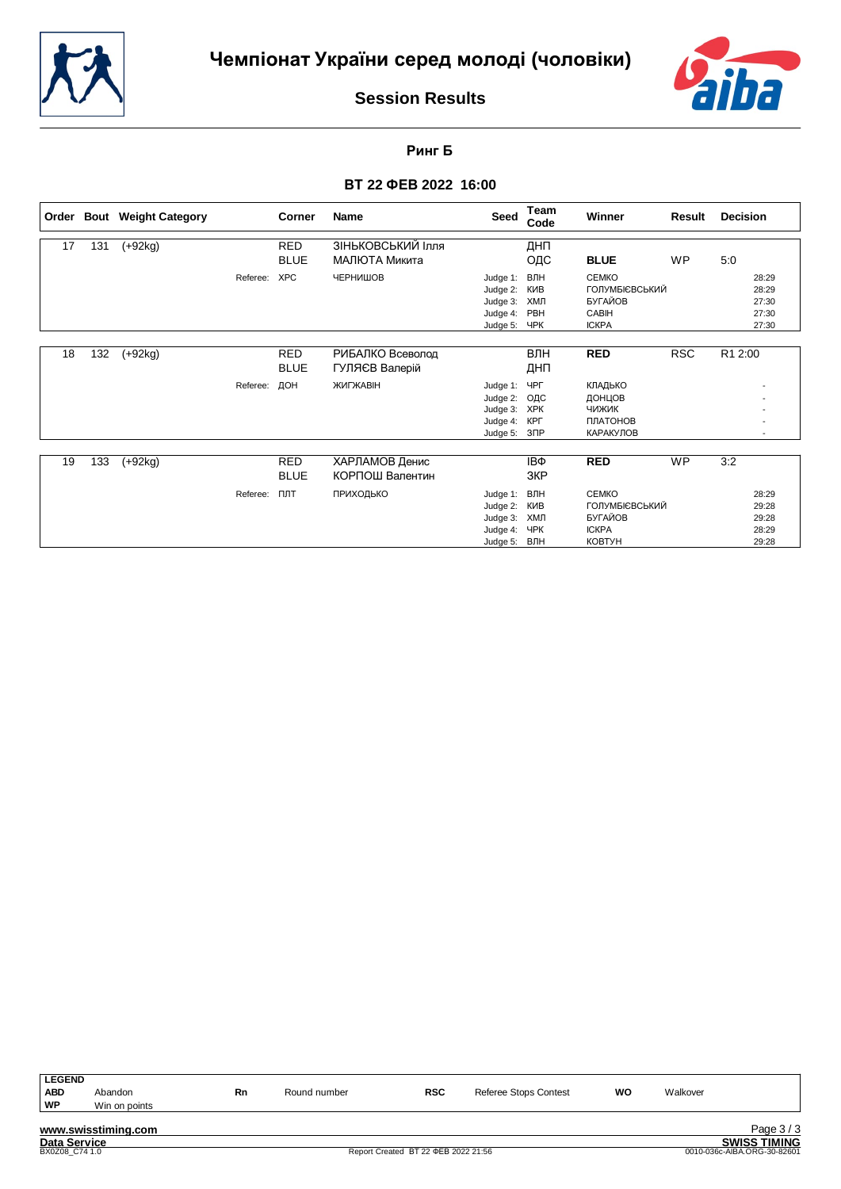# Чемпіонат України серед молоді (чоловіки)

## Session Results

### Ринг Б

### ВТ 22 ФЕВ 2022 16:00

| Order | Bout | Weight Category | | Corner | Name | Seed | Team Code | Winner | Result | Decision |
|---|---|---|---|---|---|---|---|---|---|---|
| 17 | 131 | (+92kg) | | RED | ЗІНЬКОВСЬКИЙ Ілля | | ДНП | | | |
| | | | | BLUE | МАЛЮТА Микита | | ОДС | **BLUE** | WP | 5:0 |
| | | | Referee: | ХРС | ЧЕРНИШОВ | Judge 1: | ВЛН | СЕМКО | | 28:29 |
| | | | | | | Judge 2: | КИВ | ГОЛУМБІЄВСЬКИЙ | | 28:29 |
| | | | | | | Judge 3: | ХМЛ | БУГАЙОВ | | 27:30 |
| | | | | | | Judge 4: | РВН | САВІН | | 27:30 |
| | | | | | | Judge 5: | ЧРК | ІСКРА | | 27:30 |
| 18 | 132 | (+92kg) | | RED | РИБАЛКО Всеволод | | ВЛН | **RED** | RSC | R1 2:00 |
| | | | | BLUE | ГУЛЯЄВ Валерій | | ДНП | | | |
| | | | Referee: | ДОН | ЖИГЖАВІН | Judge 1: | ЧРГ | КЛАДЬКО | | - |
| | | | | | | Judge 2: | ОДС | ДОНЦОВ | | - |
| | | | | | | Judge 3: | ХРК | ЧИЖИК | | - |
| | | | | | | Judge 4: | КРГ | ПЛАТОНОВ | | - |
| | | | | | | Judge 5: | ЗПР | КАРАКУЛОВ | | - |
| 19 | 133 | (+92kg) | | RED | ХАРЛАМОВ Денис | | ІВФ | **RED** | WP | 3:2 |
| | | | | BLUE | КОРПОШ Валентин | | ЗКР | | | |
| | | | Referee: | ПЛТ | ПРИХОДЬКО | Judge 1: | ВЛН | СЕМКО | | 28:29 |
| | | | | | | Judge 2: | КИВ | ГОЛУМБІЄВСЬКИЙ | | 29:28 |
| | | | | | | Judge 3: | ХМЛ | БУГАЙОВ | | 29:28 |
| | | | | | | Judge 4: | ЧРК | ІСКРА | | 28:29 |
| | | | | | | Judge 5: | ВЛН | КОВТУН | | 29:28 |

**LEGEND**

| | | | | | | | |
|---|---|---|---|---|---|---|---|
| **ABD** | Abandon | **Rn** | Round number | **RSC** | Referee Stops Contest | **WO** | Walkover |
| **WP** | Win on points | | | | | | |

www.swisstiming.com
Data Service
BX0Z08_C74 1.0
Report Created ВТ 22 ФЕВ 2022 21:56
SWISS TIMING
0010-036c-AIBA.ORG-30-82601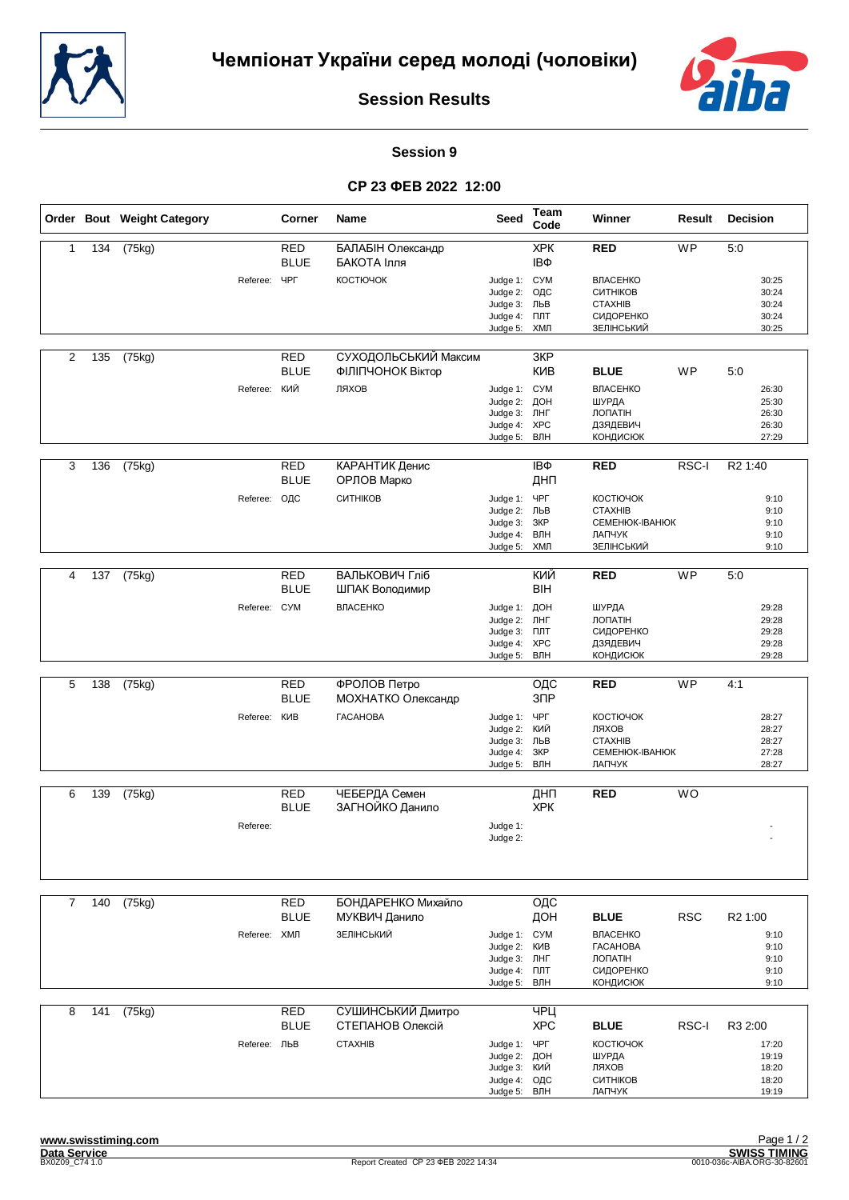# Чемпіонат України серед молоді (чоловіки)

## Session Results

### Session 9

### СР 23 ФЕВ 2022 12:00

| Order | Bout | Weight Category | Corner | Name | Seed | Team Code | Winner | Result | Decision |
|---|---|---|---|---|---|---|---|---|---|
| 1 | 134 | (75kg) | RED | БАЛАБІН Олександр | | ХРК | RED | WP | 5:0 |
| | | | BLUE | БАКОТА Ілля | | ІВФ | | | |
| | | Referee: | ЧРГ | КОСТЮЧОК | Judge 1: | СУМ | ВЛАСЕНКО | | 30:25 |
| | | | | | Judge 2: | ОДС | СИТНІКОВ | | 30:24 |
| | | | | | Judge 3: | ЛЬВ | СТАХНІВ | | 30:24 |
| | | | | | Judge 4: | ПЛТ | СИДОРЕНКО | | 30:24 |
| | | | | | Judge 5: | ХМЛ | ЗЕЛІНСЬКИЙ | | 30:25 |
| 2 | 135 | (75kg) | RED | СУХОДОЛЬСЬКИЙ Максим | | ЗКР | | | |
| | | | BLUE | ФІЛІПЧОНОК Віктор | | КИВ | BLUE | WP | 5:0 |
| | | Referee: | КИЙ | ЛЯХОВ | Judge 1: | СУМ | ВЛАСЕНКО | | 26:30 |
| | | | | | Judge 2: | ДОН | ШУРДА | | 25:30 |
| | | | | | Judge 3: | ЛНГ | ЛОПАТІН | | 26:30 |
| | | | | | Judge 4: | ХРС | ДЗЯДЕВИЧ | | 26:30 |
| | | | | | Judge 5: | ВЛН | КОНДИСЮК | | 27:29 |
| 3 | 136 | (75kg) | RED | КАРАНТИК Денис | | ІВФ | RED | RSC-I | R2 1:40 |
| | | | BLUE | ОРЛОВ Марко | | ДНП | | | |
| | | Referee: | ОДС | СИТНІКОВ | Judge 1: | ЧРГ | КОСТЮЧОК | | 9:10 |
| | | | | | Judge 2: | ЛЬВ | СТАХНІВ | | 9:10 |
| | | | | | Judge 3: | ЗКР | СЕМЕНЮК-ІВАНЮК | | 9:10 |
| | | | | | Judge 4: | ВЛН | ЛАПЧУК | | 9:10 |
| | | | | | Judge 5: | ХМЛ | ЗЕЛІНСЬКИЙ | | 9:10 |
| 4 | 137 | (75kg) | RED | ВАЛЬКОВИЧ Гліб | | КИЙ | RED | WP | 5:0 |
| | | | BLUE | ШПАК Володимир | | ВІН | | | |
| | | Referee: | СУМ | ВЛАСЕНКО | Judge 1: | ДОН | ШУРДА | | 29:28 |
| | | | | | Judge 2: | ЛНГ | ЛОПАТІН | | 29:28 |
| | | | | | Judge 3: | ПЛТ | СИДОРЕНКО | | 29:28 |
| | | | | | Judge 4: | ХРС | ДЗЯДЕВИЧ | | 29:28 |
| | | | | | Judge 5: | ВЛН | КОНДИСЮК | | 29:28 |
| 5 | 138 | (75kg) | RED | ФРОЛОВ Петро | | ОДС | RED | WP | 4:1 |
| | | | BLUE | МОХНАТКО Олександр | | ЗПР | | | |
| | | Referee: | КИВ | ГАСАНОВА | Judge 1: | ЧРГ | КОСТЮЧОК | | 28:27 |
| | | | | | Judge 2: | КИЙ | ЛЯХОВ | | 28:27 |
| | | | | | Judge 3: | ЛЬВ | СТАХНІВ | | 28:27 |
| | | | | | Judge 4: | ЗКР | СЕМЕНЮК-ІВАНЮК | | 27:28 |
| | | | | | Judge 5: | ВЛН | ЛАПЧУК | | 28:27 |
| 6 | 139 | (75kg) | RED | ЧЕБЕРДА Семен | | ДНП | RED | WO | |
| | | | BLUE | ЗАГНОЙКО Данило | | ХРК | | | |
| | | Referee: | | | Judge 1: | | | | - |
| | | | | | Judge 2: | | | | - |
| 7 | 140 | (75kg) | RED | БОНДАРЕНКО Михайло | | ОДС | | | |
| | | | BLUE | МУКВИЧ Данило | | ДОН | BLUE | RSC | R2 1:00 |
| | | Referee: | ХМЛ | ЗЕЛІНСЬКИЙ | Judge 1: | СУМ | ВЛАСЕНКО | | 9:10 |
| | | | | | Judge 2: | КИВ | ГАСАНОВА | | 9:10 |
| | | | | | Judge 3: | ЛНГ | ЛОПАТІН | | 9:10 |
| | | | | | Judge 4: | ПЛТ | СИДОРЕНКО | | 9:10 |
| | | | | | Judge 5: | ВЛН | КОНДИСЮК | | 9:10 |
| 8 | 141 | (75kg) | RED | СУШИНСЬКИЙ Дмитро | | ЧРЦ | | | |
| | | | BLUE | СТЕПАНОВ Олексій | | ХРС | BLUE | RSC-I | R3 2:00 |
| | | Referee: | ЛЬВ | СТАХНІВ | Judge 1: | ЧРГ | КОСТЮЧОК | | 17:20 |
| | | | | | Judge 2: | ДОН | ШУРДА | | 19:19 |
| | | | | | Judge 3: | КИЙ | ЛЯХОВ | | 18:20 |
| | | | | | Judge 4: | ОДС | СИТНІКОВ | | 18:20 |
| | | | | | Judge 5: | ВЛН | ЛАПЧУК | | 19:19 |

www.swisstiming.com
Data Service
BX0Z09_C74 1.0

Report Created СР 23 ФЕВ 2022 14:34

SWISS TIMING
0010-036c-AIBA.ORG-30-82601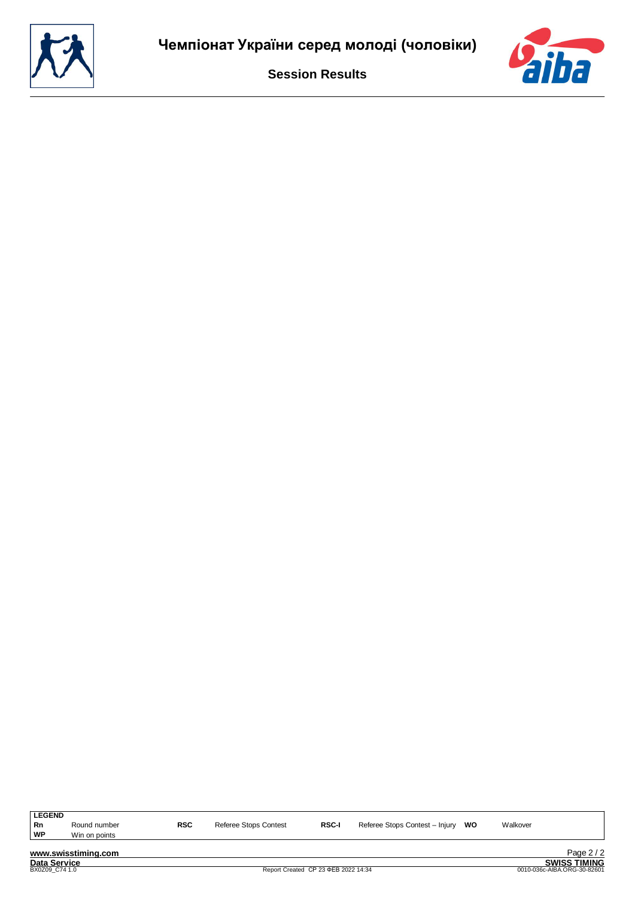# Чемпіонат України серед молоді (чоловіки)

## Session Results

| LEGEND | | | | | | | |
|---|---|---|---|---|---|---|---|
| **Rn** | Round number | **RSC** | Referee Stops Contest | **RSC-I** | Referee Stops Contest – Injury | **WO** | Walkover |
| **WP** | Win on points | | | | | | |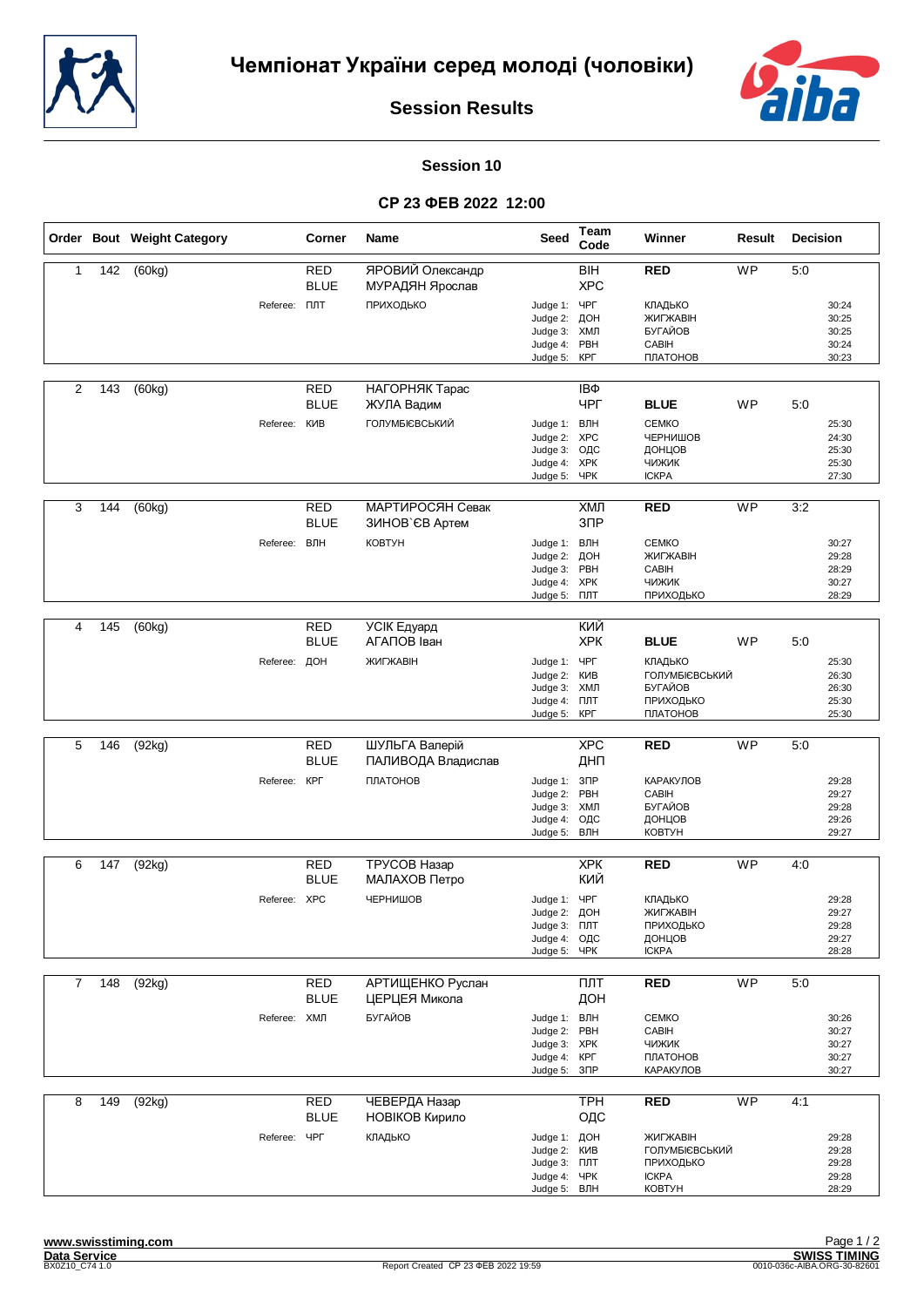# Чемпіонат України серед молоді (чоловіки)

## Session Results

### Session 10

### СР 23 ФЕВ 2022 12:00

| Order | Bout | Weight Category | Corner | Name | Seed | Team Code | Winner | Result | Decision |
|---|---|---|---|---|---|---|---|---|---|
| 1 | 142 | (60kg) | RED | ЯРОВИЙ Олександр | | ВІН | **RED** | WP | 5:0 |
| | | | BLUE | МУРАДЯН Ярослав | | ХРС | | | |
| | | Referee: | ПЛТ | ПРИХОДЬКО | Judge 1: | ЧРГ | КЛАДЬКО | | 30:24 |
| | | | | | Judge 2: | ДОН | ЖИГЖАВІН | | 30:25 |
| | | | | | Judge 3: | ХМЛ | БУГАЙОВ | | 30:25 |
| | | | | | Judge 4: | РВН | САВІН | | 30:24 |
| | | | | | Judge 5: | КРГ | ПЛАТОНОВ | | 30:23 |
| 2 | 143 | (60kg) | RED | НАГОРНЯК Тарас | | ІВФ | | | |
| | | | BLUE | ЖУЛА Вадим | | ЧРГ | **BLUE** | WP | 5:0 |
| | | Referee: | КИВ | ГОЛУМБІЄВСЬКИЙ | Judge 1: | ВЛН | СЕМКО | | 25:30 |
| | | | | | Judge 2: | ХРС | ЧЕРНИШОВ | | 24:30 |
| | | | | | Judge 3: | ОДС | ДОНЦОВ | | 25:30 |
| | | | | | Judge 4: | ХРК | ЧИЖИК | | 25:30 |
| | | | | | Judge 5: | ЧРК | ІСКРА | | 27:30 |
| 3 | 144 | (60kg) | RED | МАРТИРОСЯН Севак | | ХМЛ | **RED** | WP | 3:2 |
| | | | BLUE | ЗИНОВ`ЄВ Артем | | ЗПР | | | |
| | | Referee: | ВЛН | КОВТУН | Judge 1: | ВЛН | СЕМКО | | 30:27 |
| | | | | | Judge 2: | ДОН | ЖИГЖАВІН | | 29:28 |
| | | | | | Judge 3: | РВН | САВІН | | 28:29 |
| | | | | | Judge 4: | ХРК | ЧИЖИК | | 30:27 |
| | | | | | Judge 5: | ПЛТ | ПРИХОДЬКО | | 28:29 |
| 4 | 145 | (60kg) | RED | УСІК Едуард | | КИЙ | | | |
| | | | BLUE | АГАПОВ Іван | | ХРК | **BLUE** | WP | 5:0 |
| | | Referee: | ДОН | ЖИГЖАВІН | Judge 1: | ЧРГ | КЛАДЬКО | | 25:30 |
| | | | | | Judge 2: | КИВ | ГОЛУМБІЄВСЬКИЙ | | 26:30 |
| | | | | | Judge 3: | ХМЛ | БУГАЙОВ | | 26:30 |
| | | | | | Judge 4: | ПЛТ | ПРИХОДЬКО | | 25:30 |
| | | | | | Judge 5: | КРГ | ПЛАТОНОВ | | 25:30 |
| 5 | 146 | (92kg) | RED | ШУЛЬГА Валерій | | ХРС | **RED** | WP | 5:0 |
| | | | BLUE | ПАЛИВОДА Владислав | | ДНП | | | |
| | | Referee: | КРГ | ПЛАТОНОВ | Judge 1: | ЗПР | КАРАКУЛОВ | | 29:28 |
| | | | | | Judge 2: | РВН | САВІН | | 29:27 |
| | | | | | Judge 3: | ХМЛ | БУГАЙОВ | | 29:28 |
| | | | | | Judge 4: | ОДС | ДОНЦОВ | | 29:26 |
| | | | | | Judge 5: | ВЛН | КОВТУН | | 29:27 |
| 6 | 147 | (92kg) | RED | ТРУСОВ Назар | | ХРК | **RED** | WP | 4:0 |
| | | | BLUE | МАЛАХОВ Петро | | КИЙ | | | |
| | | Referee: | ХРС | ЧЕРНИШОВ | Judge 1: | ЧРГ | КЛАДЬКО | | 29:28 |
| | | | | | Judge 2: | ДОН | ЖИГЖАВІН | | 29:27 |
| | | | | | Judge 3: | ПЛТ | ПРИХОДЬКО | | 29:28 |
| | | | | | Judge 4: | ОДС | ДОНЦОВ | | 29:27 |
| | | | | | Judge 5: | ЧРК | ІСКРА | | 28:28 |
| 7 | 148 | (92kg) | RED | АРТИЩЕНКО Руслан | | ПЛТ | **RED** | WP | 5:0 |
| | | | BLUE | ЦЕРЦЕЯ Микола | | ДОН | | | |
| | | Referee: | ХМЛ | БУГАЙОВ | Judge 1: | ВЛН | СЕМКО | | 30:26 |
| | | | | | Judge 2: | РВН | САВІН | | 30:27 |
| | | | | | Judge 3: | ХРК | ЧИЖИК | | 30:27 |
| | | | | | Judge 4: | КРГ | ПЛАТОНОВ | | 30:27 |
| | | | | | Judge 5: | ЗПР | КАРАКУЛОВ | | 30:27 |
| 8 | 149 | (92kg) | RED | ЧЕВЕРДА Назар | | ТРН | **RED** | WP | 4:1 |
| | | | BLUE | НОВІКОВ Кирило | | ОДС | | | |
| | | Referee: | ЧРГ | КЛАДЬКО | Judge 1: | ДОН | ЖИГЖАВІН | | 29:28 |
| | | | | | Judge 2: | КИВ | ГОЛУМБІЄВСЬКИЙ | | 29:28 |
| | | | | | Judge 3: | ПЛТ | ПРИХОДЬКО | | 29:28 |
| | | | | | Judge 4: | ЧРК | ІСКРА | | 29:28 |
| | | | | | Judge 5: | ВЛН | КОВТУН | | 28:29 |

Data Service
BX0Z10_C74 1.0

Report Created СР 23 ФЕВ 2022 19:59

0010-036c-AIBA.ORG-30-82601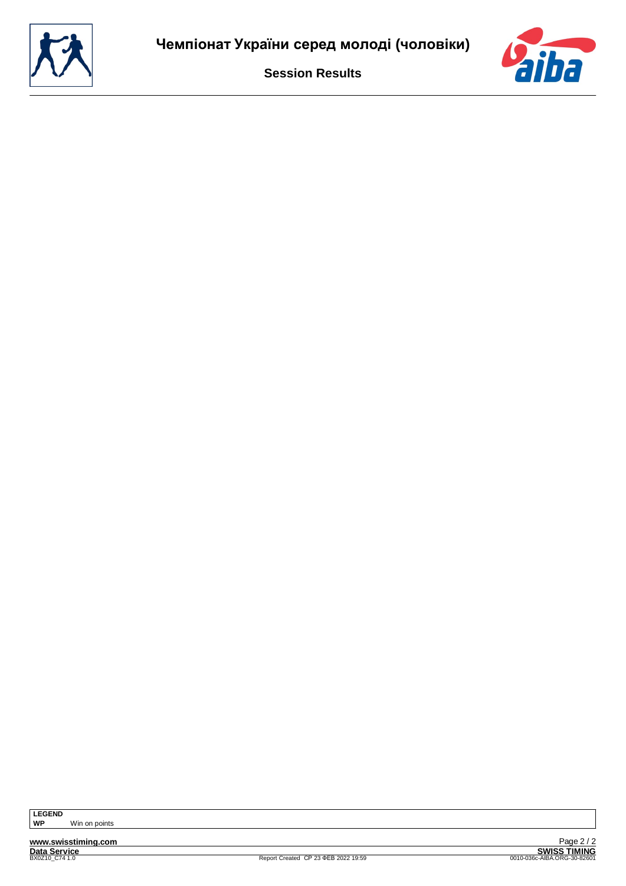# Чемпіонат України серед молоді (чоловіки)

## Session Results

**LEGEND**

**WP** Win on points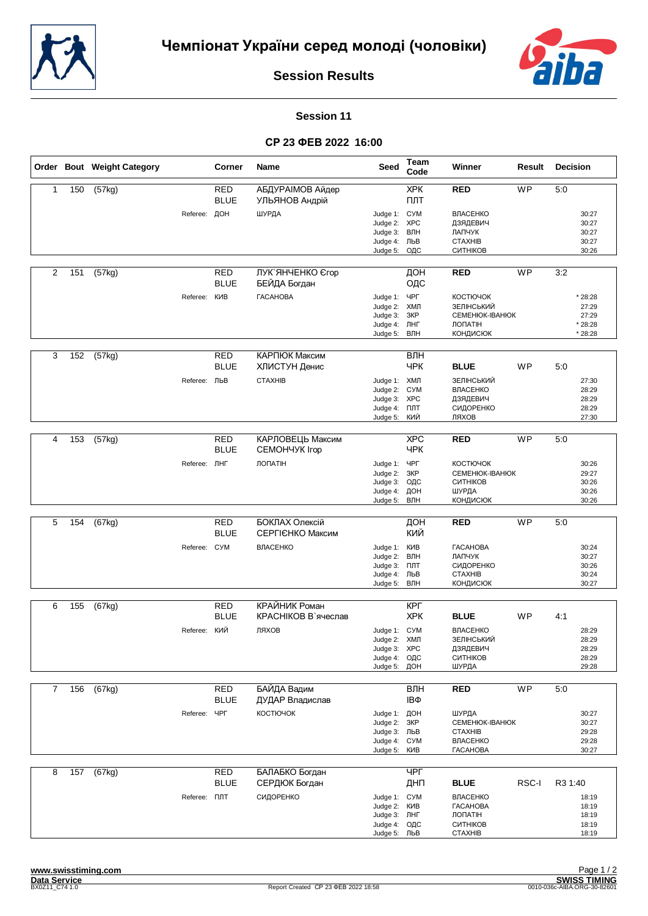# Чемпіонат України серед молоді (чоловіки)

## Session Results

### Session 11

### СР 23 ФЕВ 2022 16:00

| Order | Bout | Weight Category | Corner | Name | Seed | Team Code | Winner | Result | Decision |
|---|---|---|---|---|---|---|---|---|---|
| 1 | 150 | (57kg) | RED | АБДУРАІМОВ Айдер | | ХРК | RED | WP | 5:0 |
| | | | BLUE | УЛЬЯНОВ Андрій | | ПЛТ | | | |
| | | Referee: | ДОН | ШУРДА | Judge 1: | СУМ | ВЛАСЕНКО | | 30:27 |
| | | | | | Judge 2: | ХРС | ДЗЯДЕВИЧ | | 30:27 |
| | | | | | Judge 3: | ВЛН | ЛАПЧУК | | 30:27 |
| | | | | | Judge 4: | ЛЬВ | СТАХНІВ | | 30:27 |
| | | | | | Judge 5: | ОДС | СИТНІКОВ | | 30:26 |
| 2 | 151 | (57kg) | RED | ЛУК`ЯНЧЕНКО Єгор | | ДОН | RED | WP | 3:2 |
| | | | BLUE | БЕЙДА Богдан | | ОДС | | | |
| | | Referee: | КИВ | ГАСАНОВА | Judge 1: | ЧРГ | КОСТЮЧОК | | * 28:28 |
| | | | | | Judge 2: | ХМЛ | ЗЕЛІНСЬКИЙ | | 27:29 |
| | | | | | Judge 3: | ЗКР | СЕМЕНЮК-ІВАНЮК | | 27:29 |
| | | | | | Judge 4: | ЛНГ | ЛОПАТІН | | * 28:28 |
| | | | | | Judge 5: | ВЛН | КОНДИСЮК | | * 28:28 |
| 3 | 152 | (57kg) | RED | КАРПЮК Максим | | ВЛН | | | |
| | | | BLUE | ХЛИСТУН Денис | | ЧРК | BLUE | WP | 5:0 |
| | | Referee: | ЛЬВ | СТАХНІВ | Judge 1: | ХМЛ | ЗЕЛІНСЬКИЙ | | 27:30 |
| | | | | | Judge 2: | СУМ | ВЛАСЕНКО | | 28:29 |
| | | | | | Judge 3: | ХРС | ДЗЯДЕВИЧ | | 28:29 |
| | | | | | Judge 4: | ПЛТ | СИДОРЕНКО | | 28:29 |
| | | | | | Judge 5: | КИЙ | ЛЯХОВ | | 27:30 |
| 4 | 153 | (57kg) | RED | КАРЛОВЕЦЬ Максим | | ХРС | RED | WP | 5:0 |
| | | | BLUE | СЕМОНЧУК Ігор | | ЧРК | | | |
| | | Referee: | ЛНГ | ЛОПАТІН | Judge 1: | ЧРГ | КОСТЮЧОК | | 30:26 |
| | | | | | Judge 2: | ЗКР | СЕМЕНЮК-ІВАНЮК | | 29:27 |
| | | | | | Judge 3: | ОДС | СИТНІКОВ | | 30:26 |
| | | | | | Judge 4: | ДОН | ШУРДА | | 30:26 |
| | | | | | Judge 5: | ВЛН | КОНДИСЮК | | 30:26 |
| 5 | 154 | (67kg) | RED | БОКЛАХ Олексій | | ДОН | RED | WP | 5:0 |
| | | | BLUE | СЕРГІЄНКО Максим | | КИЙ | | | |
| | | Referee: | СУМ | ВЛАСЕНКО | Judge 1: | КИВ | ГАСАНОВА | | 30:24 |
| | | | | | Judge 2: | ВЛН | ЛАПЧУК | | 30:27 |
| | | | | | Judge 3: | ПЛТ | СИДОРЕНКО | | 30:26 |
| | | | | | Judge 4: | ЛЬВ | СТАХНІВ | | 30:24 |
| | | | | | Judge 5: | ВЛН | КОНДИСЮК | | 30:27 |
| 6 | 155 | (67kg) | RED | КРАЙНИК Роман | | КРГ | | | |
| | | | BLUE | КРАСНІКОВ В`ячеслав | | ХРК | BLUE | WP | 4:1 |
| | | Referee: | КИЙ | ЛЯХОВ | Judge 1: | СУМ | ВЛАСЕНКО | | 28:29 |
| | | | | | Judge 2: | ХМЛ | ЗЕЛІНСЬКИЙ | | 28:29 |
| | | | | | Judge 3: | ХРС | ДЗЯДЕВИЧ | | 28:29 |
| | | | | | Judge 4: | ОДС | СИТНІКОВ | | 28:29 |
| | | | | | Judge 5: | ДОН | ШУРДА | | 29:28 |
| 7 | 156 | (67kg) | RED | БАЙДА Вадим | | ВЛН | RED | WP | 5:0 |
| | | | BLUE | ДУДАР Владислав | | ІВФ | | | |
| | | Referee: | ЧРГ | КОСТЮЧОК | Judge 1: | ДОН | ШУРДА | | 30:27 |
| | | | | | Judge 2: | ЗКР | СЕМЕНЮК-ІВАНЮК | | 30:27 |
| | | | | | Judge 3: | ЛЬВ | СТАХНІВ | | 29:28 |
| | | | | | Judge 4: | СУМ | ВЛАСЕНКО | | 29:28 |
| | | | | | Judge 5: | КИВ | ГАСАНОВА | | 30:27 |
| 8 | 157 | (67kg) | RED | БАЛАБКО Богдан | | ЧРГ | | | |
| | | | BLUE | СЕРДЮК Богдан | | ДНП | BLUE | RSC-I | R3 1:40 |
| | | Referee: | ПЛТ | СИДОРЕНКО | Judge 1: | СУМ | ВЛАСЕНКО | | 18:19 |
| | | | | | Judge 2: | КИВ | ГАСАНОВА | | 18:19 |
| | | | | | Judge 3: | ЛНГ | ЛОПАТІН | | 18:19 |
| | | | | | Judge 4: | ОДС | СИТНІКОВ | | 18:19 |
| | | | | | Judge 5: | ЛЬВ | СТАХНІВ | | 18:19 |

www.swisstiming.com
Data Service
BX0Z11_C74 1.0

Report Created СР 23 ФЕВ 2022 18:58

SWISS TIMING
0010-036c-AIBA.ORG-30-82601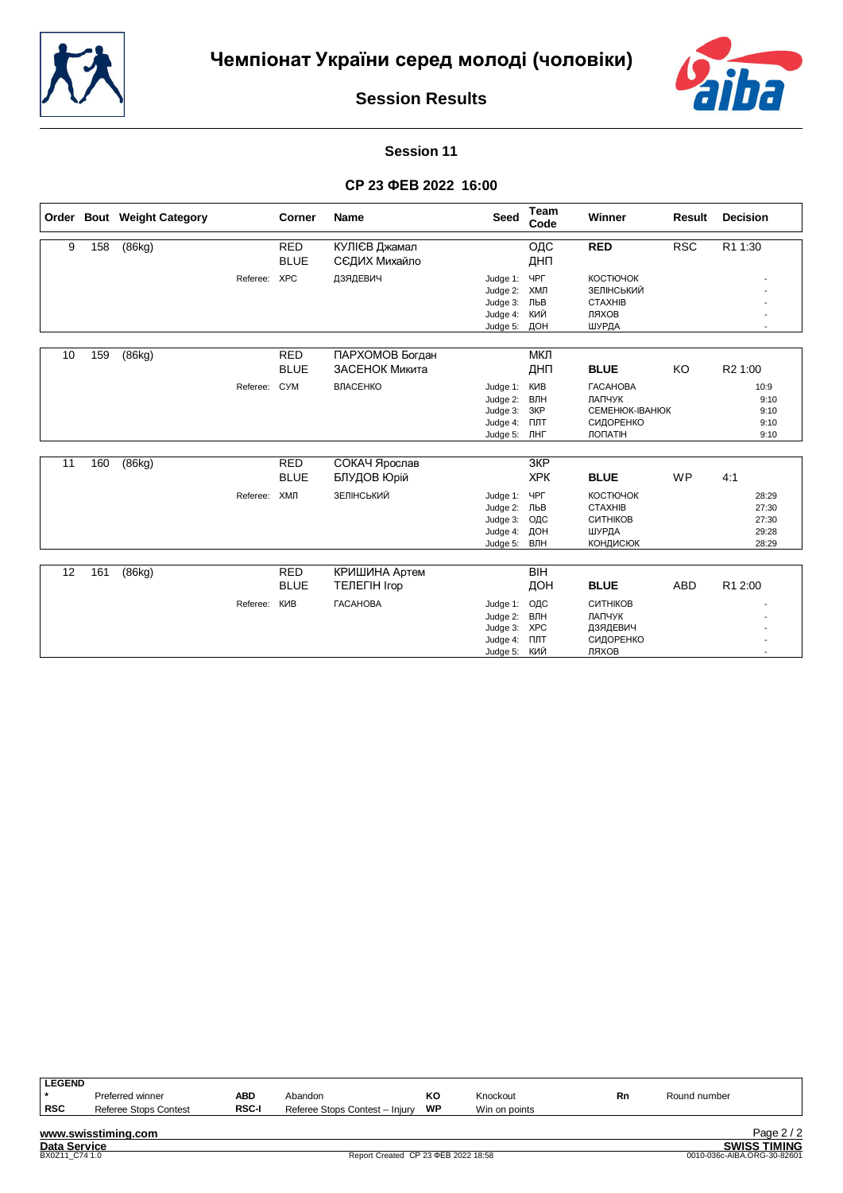# Чемпіонат України серед молоді (чоловіки)

## Session Results

### Session 11

**СР 23 ФЕВ 2022 16:00**

| Order | Bout | Weight Category | | Corner | Name | Seed | Team Code | Winner | Result | Decision |
|---|---|---|---|---|---|---|---|---|---|---|
| 9 | 158 | (86kg) | | RED | КУЛІЄВ Джамал | | ОДС | **RED** | RSC | R1 1:30 |
| | | | | BLUE | СЄДИХ Михайло | | ДНП | | | |
| | | | Referee: | ХРС | ДЗЯДЕВИЧ | Judge 1: | ЧРГ | КОСТЮЧОК | | - |
| | | | | | | Judge 2: | ХМЛ | ЗЕЛІНСЬКИЙ | | - |
| | | | | | | Judge 3: | ЛЬВ | СТАХНІВ | | - |
| | | | | | | Judge 4: | КИЙ | ЛЯХОВ | | - |
| | | | | | | Judge 5: | ДОН | ШУРДА | | - |
| 10 | 159 | (86kg) | | RED | ПАРХОМОВ Богдан | | МКЛ | | | |
| | | | | BLUE | ЗАСЕНОК Микита | | ДНП | **BLUE** | KO | R2 1:00 |
| | | | Referee: | СУМ | ВЛАСЕНКО | Judge 1: | КИВ | ГАСАНОВА | | 10:9 |
| | | | | | | Judge 2: | ВЛН | ЛАПЧУК | | 9:10 |
| | | | | | | Judge 3: | ЗКР | СЕМЕНЮК-ІВАНЮК | | 9:10 |
| | | | | | | Judge 4: | ПЛТ | СИДОРЕНКО | | 9:10 |
| | | | | | | Judge 5: | ЛНГ | ЛОПАТІН | | 9:10 |
| 11 | 160 | (86kg) | | RED | СОКАЧ Ярослав | | ЗКР | | | |
| | | | | BLUE | БЛУДОВ Юрій | | ХРК | **BLUE** | WP | 4:1 |
| | | | Referee: | ХМЛ | ЗЕЛІНСЬКИЙ | Judge 1: | ЧРГ | КОСТЮЧОК | | 28:29 |
| | | | | | | Judge 2: | ЛЬВ | СТАХНІВ | | 27:30 |
| | | | | | | Judge 3: | ОДС | СИТНІКОВ | | 27:30 |
| | | | | | | Judge 4: | ДОН | ШУРДА | | 29:28 |
| | | | | | | Judge 5: | ВЛН | КОНДИСЮК | | 28:29 |
| 12 | 161 | (86kg) | | RED | КРИШИНА Артем | | ВІН | | | |
| | | | | BLUE | ТЕЛЕГІН Ігор | | ДОН | **BLUE** | ABD | R1 2:00 |
| | | | Referee: | КИВ | ГАСАНОВА | Judge 1: | ОДС | СИТНІКОВ | | - |
| | | | | | | Judge 2: | ВЛН | ЛАПЧУК | | - |
| | | | | | | Judge 3: | ХРС | ДЗЯДЕВИЧ | | - |
| | | | | | | Judge 4: | ПЛТ | СИДОРЕНКО | | - |
| | | | | | | Judge 5: | КИЙ | ЛЯХОВ | | - |

**LEGEND**

| | | | | | | | |
|---|---|---|---|---|---|---|---|
| * | Preferred winner | ABD | Abandon | KO | Knockout | Rn | Round number |
| RSC | Referee Stops Contest | RSC-I | Referee Stops Contest – Injury | WP | Win on points | | |

www.swisstiming.com

Data Service

BX0Z11_C74 1.0 — Report Created СР 23 ФЕВ 2022 18:58 — SWISS TIMING 0010-036c-AIBA.ORG-30-82601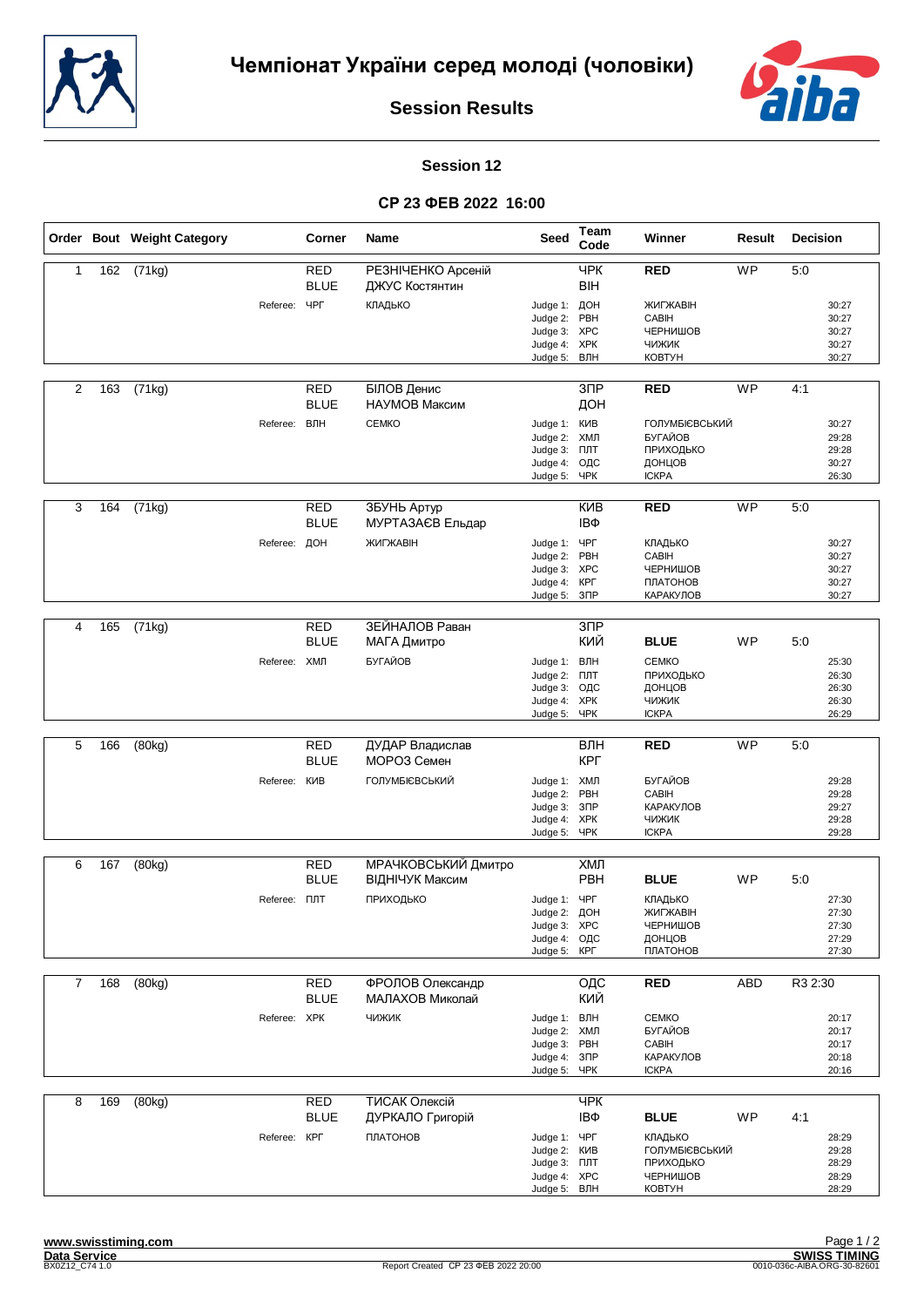# Чемпіонат України серед молоді (чоловіки)

## Session Results

### Session 12

### СР 23 ФЕВ 2022 16:00

| Order | Bout | Weight Category | Corner | Name | Seed | Team Code | Winner | Result | Decision |
|---|---|---|---|---|---|---|---|---|---|
| 1 | 162 | (71kg) | RED | РЕЗНІЧЕНКО Арсеній | | ЧРК | **RED** | WP | 5:0 |
| | | | BLUE | ДЖУС Костянтин | | ВІН | | | |
| | | Referee: ЧРГ | | КЛАДЬКО | Judge 1: | ДОН | ЖИГЖАВІН | | 30:27 |
| | | | | | Judge 2: | РВН | САВІН | | 30:27 |
| | | | | | Judge 3: | ХРС | ЧЕРНИШОВ | | 30:27 |
| | | | | | Judge 4: | ХРК | ЧИЖИК | | 30:27 |
| | | | | | Judge 5: | ВЛН | КОВТУН | | 30:27 |
| 2 | 163 | (71kg) | RED | БІЛОВ Денис | | ЗПР | **RED** | WP | 4:1 |
| | | | BLUE | НАУМОВ Максим | | ДОН | | | |
| | | Referee: ВЛН | | СЕМКО | Judge 1: | КИВ | ГОЛУМБІЄВСЬКИЙ | | 30:27 |
| | | | | | Judge 2: | ХМЛ | БУГАЙОВ | | 29:28 |
| | | | | | Judge 3: | ПЛТ | ПРИХОДЬКО | | 29:28 |
| | | | | | Judge 4: | ОДС | ДОНЦОВ | | 30:27 |
| | | | | | Judge 5: | ЧРК | ІСКРА | | 26:30 |
| 3 | 164 | (71kg) | RED | ЗБУНЬ Артур | | КИВ | **RED** | WP | 5:0 |
| | | | BLUE | МУРТАЗАЄВ Ельдар | | ІВФ | | | |
| | | Referee: ДОН | | ЖИГЖАВІН | Judge 1: | ЧРГ | КЛАДЬКО | | 30:27 |
| | | | | | Judge 2: | РВН | САВІН | | 30:27 |
| | | | | | Judge 3: | ХРС | ЧЕРНИШОВ | | 30:27 |
| | | | | | Judge 4: | КРГ | ПЛАТОНОВ | | 30:27 |
| | | | | | Judge 5: | ЗПР | КАРАКУЛОВ | | 30:27 |
| 4 | 165 | (71kg) | RED | ЗЕЙНАЛОВ Раван | | ЗПР | | | |
| | | | BLUE | МАГА Дмитро | | КИЙ | **BLUE** | WP | 5:0 |
| | | Referee: ХМЛ | | БУГАЙОВ | Judge 1: | ВЛН | СЕМКО | | 25:30 |
| | | | | | Judge 2: | ПЛТ | ПРИХОДЬКО | | 26:30 |
| | | | | | Judge 3: | ОДС | ДОНЦОВ | | 26:30 |
| | | | | | Judge 4: | ХРК | ЧИЖИК | | 26:30 |
| | | | | | Judge 5: | ЧРК | ІСКРА | | 26:29 |
| 5 | 166 | (80kg) | RED | ДУДАР Владислав | | ВЛН | **RED** | WP | 5:0 |
| | | | BLUE | МОРОЗ Семен | | КРГ | | | |
| | | Referee: КИВ | | ГОЛУМБІЄВСЬКИЙ | Judge 1: | ХМЛ | БУГАЙОВ | | 29:28 |
| | | | | | Judge 2: | РВН | САВІН | | 29:28 |
| | | | | | Judge 3: | ЗПР | КАРАКУЛОВ | | 29:27 |
| | | | | | Judge 4: | ХРК | ЧИЖИК | | 29:28 |
| | | | | | Judge 5: | ЧРК | ІСКРА | | 29:28 |
| 6 | 167 | (80kg) | RED | МРАЧКОВСЬКИЙ Дмитро | | ХМЛ | | | |
| | | | BLUE | ВІДНІЧУК Максим | | РВН | **BLUE** | WP | 5:0 |
| | | Referee: ПЛТ | | ПРИХОДЬКО | Judge 1: | ЧРГ | КЛАДЬКО | | 27:30 |
| | | | | | Judge 2: | ДОН | ЖИГЖАВІН | | 27:30 |
| | | | | | Judge 3: | ХРС | ЧЕРНИШОВ | | 27:30 |
| | | | | | Judge 4: | ОДС | ДОНЦОВ | | 27:29 |
| | | | | | Judge 5: | КРГ | ПЛАТОНОВ | | 27:30 |
| 7 | 168 | (80kg) | RED | ФРОЛОВ Олександр | | ОДС | **RED** | ABD | R3 2:30 |
| | | | BLUE | МАЛАХОВ Миколай | | КИЙ | | | |
| | | Referee: ХРК | | ЧИЖИК | Judge 1: | ВЛН | СЕМКО | | 20:17 |
| | | | | | Judge 2: | ХМЛ | БУГАЙОВ | | 20:17 |
| | | | | | Judge 3: | РВН | САВІН | | 20:17 |
| | | | | | Judge 4: | ЗПР | КАРАКУЛОВ | | 20:18 |
| | | | | | Judge 5: | ЧРК | ІСКРА | | 20:16 |
| 8 | 169 | (80kg) | RED | ТИСАК Олексій | | ЧРК | | | |
| | | | BLUE | ДУРКАЛО Григорій | | ІВФ | **BLUE** | WP | 4:1 |
| | | Referee: КРГ | | ПЛАТОНОВ | Judge 1: | ЧРГ | КЛАДЬКО | | 28:29 |
| | | | | | Judge 2: | КИВ | ГОЛУМБІЄВСЬКИЙ | | 29:28 |
| | | | | | Judge 3: | ПЛТ | ПРИХОДЬКО | | 28:29 |
| | | | | | Judge 4: | ХРС | ЧЕРНИШОВ | | 28:29 |
| | | | | | Judge 5: | ВЛН | КОВТУН | | 28:29 |

www.swisstiming.com
Data Service
BX0Z12_C74 1.0

Report Created СР 23 ФЕВ 2022 20:00

SWISS TIMING
0010-036c-AIBA.ORG-30-82601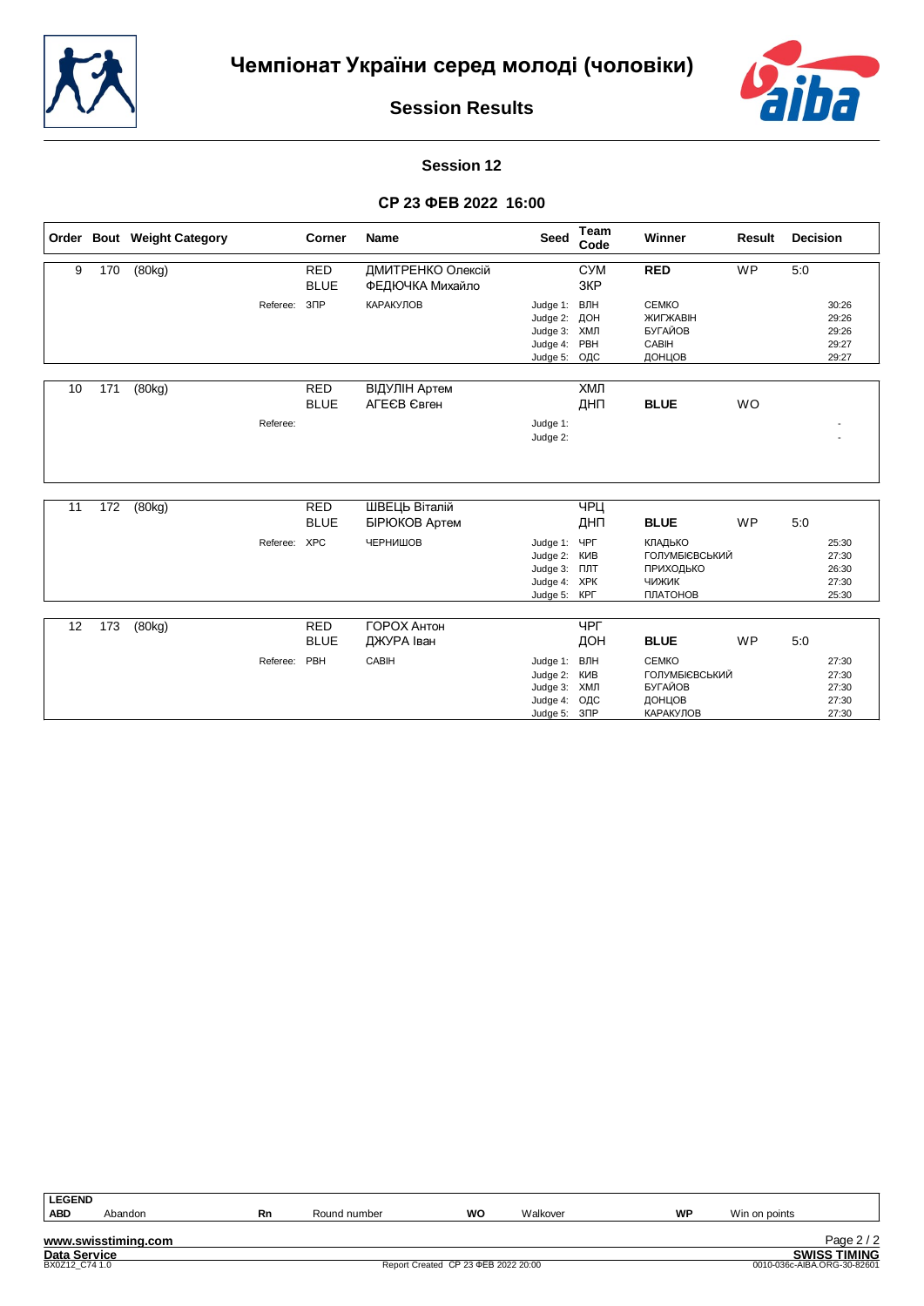# Чемпіонат України серед молоді (чоловіки)

## Session Results

### Session 12

### СР 23 ФЕВ 2022 16:00

| Order | Bout | Weight Category | | Corner | Name | Seed | Team Code | Winner | Result | Decision |
|---|---|---|---|---|---|---|---|---|---|---|
| 9 | 170 | (80kg) | | RED | ДМИТРЕНКО Олексій | | СУМ | **RED** | WP | 5:0 |
| | | | | BLUE | ФЕДЮЧКА Михайло | | ЗКР | | | |
| | | | Referee: | ЗПР | КАРАКУЛОВ | Judge 1: | ВЛН | СЕМКО | | 30:26 |
| | | | | | | Judge 2: | ДОН | ЖИГЖАВІН | | 29:26 |
| | | | | | | Judge 3: | ХМЛ | БУГАЙОВ | | 29:26 |
| | | | | | | Judge 4: | РВН | САВІН | | 29:27 |
| | | | | | | Judge 5: | ОДС | ДОНЦОВ | | 29:27 |
| 10 | 171 | (80kg) | | RED | ВІДУЛІН Артем | | ХМЛ | | | |
| | | | | BLUE | АГЕЄВ Євген | | ДНП | **BLUE** | WO | |
| | | | Referee: | | | Judge 1: | | | | - |
| | | | | | | Judge 2: | | | | - |
| 11 | 172 | (80kg) | | RED | ШВЕЦЬ Віталій | | ЧРЦ | | | |
| | | | | BLUE | БІРЮКОВ Артем | | ДНП | **BLUE** | WP | 5:0 |
| | | | Referee: | ХРС | ЧЕРНИШОВ | Judge 1: | ЧРГ | КЛАДЬКО | | 25:30 |
| | | | | | | Judge 2: | КИВ | ГОЛУМБІЄВСЬКИЙ | | 27:30 |
| | | | | | | Judge 3: | ПЛТ | ПРИХОДЬКО | | 26:30 |
| | | | | | | Judge 4: | ХРК | ЧИЖИК | | 27:30 |
| | | | | | | Judge 5: | КРГ | ПЛАТОНОВ | | 25:30 |
| 12 | 173 | (80kg) | | RED | ГОРОХ Антон | | ЧРГ | | | |
| | | | | BLUE | ДЖУРА Іван | | ДОН | **BLUE** | WP | 5:0 |
| | | | Referee: | РВН | САВІН | Judge 1: | ВЛН | СЕМКО | | 27:30 |
| | | | | | | Judge 2: | КИВ | ГОЛУМБІЄВСЬКИЙ | | 27:30 |
| | | | | | | Judge 3: | ХМЛ | БУГАЙОВ | | 27:30 |
| | | | | | | Judge 4: | ОДС | ДОНЦОВ | | 27:30 |
| | | | | | | Judge 5: | ЗПР | КАРАКУЛОВ | | 27:30 |

| LEGEND | | | | | | | |
|---|---|---|---|---|---|---|---|
| ABD | Abandon | Rn | Round number | WO | Walkover | WP | Win on points |

www.swisstiming.com

Data Service

BX0Z12_C74 1.0

Report Created СР 23 ФЕВ 2022 20:00

SWISS TIMING

0010-036c-AIBA.ORG-30-82601